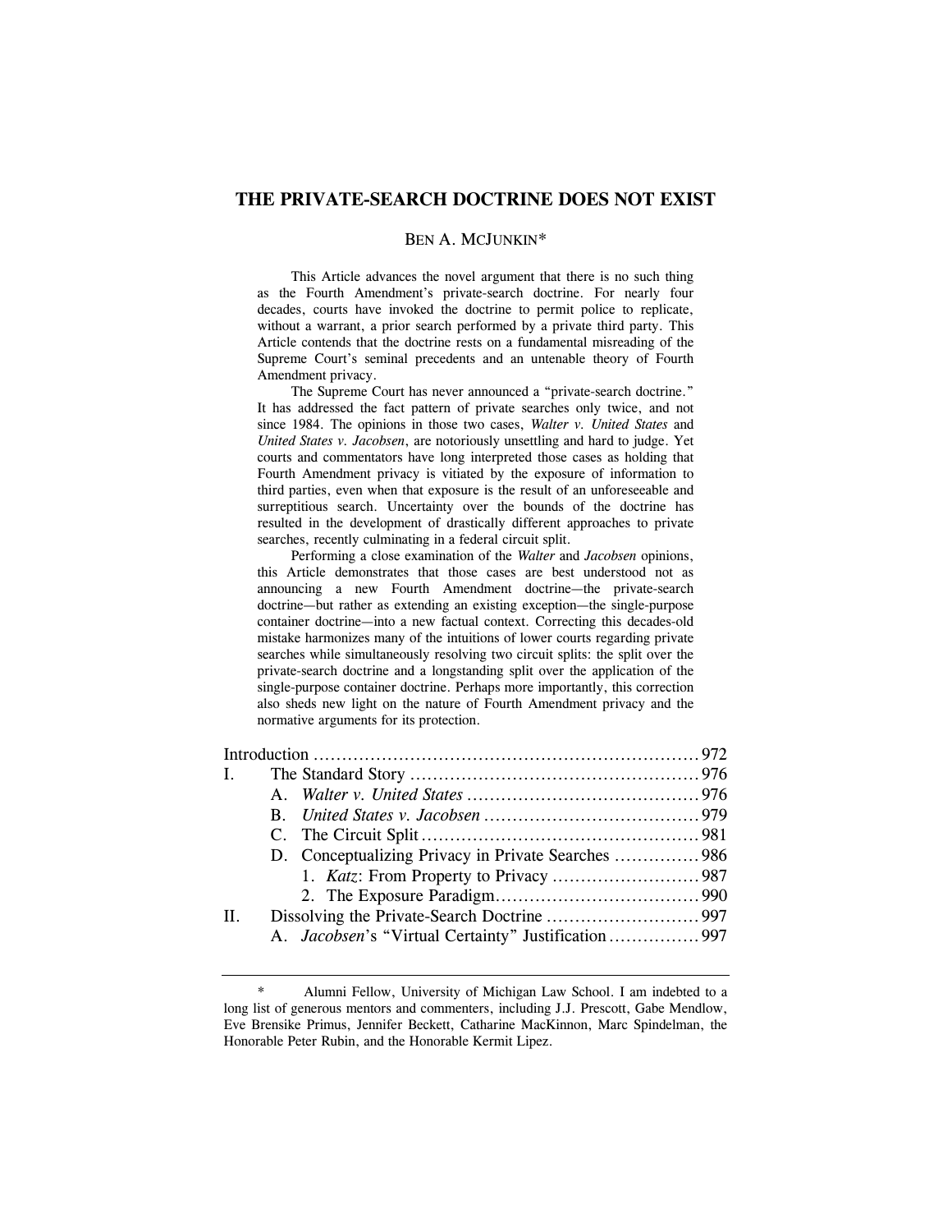# THE PRIVATE-SEARCH DOCTRINE DOES NOT EXIST

BEN A. MCJUNKIN*

This Article advances the novel argument that there is no such thing as the Fourth Amendment's private-search doctrine. For nearly four decades, courts have invoked the doctrine to permit police to replicate, without a warrant, a prior search performed by a private third party. This Article contends that the doctrine rests on a fundamental misreading of the Supreme Court's seminal precedents and an untenable theory of Fourth Amendment privacy.

The Supreme Court has never announced a "private-search doctrine." It has addressed the fact pattern of private searches only twice, and not since 1984. The opinions in those two cases, *Walter v. United States* and *United States v. Jacobsen*, are notoriously unsettling and hard to judge. Yet courts and commentators have long interpreted those cases as holding that Fourth Amendment privacy is vitiated by the exposure of information to third parties, even when that exposure is the result of an unforeseeable and surreptitious search. Uncertainty over the bounds of the doctrine has resulted in the development of drastically different approaches to private searches, recently culminating in a federal circuit split.

Performing a close examination of the *Walter* and *Jacobsen* opinions, this Article demonstrates that those cases are best understood not as announcing a new Fourth Amendment doctrine—the private-search doctrine—but rather as extending an existing exception—the single-purpose container doctrine—into a new factual context. Correcting this decades-old mistake harmonizes many of the intuitions of lower courts regarding private searches while simultaneously resolving two circuit splits: the split over the private-search doctrine and a longstanding split over the application of the single-purpose container doctrine. Perhaps more importantly, this correction also sheds new light on the nature of Fourth Amendment privacy and the normative arguments for its protection.

- Introduction ........ 972
- I. The Standard Story ........ 976
  - A. *Walter v. United States* ........ 976
  - B. *United States v. Jacobsen* ........ 979
  - C. The Circuit Split ........ 981
  - D. Conceptualizing Privacy in Private Searches ........ 986
    - 1. *Katz*: From Property to Privacy ........ 987
    - 2. The Exposure Paradigm ........ 990
- II. Dissolving the Private-Search Doctrine ........ 997
  - A. *Jacobsen*'s "Virtual Certainty" Justification ........ 997

\* Alumni Fellow, University of Michigan Law School. I am indebted to a long list of generous mentors and commenters, including J.J. Prescott, Gabe Mendlow, Eve Brensike Primus, Jennifer Beckett, Catharine MacKinnon, Marc Spindelman, the Honorable Peter Rubin, and the Honorable Kermit Lipez.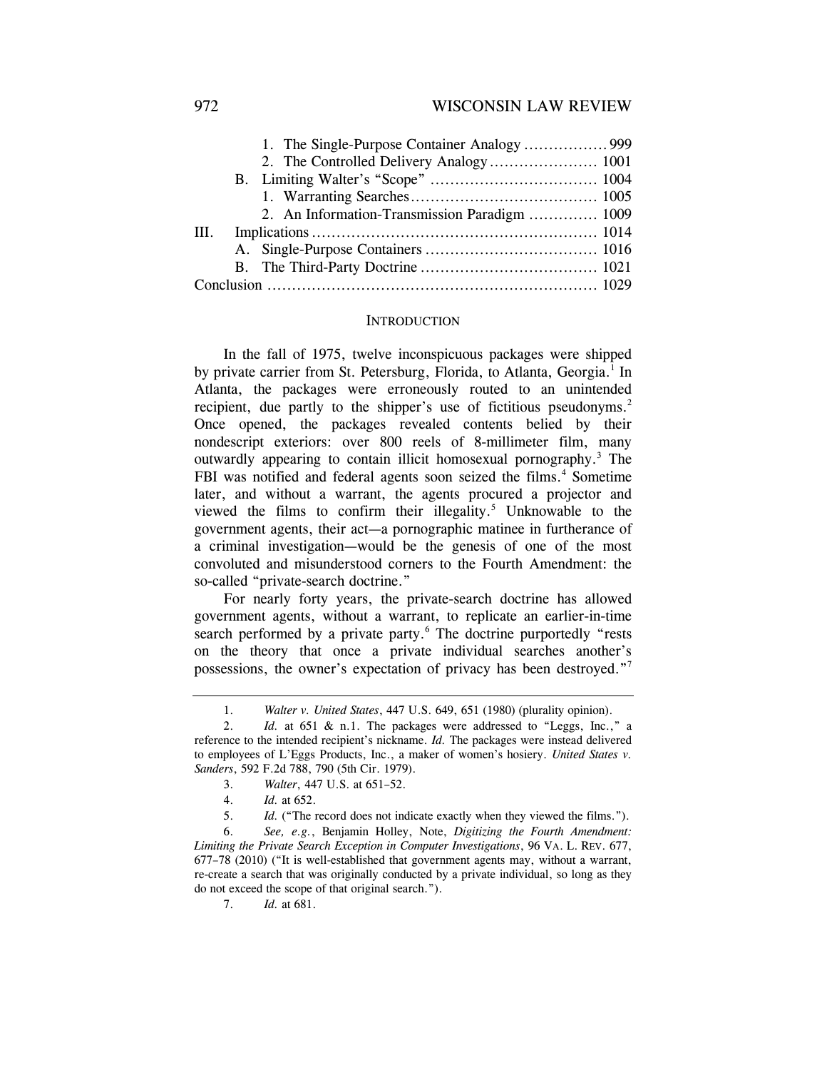1. The Single-Purpose Container Analogy ................. 999
2. The Controlled Delivery Analogy ...................... 1001

B. Limiting Walter's "Scope" .................................. 1004

1. Warranting Searches ...................................... 1005
2. An Information-Transmission Paradigm .............. 1009

III. Implications ......................................................... 1014

A. Single-Purpose Containers .................................. 1016
B. The Third-Party Doctrine .................................... 1021

Conclusion .................................................................. 1029

## INTRODUCTION

In the fall of 1975, twelve inconspicuous packages were shipped by private carrier from St. Petersburg, Florida, to Atlanta, Georgia.[1] In Atlanta, the packages were erroneously routed to an unintended recipient, due partly to the shipper's use of fictitious pseudonyms.[2] Once opened, the packages revealed contents belied by their nondescript exteriors: over 800 reels of 8-millimeter film, many outwardly appearing to contain illicit homosexual pornography.[3] The FBI was notified and federal agents soon seized the films.[4] Sometime later, and without a warrant, the agents procured a projector and viewed the films to confirm their illegality.[5] Unknowable to the government agents, their act—a pornographic matinee in furtherance of a criminal investigation—would be the genesis of one of the most convoluted and misunderstood corners to the Fourth Amendment: the so-called "private-search doctrine."

For nearly forty years, the private-search doctrine has allowed government agents, without a warrant, to replicate an earlier-in-time search performed by a private party.[6] The doctrine purportedly "rests on the theory that once a private individual searches another's possessions, the owner's expectation of privacy has been destroyed."[7]

---

1. *Walter v. United States*, 447 U.S. 649, 651 (1980) (plurality opinion).

2. *Id.* at 651 & n.1. The packages were addressed to "Leggs, Inc.," a reference to the intended recipient's nickname. *Id.* The packages were instead delivered to employees of L'Eggs Products, Inc., a maker of women's hosiery. *United States v. Sanders*, 592 F.2d 788, 790 (5th Cir. 1979).

3. *Walter*, 447 U.S. at 651–52.

4. *Id.* at 652.

5. *Id.* ("The record does not indicate exactly when they viewed the films.").

6. *See, e.g.*, Benjamin Holley, Note, *Digitizing the Fourth Amendment: Limiting the Private Search Exception in Computer Investigations*, 96 VA. L. REV. 677, 677–78 (2010) ("It is well-established that government agents may, without a warrant, re-create a search that was originally conducted by a private individual, so long as they do not exceed the scope of that original search.").

7. *Id.* at 681.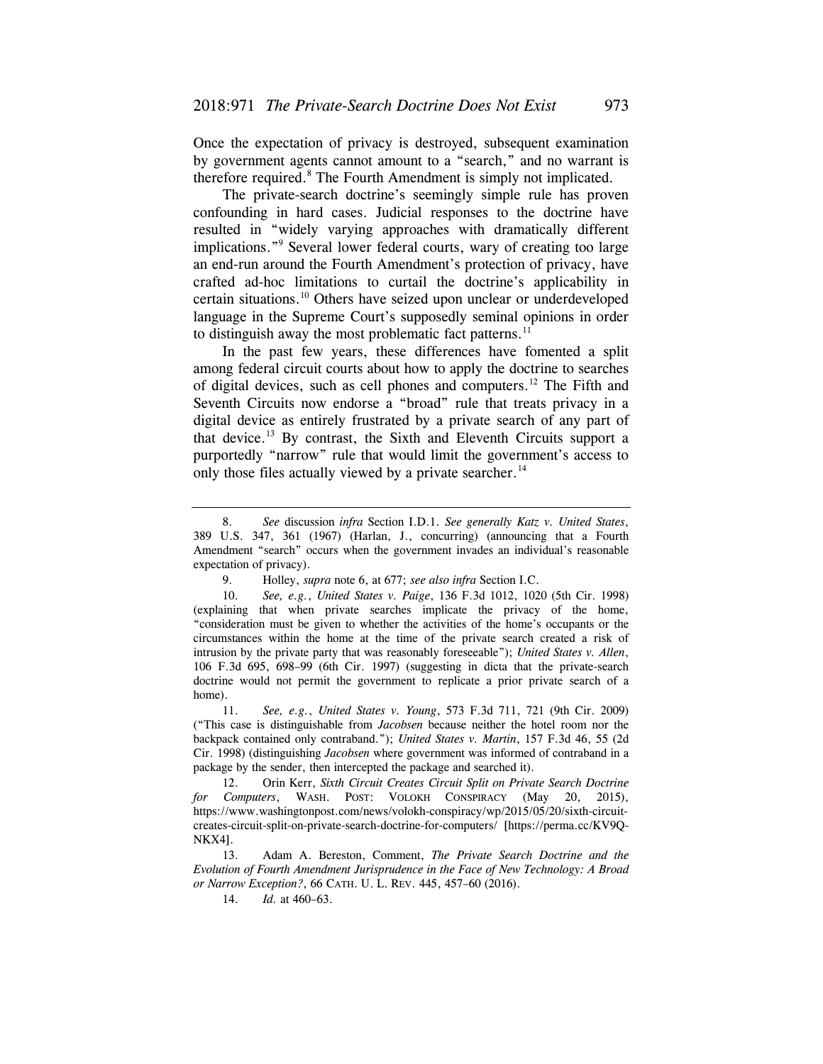Once the expectation of privacy is destroyed, subsequent examination by government agents cannot amount to a "search," and no warrant is therefore required.[8] The Fourth Amendment is simply not implicated.

The private-search doctrine's seemingly simple rule has proven confounding in hard cases. Judicial responses to the doctrine have resulted in "widely varying approaches with dramatically different implications."[9] Several lower federal courts, wary of creating too large an end-run around the Fourth Amendment's protection of privacy, have crafted ad-hoc limitations to curtail the doctrine's applicability in certain situations.[10] Others have seized upon unclear or underdeveloped language in the Supreme Court's supposedly seminal opinions in order to distinguish away the most problematic fact patterns.[11]

In the past few years, these differences have fomented a split among federal circuit courts about how to apply the doctrine to searches of digital devices, such as cell phones and computers.[12] The Fifth and Seventh Circuits now endorse a "broad" rule that treats privacy in a digital device as entirely frustrated by a private search of any part of that device.[13] By contrast, the Sixth and Eleventh Circuits support a purportedly "narrow" rule that would limit the government's access to only those files actually viewed by a private searcher.[14]

---

8. *See* discussion *infra* Section I.D.1. *See generally Katz v. United States*, 389 U.S. 347, 361 (1967) (Harlan, J., concurring) (announcing that a Fourth Amendment "search" occurs when the government invades an individual's reasonable expectation of privacy).

9. Holley, *supra* note 6, at 677; *see also infra* Section I.C.

10. *See, e.g.*, *United States v. Paige*, 136 F.3d 1012, 1020 (5th Cir. 1998) (explaining that when private searches implicate the privacy of the home, "consideration must be given to whether the activities of the home's occupants or the circumstances within the home at the time of the private search created a risk of intrusion by the private party that was reasonably foreseeable"); *United States v. Allen*, 106 F.3d 695, 698–99 (6th Cir. 1997) (suggesting in dicta that the private-search doctrine would not permit the government to replicate a prior private search of a home).

11. *See, e.g.*, *United States v. Young*, 573 F.3d 711, 721 (9th Cir. 2009) ("This case is distinguishable from *Jacobsen* because neither the hotel room nor the backpack contained only contraband."); *United States v. Martin*, 157 F.3d 46, 55 (2d Cir. 1998) (distinguishing *Jacobsen* where government was informed of contraband in a package by the sender, then intercepted the package and searched it).

12. Orin Kerr, *Sixth Circuit Creates Circuit Split on Private Search Doctrine for Computers*, WASH. POST: VOLOKH CONSPIRACY (May 20, 2015), https://www.washingtonpost.com/news/volokh-conspiracy/wp/2015/05/20/sixth-circuit-creates-circuit-split-on-private-search-doctrine-for-computers/ [https://perma.cc/KV9Q-NKX4].

13. Adam A. Bereston, Comment, *The Private Search Doctrine and the Evolution of Fourth Amendment Jurisprudence in the Face of New Technology: A Broad or Narrow Exception?*, 66 CATH. U. L. REV. 445, 457–60 (2016).

14. *Id.* at 460–63.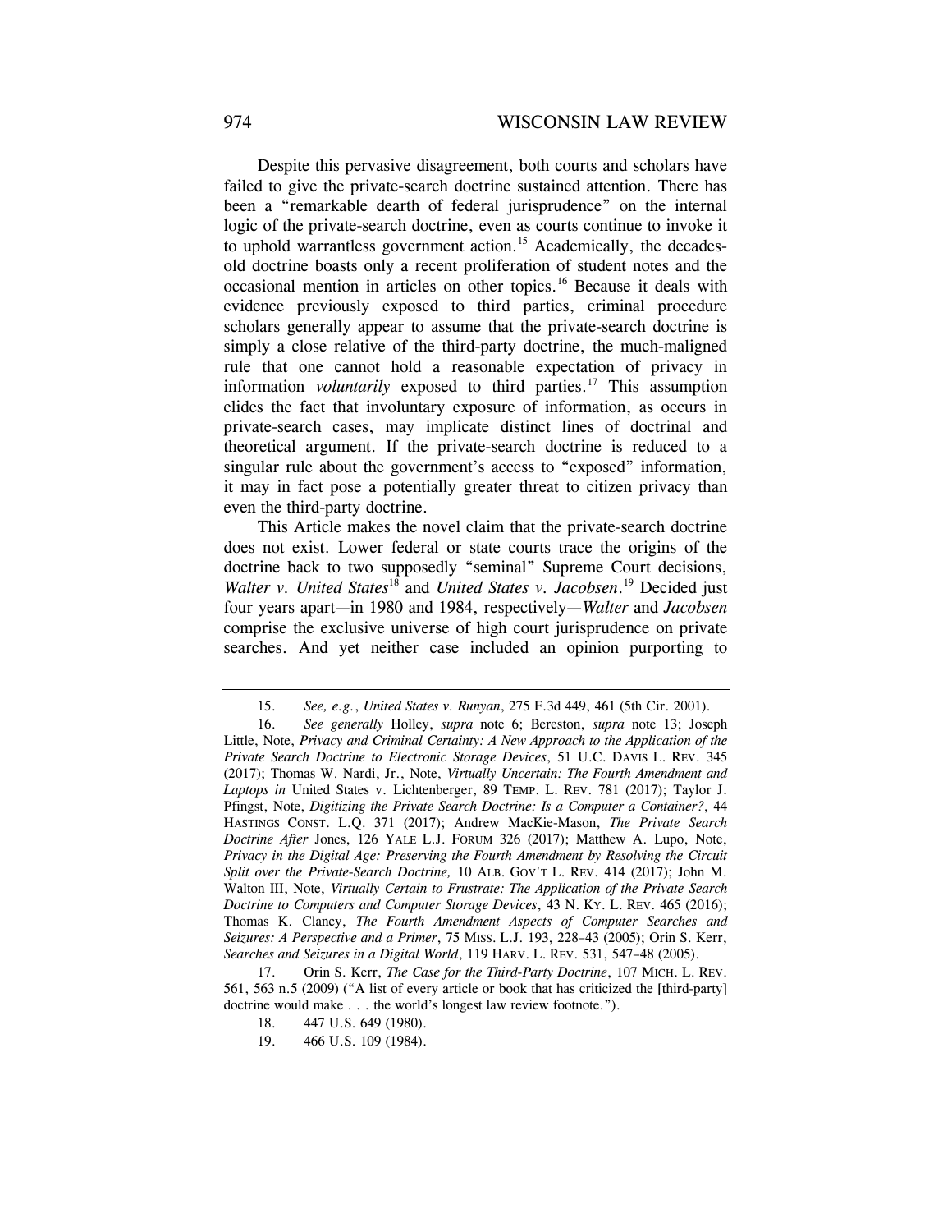Despite this pervasive disagreement, both courts and scholars have failed to give the private-search doctrine sustained attention. There has been a "remarkable dearth of federal jurisprudence" on the internal logic of the private-search doctrine, even as courts continue to invoke it to uphold warrantless government action.[15] Academically, the decades-old doctrine boasts only a recent proliferation of student notes and the occasional mention in articles on other topics.[16] Because it deals with evidence previously exposed to third parties, criminal procedure scholars generally appear to assume that the private-search doctrine is simply a close relative of the third-party doctrine, the much-maligned rule that one cannot hold a reasonable expectation of privacy in information *voluntarily* exposed to third parties.[17] This assumption elides the fact that involuntary exposure of information, as occurs in private-search cases, may implicate distinct lines of doctrinal and theoretical argument. If the private-search doctrine is reduced to a singular rule about the government's access to "exposed" information, it may in fact pose a potentially greater threat to citizen privacy than even the third-party doctrine.

This Article makes the novel claim that the private-search doctrine does not exist. Lower federal or state courts trace the origins of the doctrine back to two supposedly "seminal" Supreme Court decisions, *Walter v. United States*[18] and *United States v. Jacobsen*.[19] Decided just four years apart—in 1980 and 1984, respectively—*Walter* and *Jacobsen* comprise the exclusive universe of high court jurisprudence on private searches. And yet neither case included an opinion purporting to

---

15. *See, e.g.*, *United States v. Runyan*, 275 F.3d 449, 461 (5th Cir. 2001).

16. *See generally* Holley, *supra* note 6; Bereston, *supra* note 13; Joseph Little, Note, *Privacy and Criminal Certainty: A New Approach to the Application of the Private Search Doctrine to Electronic Storage Devices*, 51 U.C. DAVIS L. REV. 345 (2017); Thomas W. Nardi, Jr., Note, *Virtually Uncertain: The Fourth Amendment and Laptops in* United States v. Lichtenberger, 89 TEMP. L. REV. 781 (2017); Taylor J. Pfingst, Note, *Digitizing the Private Search Doctrine: Is a Computer a Container?*, 44 HASTINGS CONST. L.Q. 371 (2017); Andrew MacKie-Mason, *The Private Search Doctrine After* Jones, 126 YALE L.J. FORUM 326 (2017); Matthew A. Lupo, Note, *Privacy in the Digital Age: Preserving the Fourth Amendment by Resolving the Circuit Split over the Private-Search Doctrine,* 10 ALB. GOV'T L. REV. 414 (2017); John M. Walton III, Note, *Virtually Certain to Frustrate: The Application of the Private Search Doctrine to Computers and Computer Storage Devices*, 43 N. KY. L. REV. 465 (2016); Thomas K. Clancy, *The Fourth Amendment Aspects of Computer Searches and Seizures: A Perspective and a Primer*, 75 MISS. L.J. 193, 228–43 (2005); Orin S. Kerr, *Searches and Seizures in a Digital World*, 119 HARV. L. REV. 531, 547–48 (2005).

17. Orin S. Kerr, *The Case for the Third-Party Doctrine*, 107 MICH. L. REV. 561, 563 n.5 (2009) ("A list of every article or book that has criticized the [third-party] doctrine would make . . . the world's longest law review footnote.").

18. 447 U.S. 649 (1980).

19. 466 U.S. 109 (1984).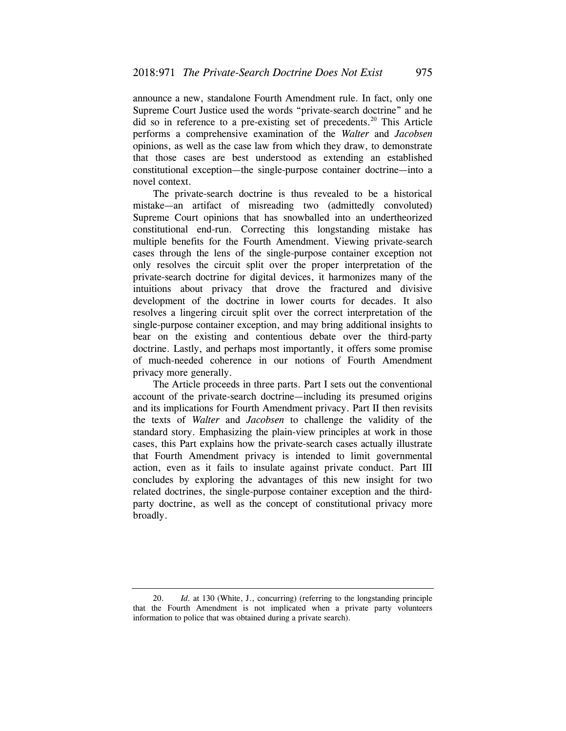announce a new, standalone Fourth Amendment rule. In fact, only one Supreme Court Justice used the words "private-search doctrine" and he did so in reference to a pre-existing set of precedents.[20] This Article performs a comprehensive examination of the *Walter* and *Jacobsen* opinions, as well as the case law from which they draw, to demonstrate that those cases are best understood as extending an established constitutional exception—the single-purpose container doctrine—into a novel context.

The private-search doctrine is thus revealed to be a historical mistake—an artifact of misreading two (admittedly convoluted) Supreme Court opinions that has snowballed into an undertheorized constitutional end-run. Correcting this longstanding mistake has multiple benefits for the Fourth Amendment. Viewing private-search cases through the lens of the single-purpose container exception not only resolves the circuit split over the proper interpretation of the private-search doctrine for digital devices, it harmonizes many of the intuitions about privacy that drove the fractured and divisive development of the doctrine in lower courts for decades. It also resolves a lingering circuit split over the correct interpretation of the single-purpose container exception, and may bring additional insights to bear on the existing and contentious debate over the third-party doctrine. Lastly, and perhaps most importantly, it offers some promise of much-needed coherence in our notions of Fourth Amendment privacy more generally.

The Article proceeds in three parts. Part I sets out the conventional account of the private-search doctrine—including its presumed origins and its implications for Fourth Amendment privacy. Part II then revisits the texts of *Walter* and *Jacobsen* to challenge the validity of the standard story. Emphasizing the plain-view principles at work in those cases, this Part explains how the private-search cases actually illustrate that Fourth Amendment privacy is intended to limit governmental action, even as it fails to insulate against private conduct. Part III concludes by exploring the advantages of this new insight for two related doctrines, the single-purpose container exception and the third-party doctrine, as well as the concept of constitutional privacy more broadly.

---

20. *Id.* at 130 (White, J., concurring) (referring to the longstanding principle that the Fourth Amendment is not implicated when a private party volunteers information to police that was obtained during a private search).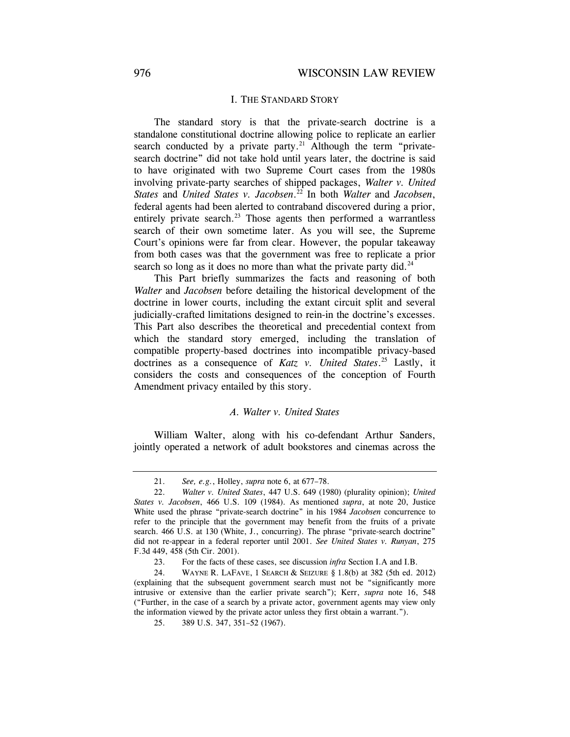## I. THE STANDARD STORY

The standard story is that the private-search doctrine is a standalone constitutional doctrine allowing police to replicate an earlier search conducted by a private party.[21] Although the term "private-search doctrine" did not take hold until years later, the doctrine is said to have originated with two Supreme Court cases from the 1980s involving private-party searches of shipped packages, *Walter v. United States* and *United States v. Jacobsen*.[22] In both *Walter* and *Jacobsen*, federal agents had been alerted to contraband discovered during a prior, entirely private search.[23] Those agents then performed a warrantless search of their own sometime later. As you will see, the Supreme Court's opinions were far from clear. However, the popular takeaway from both cases was that the government was free to replicate a prior search so long as it does no more than what the private party did.[24]

This Part briefly summarizes the facts and reasoning of both *Walter* and *Jacobsen* before detailing the historical development of the doctrine in lower courts, including the extant circuit split and several judicially-crafted limitations designed to rein-in the doctrine's excesses. This Part also describes the theoretical and precedential context from which the standard story emerged, including the translation of compatible property-based doctrines into incompatible privacy-based doctrines as a consequence of *Katz v. United States*.[25] Lastly, it considers the costs and consequences of the conception of Fourth Amendment privacy entailed by this story.

### *A. Walter v. United States*

William Walter, along with his co-defendant Arthur Sanders, jointly operated a network of adult bookstores and cinemas across the

---

21. *See, e.g.*, Holley, *supra* note 6, at 677–78.

22. *Walter v. United States*, 447 U.S. 649 (1980) (plurality opinion); *United States v. Jacobsen*, 466 U.S. 109 (1984). As mentioned *supra*, at note 20, Justice White used the phrase "private-search doctrine" in his 1984 *Jacobsen* concurrence to refer to the principle that the government may benefit from the fruits of a private search. 466 U.S. at 130 (White, J., concurring). The phrase "private-search doctrine" did not re-appear in a federal reporter until 2001. *See United States v. Runyan*, 275 F.3d 449, 458 (5th Cir. 2001).

23. For the facts of these cases, see discussion *infra* Section I.A and I.B.

24. WAYNE R. LAFAVE, 1 SEARCH & SEIZURE § 1.8(b) at 382 (5th ed. 2012) (explaining that the subsequent government search must not be "significantly more intrusive or extensive than the earlier private search"); Kerr, *supra* note 16, 548 ("Further, in the case of a search by a private actor, government agents may view only the information viewed by the private actor unless they first obtain a warrant.").

25. 389 U.S. 347, 351–52 (1967).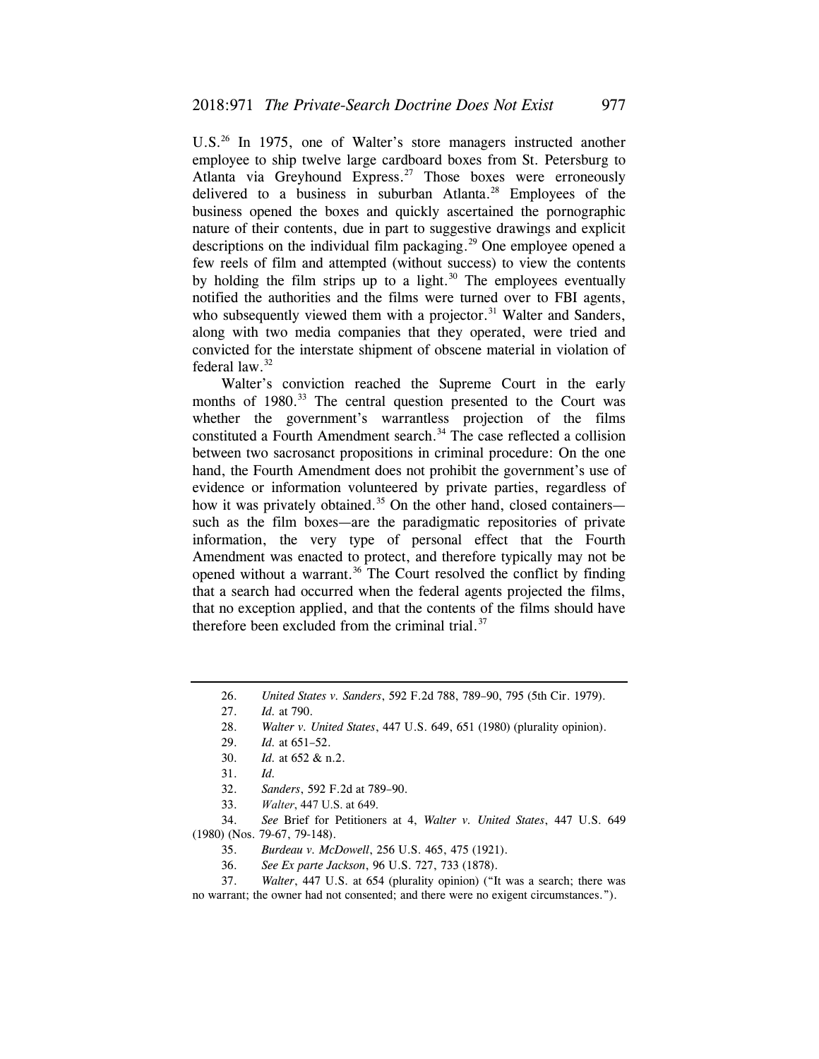U.S.[26] In 1975, one of Walter's store managers instructed another employee to ship twelve large cardboard boxes from St. Petersburg to Atlanta via Greyhound Express.[27] Those boxes were erroneously delivered to a business in suburban Atlanta.[28] Employees of the business opened the boxes and quickly ascertained the pornographic nature of their contents, due in part to suggestive drawings and explicit descriptions on the individual film packaging.[29] One employee opened a few reels of film and attempted (without success) to view the contents by holding the film strips up to a light.[30] The employees eventually notified the authorities and the films were turned over to FBI agents, who subsequently viewed them with a projector.[31] Walter and Sanders, along with two media companies that they operated, were tried and convicted for the interstate shipment of obscene material in violation of federal law.[32]

Walter's conviction reached the Supreme Court in the early months of 1980.[33] The central question presented to the Court was whether the government's warrantless projection of the films constituted a Fourth Amendment search.[34] The case reflected a collision between two sacrosanct propositions in criminal procedure: On the one hand, the Fourth Amendment does not prohibit the government's use of evidence or information volunteered by private parties, regardless of how it was privately obtained.[35] On the other hand, closed containers—such as the film boxes—are the paradigmatic repositories of private information, the very type of personal effect that the Fourth Amendment was enacted to protect, and therefore typically may not be opened without a warrant.[36] The Court resolved the conflict by finding that a search had occurred when the federal agents projected the films, that no exception applied, and that the contents of the films should have therefore been excluded from the criminal trial.[37]

---

26. *United States v. Sanders*, 592 F.2d 788, 789–90, 795 (5th Cir. 1979).
27. *Id.* at 790.
28. *Walter v. United States*, 447 U.S. 649, 651 (1980) (plurality opinion).
29. *Id.* at 651–52.
30. *Id.* at 652 & n.2.
31. *Id.*
32. *Sanders*, 592 F.2d at 789–90.
33. *Walter*, 447 U.S. at 649.
34. *See* Brief for Petitioners at 4, *Walter v. United States*, 447 U.S. 649 (1980) (Nos. 79-67, 79-148).
35. *Burdeau v. McDowell*, 256 U.S. 465, 475 (1921).
36. *See Ex parte Jackson*, 96 U.S. 727, 733 (1878).
37. *Walter*, 447 U.S. at 654 (plurality opinion) ("It was a search; there was no warrant; the owner had not consented; and there were no exigent circumstances.").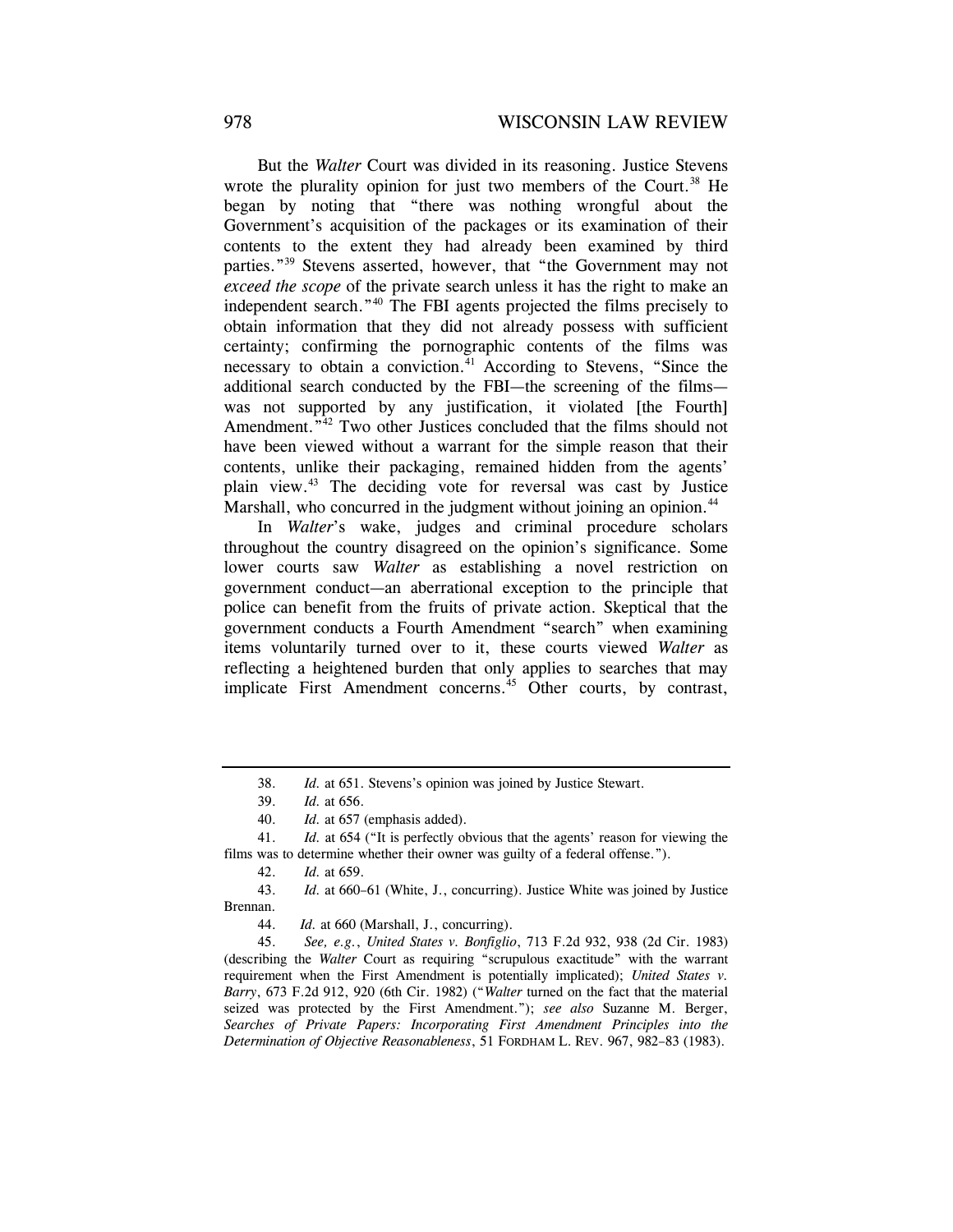But the *Walter* Court was divided in its reasoning. Justice Stevens wrote the plurality opinion for just two members of the Court.[38] He began by noting that "there was nothing wrongful about the Government's acquisition of the packages or its examination of their contents to the extent they had already been examined by third parties."[39] Stevens asserted, however, that "the Government may not *exceed the scope* of the private search unless it has the right to make an independent search."[40] The FBI agents projected the films precisely to obtain information that they did not already possess with sufficient certainty; confirming the pornographic contents of the films was necessary to obtain a conviction.[41] According to Stevens, "Since the additional search conducted by the FBI—the screening of the films—was not supported by any justification, it violated [the Fourth] Amendment."[42] Two other Justices concluded that the films should not have been viewed without a warrant for the simple reason that their contents, unlike their packaging, remained hidden from the agents' plain view.[43] The deciding vote for reversal was cast by Justice Marshall, who concurred in the judgment without joining an opinion.[44]

In *Walter*'s wake, judges and criminal procedure scholars throughout the country disagreed on the opinion's significance. Some lower courts saw *Walter* as establishing a novel restriction on government conduct—an aberrational exception to the principle that police can benefit from the fruits of private action. Skeptical that the government conducts a Fourth Amendment "search" when examining items voluntarily turned over to it, these courts viewed *Walter* as reflecting a heightened burden that only applies to searches that may implicate First Amendment concerns.[45] Other courts, by contrast,

---

38. *Id.* at 651. Stevens's opinion was joined by Justice Stewart.

39. *Id.* at 656.

40. *Id.* at 657 (emphasis added).

41. *Id.* at 654 ("It is perfectly obvious that the agents' reason for viewing the films was to determine whether their owner was guilty of a federal offense.").

42. *Id.* at 659.

43. *Id.* at 660–61 (White, J., concurring). Justice White was joined by Justice Brennan.

44. *Id.* at 660 (Marshall, J., concurring).

45. *See, e.g.*, *United States v. Bonfiglio*, 713 F.2d 932, 938 (2d Cir. 1983) (describing the *Walter* Court as requiring "scrupulous exactitude" with the warrant requirement when the First Amendment is potentially implicated); *United States v. Barry*, 673 F.2d 912, 920 (6th Cir. 1982) ("*Walter* turned on the fact that the material seized was protected by the First Amendment."); *see also* Suzanne M. Berger, *Searches of Private Papers: Incorporating First Amendment Principles into the Determination of Objective Reasonableness*, 51 FORDHAM L. REV. 967, 982–83 (1983).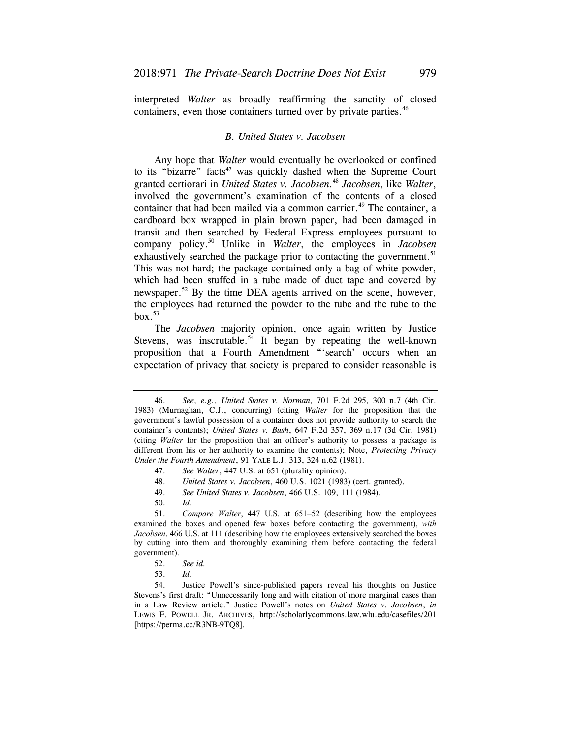interpreted *Walter* as broadly reaffirming the sanctity of closed containers, even those containers turned over by private parties.[46]

### *B. United States v. Jacobsen*

Any hope that *Walter* would eventually be overlooked or confined to its "bizarre" facts[47] was quickly dashed when the Supreme Court granted certiorari in *United States v. Jacobsen*.[48] *Jacobsen*, like *Walter*, involved the government's examination of the contents of a closed container that had been mailed via a common carrier.[49] The container, a cardboard box wrapped in plain brown paper, had been damaged in transit and then searched by Federal Express employees pursuant to company policy.[50] Unlike in *Walter*, the employees in *Jacobsen* exhaustively searched the package prior to contacting the government.[51] This was not hard; the package contained only a bag of white powder, which had been stuffed in a tube made of duct tape and covered by newspaper.[52] By the time DEA agents arrived on the scene, however, the employees had returned the powder to the tube and the tube to the box.[53]

The *Jacobsen* majority opinion, once again written by Justice Stevens, was inscrutable.[54] It began by repeating the well-known proposition that a Fourth Amendment "'search' occurs when an expectation of privacy that society is prepared to consider reasonable is

---

46. *See*, *e.g.*, *United States v. Norman*, 701 F.2d 295, 300 n.7 (4th Cir. 1983) (Murnaghan, C.J., concurring) (citing *Walter* for the proposition that the government's lawful possession of a container does not provide authority to search the container's contents); *United States v. Bush*, 647 F.2d 357, 369 n.17 (3d Cir. 1981) (citing *Walter* for the proposition that an officer's authority to possess a package is different from his or her authority to examine the contents); Note, *Protecting Privacy Under the Fourth Amendment*, 91 YALE L.J. 313, 324 n.62 (1981).

47. *See Walter*, 447 U.S. at 651 (plurality opinion).

48. *United States v. Jacobsen*, 460 U.S. 1021 (1983) (cert. granted).

49. *See United States v. Jacobsen*, 466 U.S. 109, 111 (1984).

50. *Id.*

51. *Compare Walter*, 447 U.S. at 651–52 (describing how the employees examined the boxes and opened few boxes before contacting the government), *with Jacobsen*, 466 U.S. at 111 (describing how the employees extensively searched the boxes by cutting into them and thoroughly examining them before contacting the federal government).

52. *See id.*

53. *Id.*

54. Justice Powell's since-published papers reveal his thoughts on Justice Stevens's first draft: "Unnecessarily long and with citation of more marginal cases than in a Law Review article." Justice Powell's notes on *United States v. Jacobsen*, *in* LEWIS F. POWELL JR. ARCHIVES, http://scholarlycommons.law.wlu.edu/casefiles/201 [https://perma.cc/R3NB-9TQ8].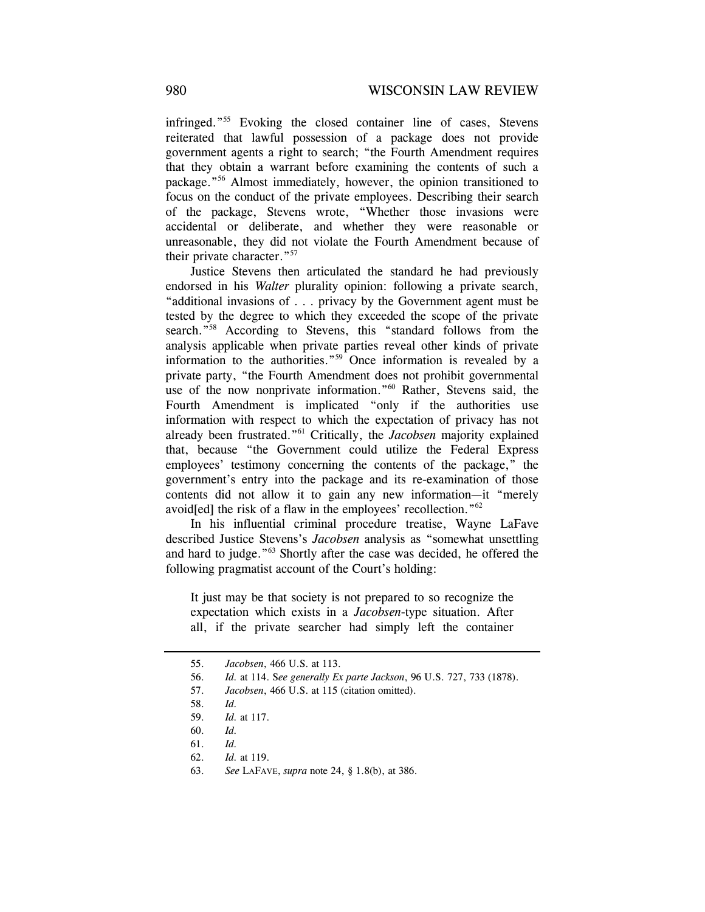infringed."[55] Evoking the closed container line of cases, Stevens reiterated that lawful possession of a package does not provide government agents a right to search; "the Fourth Amendment requires that they obtain a warrant before examining the contents of such a package."[56] Almost immediately, however, the opinion transitioned to focus on the conduct of the private employees. Describing their search of the package, Stevens wrote, "Whether those invasions were accidental or deliberate, and whether they were reasonable or unreasonable, they did not violate the Fourth Amendment because of their private character."[57]

Justice Stevens then articulated the standard he had previously endorsed in his *Walter* plurality opinion: following a private search, "additional invasions of . . . privacy by the Government agent must be tested by the degree to which they exceeded the scope of the private search."[58] According to Stevens, this "standard follows from the analysis applicable when private parties reveal other kinds of private information to the authorities."[59] Once information is revealed by a private party, "the Fourth Amendment does not prohibit governmental use of the now nonprivate information."[60] Rather, Stevens said, the Fourth Amendment is implicated "only if the authorities use information with respect to which the expectation of privacy has not already been frustrated."[61] Critically, the *Jacobsen* majority explained that, because "the Government could utilize the Federal Express employees' testimony concerning the contents of the package," the government's entry into the package and its re-examination of those contents did not allow it to gain any new information—it "merely avoid[ed] the risk of a flaw in the employees' recollection."[62]

In his influential criminal procedure treatise, Wayne LaFave described Justice Stevens's *Jacobsen* analysis as "somewhat unsettling and hard to judge."[63] Shortly after the case was decided, he offered the following pragmatist account of the Court's holding:

> It just may be that society is not prepared to so recognize the expectation which exists in a *Jacobsen*-type situation. After all, if the private searcher had simply left the container

---

55. *Jacobsen*, 466 U.S. at 113.

56. *Id.* at 114. S*ee generally Ex parte Jackson*, 96 U.S. 727, 733 (1878).

57. *Jacobsen*, 466 U.S. at 115 (citation omitted).

58. *Id.*

59. *Id.* at 117.

60. *Id.*

61. *Id.*

62. *Id.* at 119.

63. *See* LAFAVE, *supra* note 24, § 1.8(b), at 386.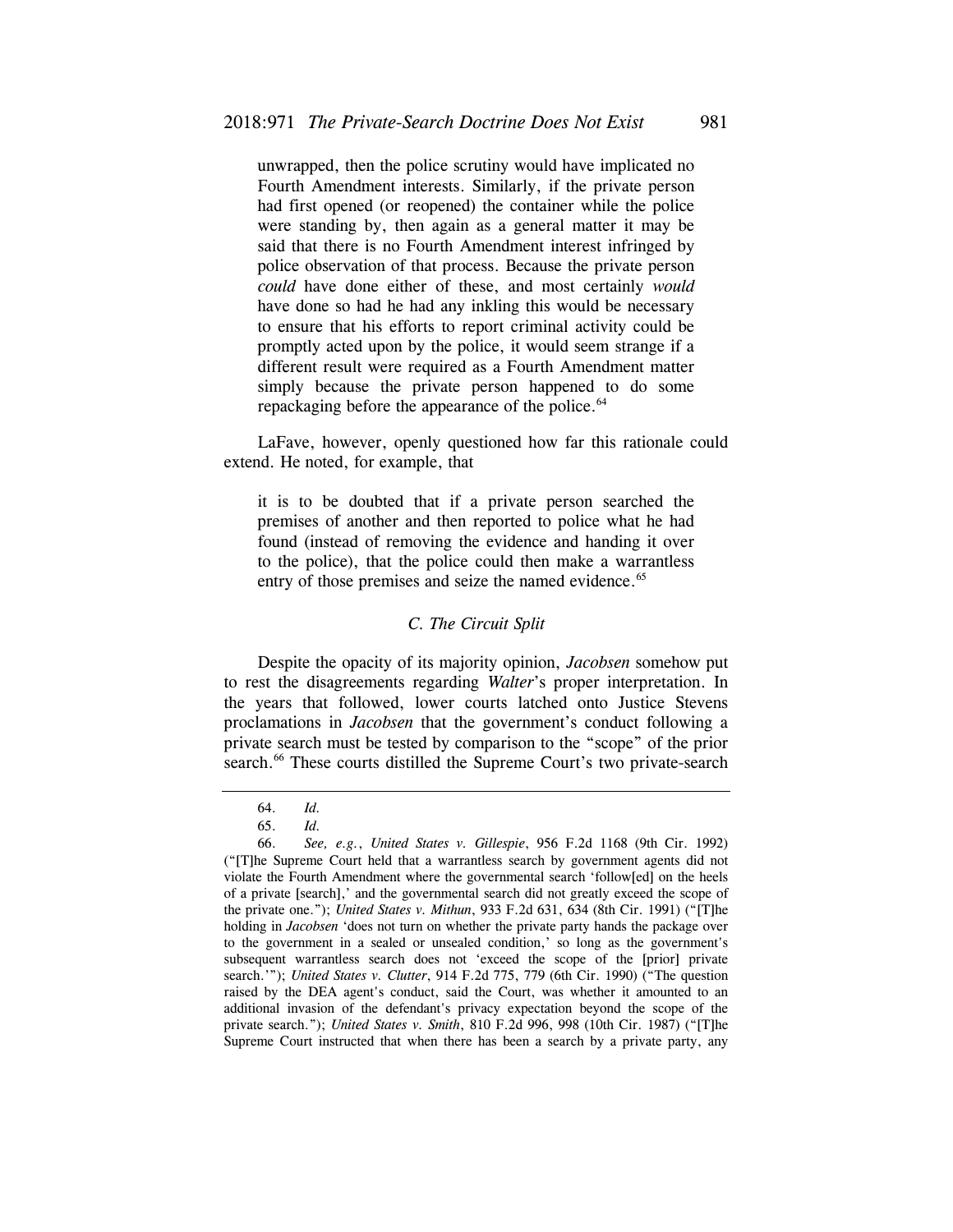> unwrapped, then the police scrutiny would have implicated no Fourth Amendment interests. Similarly, if the private person had first opened (or reopened) the container while the police were standing by, then again as a general matter it may be said that there is no Fourth Amendment interest infringed by police observation of that process. Because the private person *could* have done either of these, and most certainly *would* have done so had he had any inkling this would be necessary to ensure that his efforts to report criminal activity could be promptly acted upon by the police, it would seem strange if a different result were required as a Fourth Amendment matter simply because the private person happened to do some repackaging before the appearance of the police.[64]

LaFave, however, openly questioned how far this rationale could extend. He noted, for example, that

> it is to be doubted that if a private person searched the premises of another and then reported to police what he had found (instead of removing the evidence and handing it over to the police), that the police could then make a warrantless entry of those premises and seize the named evidence.[65]

### *C. The Circuit Split*

Despite the opacity of its majority opinion, *Jacobsen* somehow put to rest the disagreements regarding *Walter*'s proper interpretation. In the years that followed, lower courts latched onto Justice Stevens proclamations in *Jacobsen* that the government's conduct following a private search must be tested by comparison to the "scope" of the prior search.[66] These courts distilled the Supreme Court's two private-search

---

64. *Id.*

65. *Id.*

66. *See, e.g.*, *United States v. Gillespie*, 956 F.2d 1168 (9th Cir. 1992) ("[T]he Supreme Court held that a warrantless search by government agents did not violate the Fourth Amendment where the governmental search 'follow[ed] on the heels of a private [search],' and the governmental search did not greatly exceed the scope of the private one."); *United States v. Mithun*, 933 F.2d 631, 634 (8th Cir. 1991) ("[T]he holding in *Jacobsen* 'does not turn on whether the private party hands the package over to the government in a sealed or unsealed condition,' so long as the government's subsequent warrantless search does not 'exceed the scope of the [prior] private search.'"); *United States v. Clutter*, 914 F.2d 775, 779 (6th Cir. 1990) ("The question raised by the DEA agent's conduct, said the Court, was whether it amounted to an additional invasion of the defendant's privacy expectation beyond the scope of the private search."); *United States v. Smith*, 810 F.2d 996, 998 (10th Cir. 1987) ("[T]he Supreme Court instructed that when there has been a search by a private party, any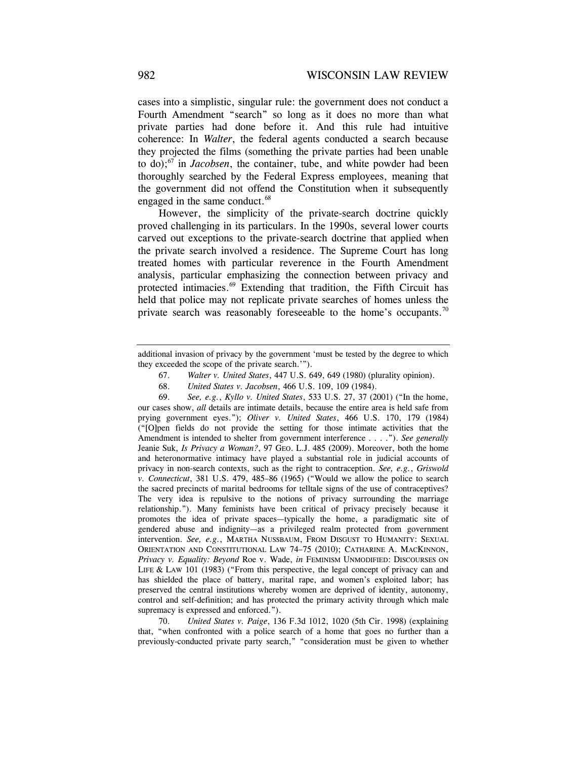cases into a simplistic, singular rule: the government does not conduct a Fourth Amendment "search" so long as it does no more than what private parties had done before it. And this rule had intuitive coherence: In *Walter*, the federal agents conducted a search because they projected the films (something the private parties had been unable to do);[67] in *Jacobsen*, the container, tube, and white powder had been thoroughly searched by the Federal Express employees, meaning that the government did not offend the Constitution when it subsequently engaged in the same conduct.[68]

However, the simplicity of the private-search doctrine quickly proved challenging in its particulars. In the 1990s, several lower courts carved out exceptions to the private-search doctrine that applied when the private search involved a residence. The Supreme Court has long treated homes with particular reverence in the Fourth Amendment analysis, particular emphasizing the connection between privacy and protected intimacies.[69] Extending that tradition, the Fifth Circuit has held that police may not replicate private searches of homes unless the private search was reasonably foreseeable to the home's occupants.[70]

---

additional invasion of privacy by the government 'must be tested by the degree to which they exceeded the scope of the private search.'").

67. *Walter v. United States*, 447 U.S. 649, 649 (1980) (plurality opinion).

68. *United States v. Jacobsen*, 466 U.S. 109, 109 (1984).

69. *See, e.g.*, *Kyllo v. United States*, 533 U.S. 27, 37 (2001) ("In the home, our cases show, *all* details are intimate details, because the entire area is held safe from prying government eyes."); *Oliver v. United States*, 466 U.S. 170, 179 (1984) ("[O]pen fields do not provide the setting for those intimate activities that the Amendment is intended to shelter from government interference . . . ."). *See generally* Jeanie Suk, *Is Privacy a Woman?*, 97 GEO. L.J. 485 (2009). Moreover, both the home and heteronormative intimacy have played a substantial role in judicial accounts of privacy in non-search contexts, such as the right to contraception. *See, e.g.*, *Griswold v. Connecticut*, 381 U.S. 479, 485–86 (1965) ("Would we allow the police to search the sacred precincts of marital bedrooms for telltale signs of the use of contraceptives? The very idea is repulsive to the notions of privacy surrounding the marriage relationship."). Many feminists have been critical of privacy precisely because it promotes the idea of private spaces—typically the home, a paradigmatic site of gendered abuse and indignity—as a privileged realm protected from government intervention. *See, e.g.*, MARTHA NUSSBAUM, FROM DISGUST TO HUMANITY: SEXUAL ORIENTATION AND CONSTITUTIONAL LAW 74–75 (2010); CATHARINE A. MACKINNON, *Privacy v. Equality: Beyond* Roe v. Wade, *in* FEMINISM UNMODIFIED: DISCOURSES ON LIFE & LAW 101 (1983) ("From this perspective, the legal concept of privacy can and has shielded the place of battery, marital rape, and women's exploited labor; has preserved the central institutions whereby women are deprived of identity, autonomy, control and self-definition; and has protected the primary activity through which male supremacy is expressed and enforced.").

70. *United States v. Paige*, 136 F.3d 1012, 1020 (5th Cir. 1998) (explaining that, "when confronted with a police search of a home that goes no further than a previously-conducted private party search," "consideration must be given to whether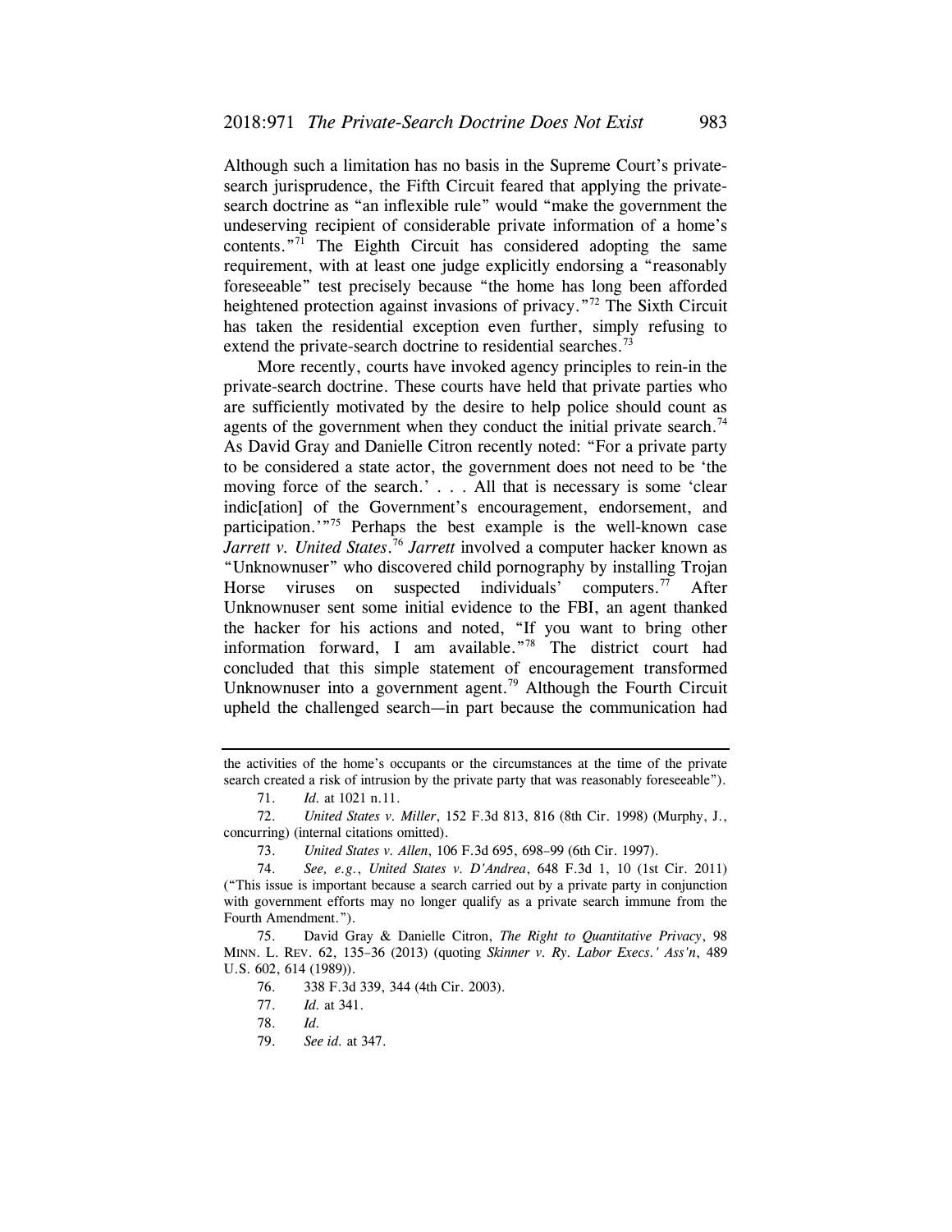Although such a limitation has no basis in the Supreme Court's private-search jurisprudence, the Fifth Circuit feared that applying the private-search doctrine as "an inflexible rule" would "make the government the undeserving recipient of considerable private information of a home's contents."[71] The Eighth Circuit has considered adopting the same requirement, with at least one judge explicitly endorsing a "reasonably foreseeable" test precisely because "the home has long been afforded heightened protection against invasions of privacy."[72] The Sixth Circuit has taken the residential exception even further, simply refusing to extend the private-search doctrine to residential searches.[73]

More recently, courts have invoked agency principles to rein-in the private-search doctrine. These courts have held that private parties who are sufficiently motivated by the desire to help police should count as agents of the government when they conduct the initial private search.[74] As David Gray and Danielle Citron recently noted: "For a private party to be considered a state actor, the government does not need to be 'the moving force of the search.' . . . All that is necessary is some 'clear indic[ation] of the Government's encouragement, endorsement, and participation.'"[75] Perhaps the best example is the well-known case *Jarrett v. United States*.[76] *Jarrett* involved a computer hacker known as "Unknownuser" who discovered child pornography by installing Trojan Horse viruses on suspected individuals' computers.[77] After Unknownuser sent some initial evidence to the FBI, an agent thanked the hacker for his actions and noted, "If you want to bring other information forward, I am available."[78] The district court had concluded that this simple statement of encouragement transformed Unknownuser into a government agent.[79] Although the Fourth Circuit upheld the challenged search—in part because the communication had

---

the activities of the home's occupants or the circumstances at the time of the private search created a risk of intrusion by the private party that was reasonably foreseeable").

71. *Id.* at 1021 n.11.

72. *United States v. Miller*, 152 F.3d 813, 816 (8th Cir. 1998) (Murphy, J., concurring) (internal citations omitted).

73. *United States v. Allen*, 106 F.3d 695, 698–99 (6th Cir. 1997).

74. *See, e.g.*, *United States v. D'Andrea*, 648 F.3d 1, 10 (1st Cir. 2011) ("This issue is important because a search carried out by a private party in conjunction with government efforts may no longer qualify as a private search immune from the Fourth Amendment.").

75. David Gray & Danielle Citron, *The Right to Quantitative Privacy*, 98 MINN. L. REV. 62, 135–36 (2013) (quoting *Skinner v. Ry. Labor Execs.' Ass'n*, 489 U.S. 602, 614 (1989)).

76. 338 F.3d 339, 344 (4th Cir. 2003).

77. *Id.* at 341.

78. *Id.*

79. *See id.* at 347.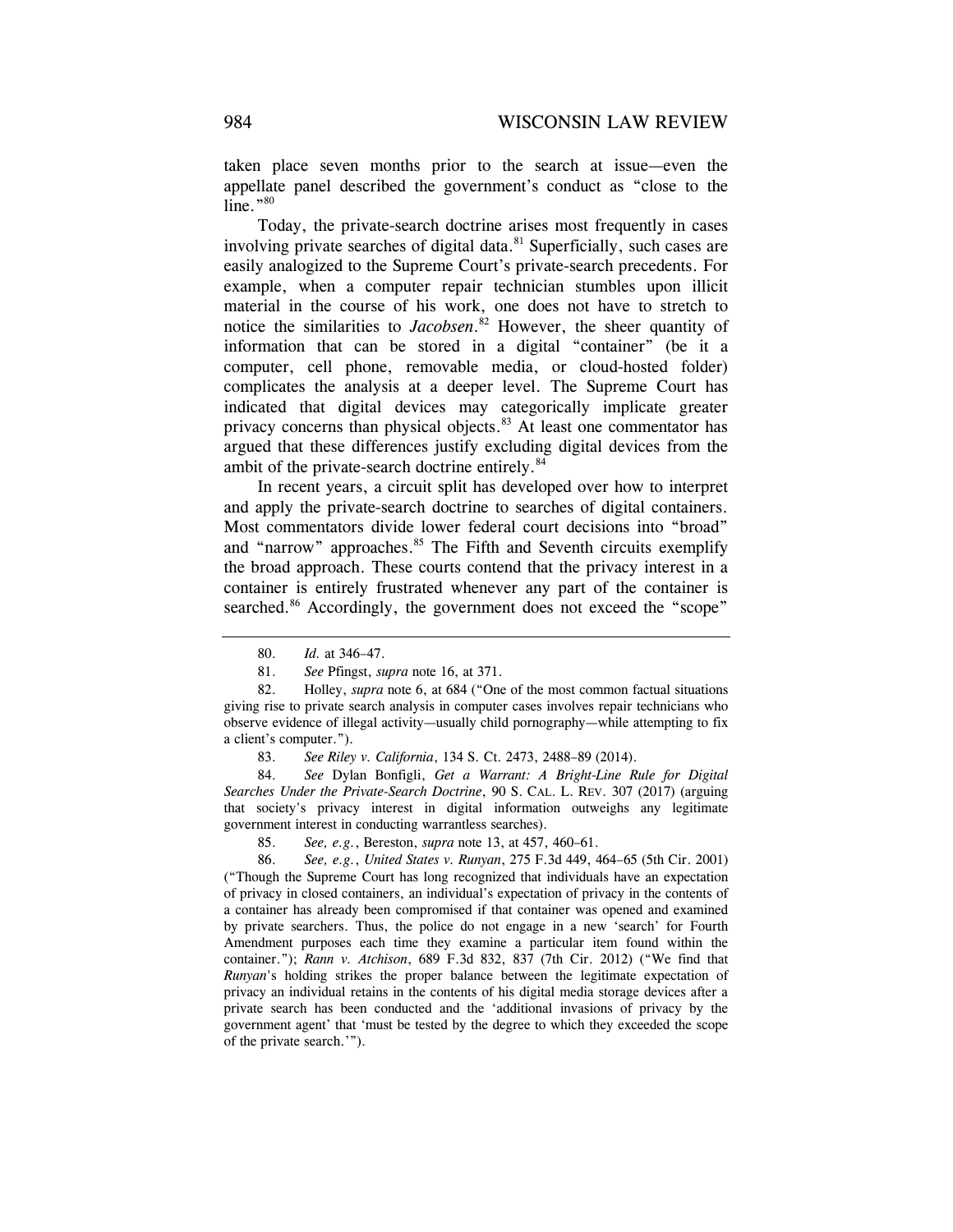taken place seven months prior to the search at issue—even the appellate panel described the government's conduct as "close to the line."[80]

Today, the private-search doctrine arises most frequently in cases involving private searches of digital data.[81] Superficially, such cases are easily analogized to the Supreme Court's private-search precedents. For example, when a computer repair technician stumbles upon illicit material in the course of his work, one does not have to stretch to notice the similarities to *Jacobsen*.[82] However, the sheer quantity of information that can be stored in a digital "container" (be it a computer, cell phone, removable media, or cloud-hosted folder) complicates the analysis at a deeper level. The Supreme Court has indicated that digital devices may categorically implicate greater privacy concerns than physical objects.[83] At least one commentator has argued that these differences justify excluding digital devices from the ambit of the private-search doctrine entirely.[84]

In recent years, a circuit split has developed over how to interpret and apply the private-search doctrine to searches of digital containers. Most commentators divide lower federal court decisions into "broad" and "narrow" approaches.[85] The Fifth and Seventh circuits exemplify the broad approach. These courts contend that the privacy interest in a container is entirely frustrated whenever any part of the container is searched.[86] Accordingly, the government does not exceed the "scope"

---

80. *Id.* at 346–47.

81. *See* Pfingst, *supra* note 16, at 371.

82. Holley, *supra* note 6, at 684 ("One of the most common factual situations giving rise to private search analysis in computer cases involves repair technicians who observe evidence of illegal activity—usually child pornography—while attempting to fix a client's computer.").

83. *See Riley v. California*, 134 S. Ct. 2473, 2488–89 (2014).

84. *See* Dylan Bonfigli, *Get a Warrant: A Bright-Line Rule for Digital Searches Under the Private-Search Doctrine*, 90 S. CAL. L. REV. 307 (2017) (arguing that society's privacy interest in digital information outweighs any legitimate government interest in conducting warrantless searches).

85. *See, e.g.*, Bereston, *supra* note 13, at 457, 460–61.

86. *See, e.g.*, *United States v. Runyan*, 275 F.3d 449, 464–65 (5th Cir. 2001) ("Though the Supreme Court has long recognized that individuals have an expectation of privacy in closed containers, an individual's expectation of privacy in the contents of a container has already been compromised if that container was opened and examined by private searchers. Thus, the police do not engage in a new 'search' for Fourth Amendment purposes each time they examine a particular item found within the container."); *Rann v. Atchison*, 689 F.3d 832, 837 (7th Cir. 2012) ("We find that *Runyan*'s holding strikes the proper balance between the legitimate expectation of privacy an individual retains in the contents of his digital media storage devices after a private search has been conducted and the 'additional invasions of privacy by the government agent' that 'must be tested by the degree to which they exceeded the scope of the private search.'").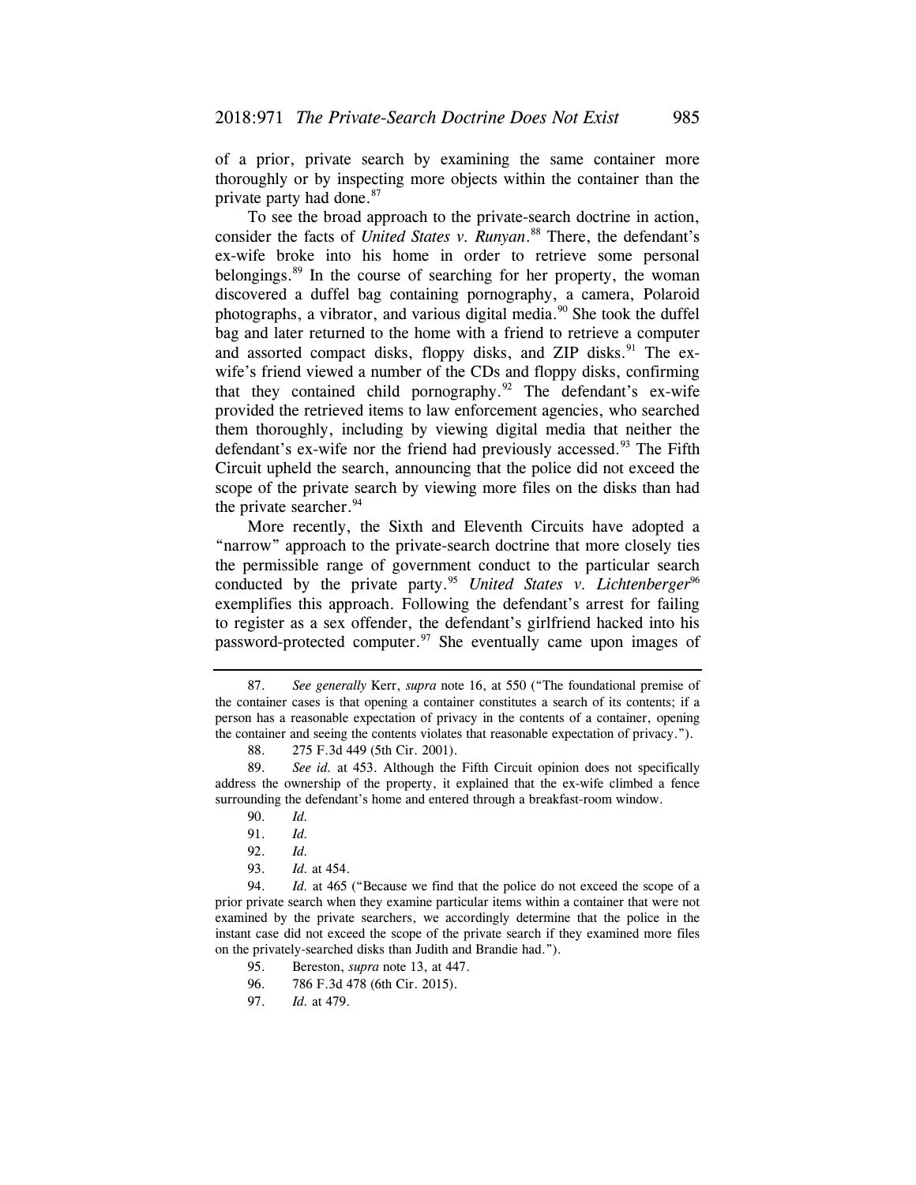of a prior, private search by examining the same container more thoroughly or by inspecting more objects within the container than the private party had done.[87]

To see the broad approach to the private-search doctrine in action, consider the facts of *United States v. Runyan*.[88] There, the defendant's ex-wife broke into his home in order to retrieve some personal belongings.[89] In the course of searching for her property, the woman discovered a duffel bag containing pornography, a camera, Polaroid photographs, a vibrator, and various digital media.[90] She took the duffel bag and later returned to the home with a friend to retrieve a computer and assorted compact disks, floppy disks, and ZIP disks.[91] The ex-wife's friend viewed a number of the CDs and floppy disks, confirming that they contained child pornography.[92] The defendant's ex-wife provided the retrieved items to law enforcement agencies, who searched them thoroughly, including by viewing digital media that neither the defendant's ex-wife nor the friend had previously accessed.[93] The Fifth Circuit upheld the search, announcing that the police did not exceed the scope of the private search by viewing more files on the disks than had the private searcher.[94]

More recently, the Sixth and Eleventh Circuits have adopted a "narrow" approach to the private-search doctrine that more closely ties the permissible range of government conduct to the particular search conducted by the private party.[95] *United States v. Lichtenberger*[96] exemplifies this approach. Following the defendant's arrest for failing to register as a sex offender, the defendant's girlfriend hacked into his password-protected computer.[97] She eventually came upon images of

---

87. *See generally* Kerr, *supra* note 16, at 550 ("The foundational premise of the container cases is that opening a container constitutes a search of its contents; if a person has a reasonable expectation of privacy in the contents of a container, opening the container and seeing the contents violates that reasonable expectation of privacy.").

88. 275 F.3d 449 (5th Cir. 2001).

89. *See id.* at 453. Although the Fifth Circuit opinion does not specifically address the ownership of the property, it explained that the ex-wife climbed a fence surrounding the defendant's home and entered through a breakfast-room window.

90. *Id.*

91. *Id.*

92. *Id.*

93. *Id.* at 454.

94. *Id.* at 465 ("Because we find that the police do not exceed the scope of a prior private search when they examine particular items within a container that were not examined by the private searchers, we accordingly determine that the police in the instant case did not exceed the scope of the private search if they examined more files on the privately-searched disks than Judith and Brandie had.").

95. Bereston, *supra* note 13, at 447.

96. 786 F.3d 478 (6th Cir. 2015).

97. *Id.* at 479.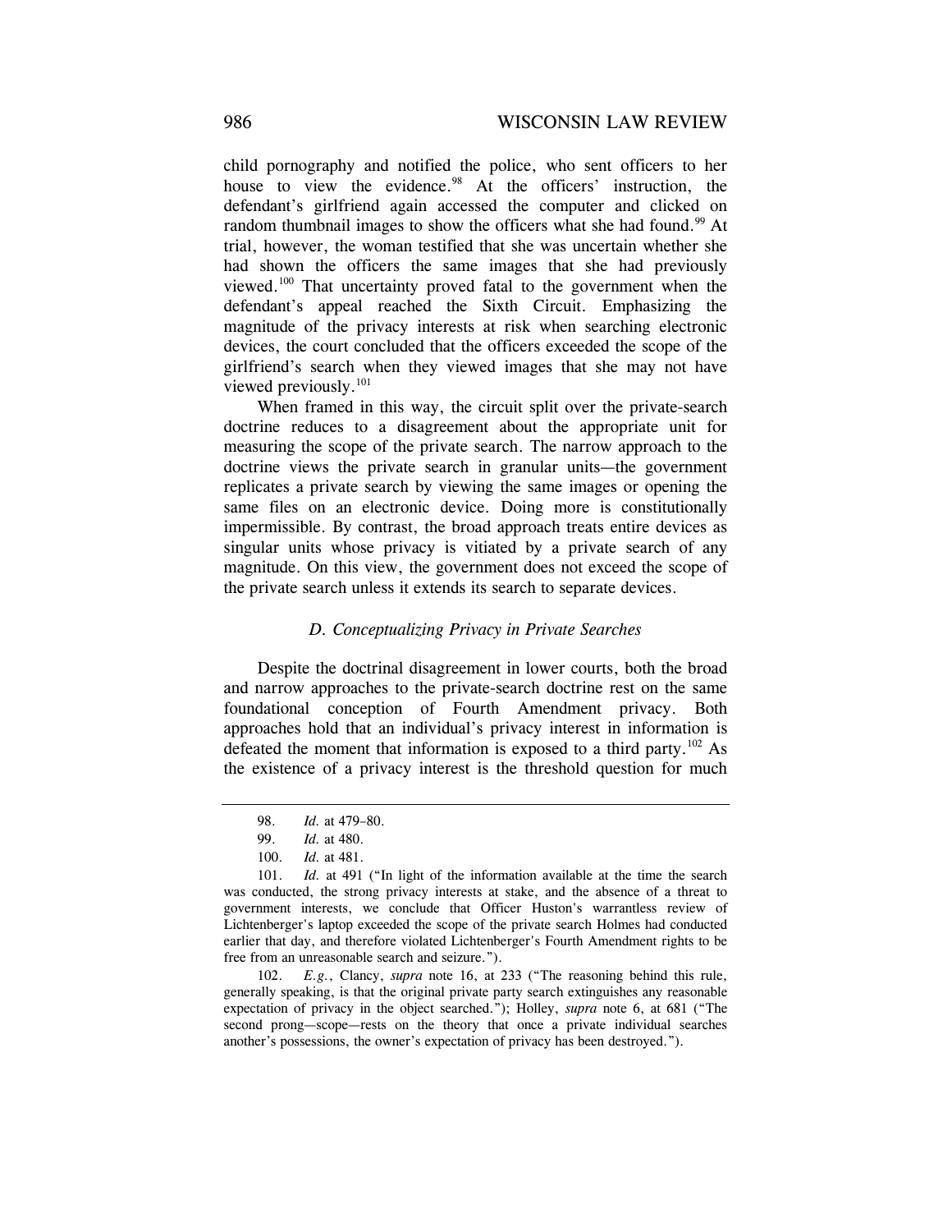child pornography and notified the police, who sent officers to her house to view the evidence.[98] At the officers' instruction, the defendant's girlfriend again accessed the computer and clicked on random thumbnail images to show the officers what she had found.[99] At trial, however, the woman testified that she was uncertain whether she had shown the officers the same images that she had previously viewed.[100] That uncertainty proved fatal to the government when the defendant's appeal reached the Sixth Circuit. Emphasizing the magnitude of the privacy interests at risk when searching electronic devices, the court concluded that the officers exceeded the scope of the girlfriend's search when they viewed images that she may not have viewed previously.[101]

When framed in this way, the circuit split over the private-search doctrine reduces to a disagreement about the appropriate unit for measuring the scope of the private search. The narrow approach to the doctrine views the private search in granular units—the government replicates a private search by viewing the same images or opening the same files on an electronic device. Doing more is constitutionally impermissible. By contrast, the broad approach treats entire devices as singular units whose privacy is vitiated by a private search of any magnitude. On this view, the government does not exceed the scope of the private search unless it extends its search to separate devices.

### *D. Conceptualizing Privacy in Private Searches*

Despite the doctrinal disagreement in lower courts, both the broad and narrow approaches to the private-search doctrine rest on the same foundational conception of Fourth Amendment privacy. Both approaches hold that an individual's privacy interest in information is defeated the moment that information is exposed to a third party.[102] As the existence of a privacy interest is the threshold question for much

---

98. *Id.* at 479–80.

99. *Id.* at 480.

100. *Id.* at 481.

101. *Id.* at 491 ("In light of the information available at the time the search was conducted, the strong privacy interests at stake, and the absence of a threat to government interests, we conclude that Officer Huston's warrantless review of Lichtenberger's laptop exceeded the scope of the private search Holmes had conducted earlier that day, and therefore violated Lichtenberger's Fourth Amendment rights to be free from an unreasonable search and seizure.").

102. *E.g.*, Clancy, *supra* note 16, at 233 ("The reasoning behind this rule, generally speaking, is that the original private party search extinguishes any reasonable expectation of privacy in the object searched."); Holley, *supra* note 6, at 681 ("The second prong—scope—rests on the theory that once a private individual searches another's possessions, the owner's expectation of privacy has been destroyed.").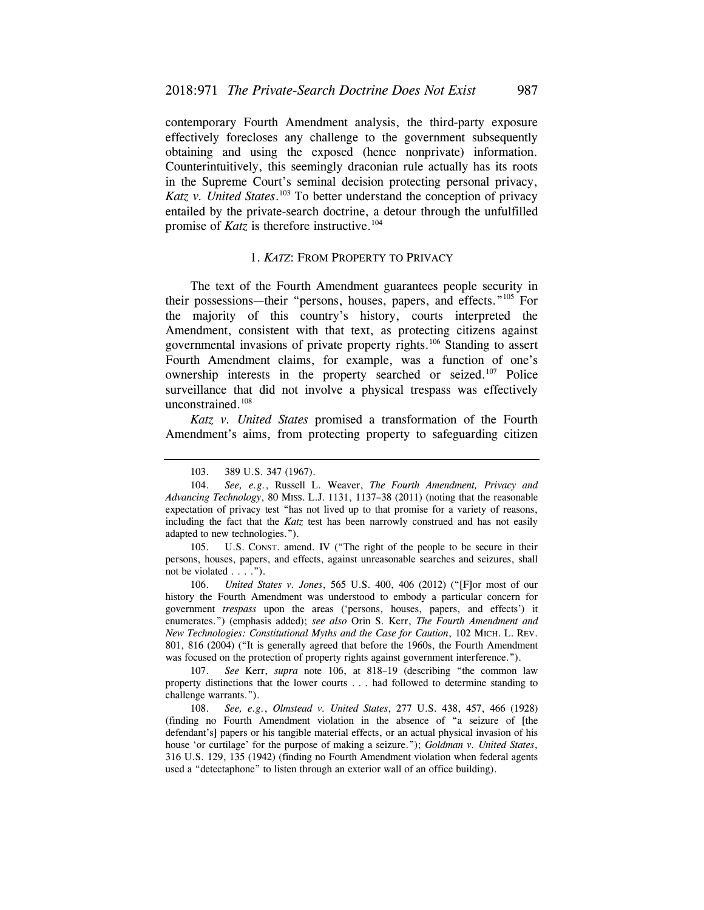contemporary Fourth Amendment analysis, the third-party exposure effectively forecloses any challenge to the government subsequently obtaining and using the exposed (hence nonprivate) information. Counterintuitively, this seemingly draconian rule actually has its roots in the Supreme Court's seminal decision protecting personal privacy, *Katz v. United States*.[103] To better understand the conception of privacy entailed by the private-search doctrine, a detour through the unfulfilled promise of *Katz* is therefore instructive.[104]

### 1. *KATZ*: FROM PROPERTY TO PRIVACY

The text of the Fourth Amendment guarantees people security in their possessions—their "persons, houses, papers, and effects."[105] For the majority of this country's history, courts interpreted the Amendment, consistent with that text, as protecting citizens against governmental invasions of private property rights.[106] Standing to assert Fourth Amendment claims, for example, was a function of one's ownership interests in the property searched or seized.[107] Police surveillance that did not involve a physical trespass was effectively unconstrained.[108]

*Katz v. United States* promised a transformation of the Fourth Amendment's aims, from protecting property to safeguarding citizen

---

103. 389 U.S. 347 (1967).

104. *See, e.g.*, Russell L. Weaver, *The Fourth Amendment, Privacy and Advancing Technology*, 80 MISS. L.J. 1131, 1137–38 (2011) (noting that the reasonable expectation of privacy test "has not lived up to that promise for a variety of reasons, including the fact that the *Katz* test has been narrowly construed and has not easily adapted to new technologies.").

105. U.S. CONST. amend. IV ("The right of the people to be secure in their persons, houses, papers, and effects, against unreasonable searches and seizures, shall not be violated . . . .").

106. *United States v. Jones*, 565 U.S. 400, 406 (2012) ("[F]or most of our history the Fourth Amendment was understood to embody a particular concern for government *trespass* upon the areas ('persons, houses, papers, and effects') it enumerates.") (emphasis added); *see also* Orin S. Kerr, *The Fourth Amendment and New Technologies: Constitutional Myths and the Case for Caution*, 102 MICH. L. REV. 801, 816 (2004) ("It is generally agreed that before the 1960s, the Fourth Amendment was focused on the protection of property rights against government interference.").

107. *See* Kerr, *supra* note 106, at 818–19 (describing "the common law property distinctions that the lower courts . . . had followed to determine standing to challenge warrants.").

108. *See, e.g.*, *Olmstead v. United States*, 277 U.S. 438, 457, 466 (1928) (finding no Fourth Amendment violation in the absence of "a seizure of [the defendant's] papers or his tangible material effects, or an actual physical invasion of his house 'or curtilage' for the purpose of making a seizure."); *Goldman v. United States*, 316 U.S. 129, 135 (1942) (finding no Fourth Amendment violation when federal agents used a "detectaphone" to listen through an exterior wall of an office building).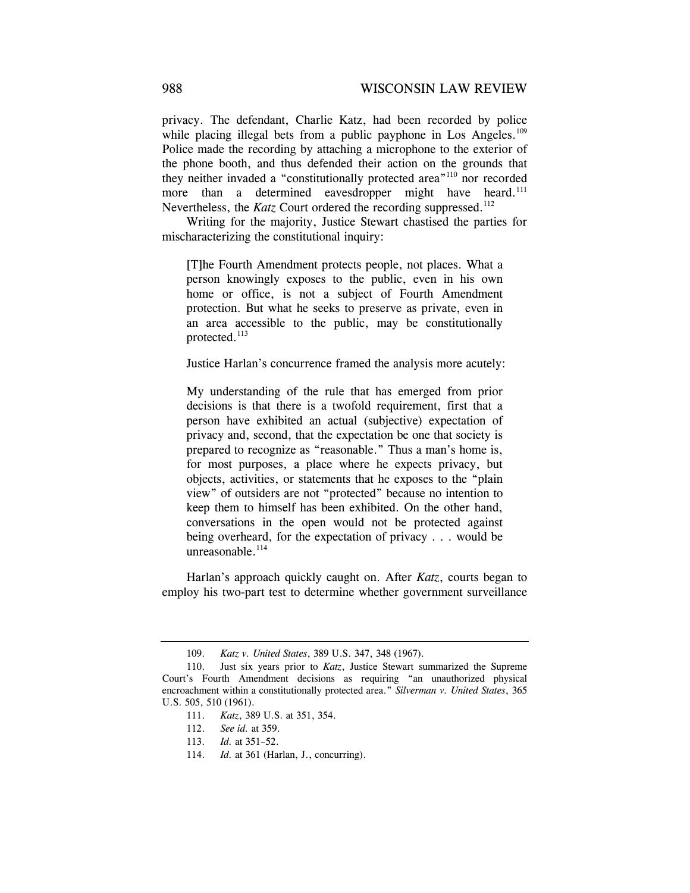privacy. The defendant, Charlie Katz, had been recorded by police while placing illegal bets from a public payphone in Los Angeles.[109] Police made the recording by attaching a microphone to the exterior of the phone booth, and thus defended their action on the grounds that they neither invaded a "constitutionally protected area"[110] nor recorded more than a determined eavesdropper might have heard.[111] Nevertheless, the *Katz* Court ordered the recording suppressed.[112]

Writing for the majority, Justice Stewart chastised the parties for mischaracterizing the constitutional inquiry:

> [T]he Fourth Amendment protects people, not places. What a person knowingly exposes to the public, even in his own home or office, is not a subject of Fourth Amendment protection. But what he seeks to preserve as private, even in an area accessible to the public, may be constitutionally protected.[113]

Justice Harlan's concurrence framed the analysis more acutely:

> My understanding of the rule that has emerged from prior decisions is that there is a twofold requirement, first that a person have exhibited an actual (subjective) expectation of privacy and, second, that the expectation be one that society is prepared to recognize as "reasonable." Thus a man's home is, for most purposes, a place where he expects privacy, but objects, activities, or statements that he exposes to the "plain view" of outsiders are not "protected" because no intention to keep them to himself has been exhibited. On the other hand, conversations in the open would not be protected against being overheard, for the expectation of privacy . . . would be unreasonable.[114]

Harlan's approach quickly caught on. After *Katz*, courts began to employ his two-part test to determine whether government surveillance

---

109. *Katz v. United States*, 389 U.S. 347, 348 (1967).

110. Just six years prior to *Katz*, Justice Stewart summarized the Supreme Court's Fourth Amendment decisions as requiring "an unauthorized physical encroachment within a constitutionally protected area." *Silverman v. United States*, 365 U.S. 505, 510 (1961).

111. *Katz*, 389 U.S. at 351, 354.

112. *See id.* at 359.

113. *Id.* at 351–52.

114. *Id.* at 361 (Harlan, J., concurring).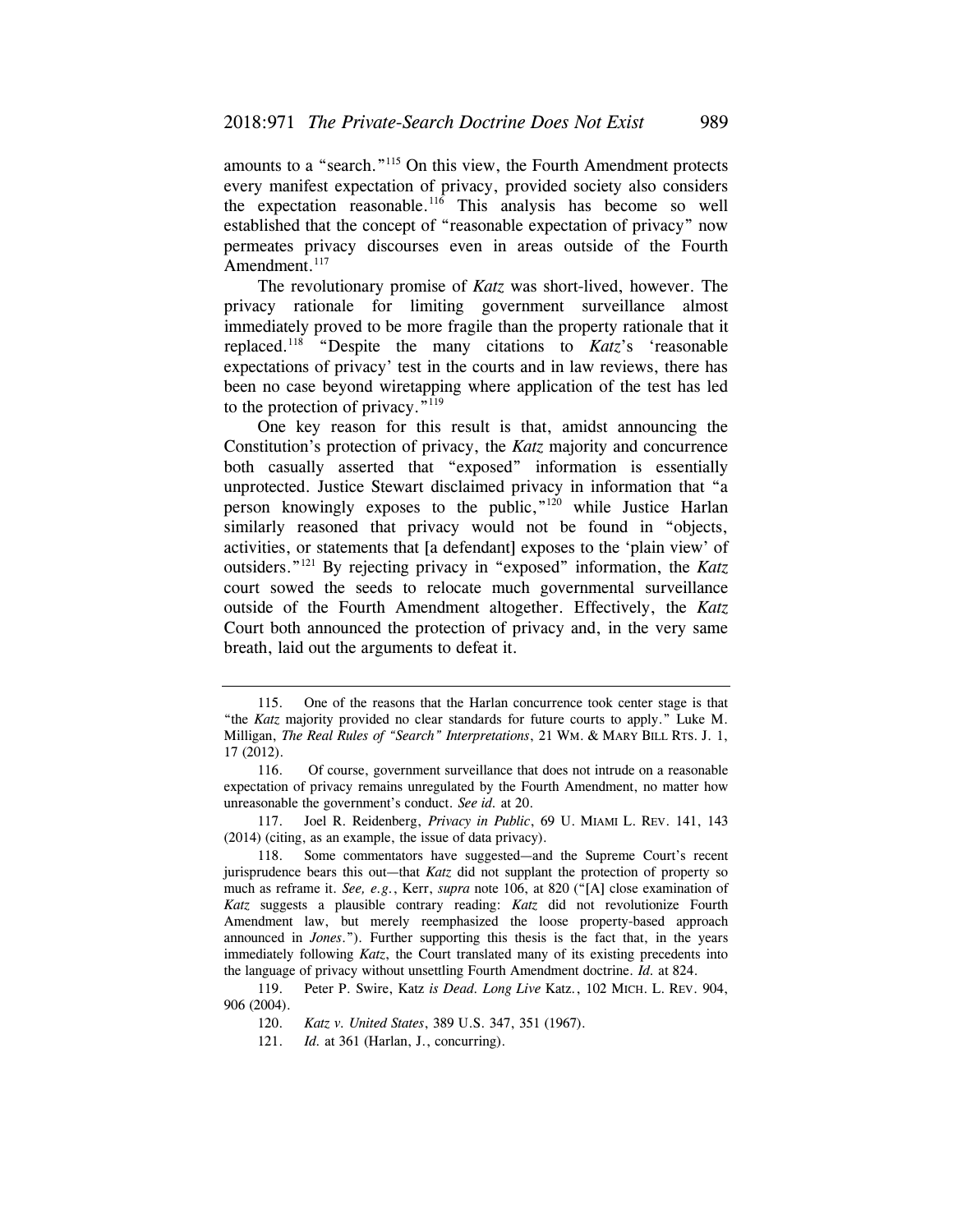amounts to a "search."[115] On this view, the Fourth Amendment protects every manifest expectation of privacy, provided society also considers the expectation reasonable.[116] This analysis has become so well established that the concept of "reasonable expectation of privacy" now permeates privacy discourses even in areas outside of the Fourth Amendment.[117]

The revolutionary promise of *Katz* was short-lived, however. The privacy rationale for limiting government surveillance almost immediately proved to be more fragile than the property rationale that it replaced.[118] "Despite the many citations to *Katz*'s 'reasonable expectations of privacy' test in the courts and in law reviews, there has been no case beyond wiretapping where application of the test has led to the protection of privacy."[119]

One key reason for this result is that, amidst announcing the Constitution's protection of privacy, the *Katz* majority and concurrence both casually asserted that "exposed" information is essentially unprotected. Justice Stewart disclaimed privacy in information that "a person knowingly exposes to the public,"[120] while Justice Harlan similarly reasoned that privacy would not be found in "objects, activities, or statements that [a defendant] exposes to the 'plain view' of outsiders."[121] By rejecting privacy in "exposed" information, the *Katz* court sowed the seeds to relocate much governmental surveillance outside of the Fourth Amendment altogether. Effectively, the *Katz* Court both announced the protection of privacy and, in the very same breath, laid out the arguments to defeat it.

---

115. One of the reasons that the Harlan concurrence took center stage is that "the *Katz* majority provided no clear standards for future courts to apply." Luke M. Milligan, *The Real Rules of "Search" Interpretations*, 21 WM. & MARY BILL RTS. J. 1, 17 (2012).

116. Of course, government surveillance that does not intrude on a reasonable expectation of privacy remains unregulated by the Fourth Amendment, no matter how unreasonable the government's conduct. *See id.* at 20.

117. Joel R. Reidenberg, *Privacy in Public*, 69 U. MIAMI L. REV. 141, 143 (2014) (citing, as an example, the issue of data privacy).

118. Some commentators have suggested—and the Supreme Court's recent jurisprudence bears this out—that *Katz* did not supplant the protection of property so much as reframe it. *See, e.g.*, Kerr, *supra* note 106, at 820 ("[A] close examination of *Katz* suggests a plausible contrary reading: *Katz* did not revolutionize Fourth Amendment law, but merely reemphasized the loose property-based approach announced in *Jones*."). Further supporting this thesis is the fact that, in the years immediately following *Katz*, the Court translated many of its existing precedents into the language of privacy without unsettling Fourth Amendment doctrine. *Id.* at 824.

119. Peter P. Swire, Katz *is Dead. Long Live* Katz., 102 MICH. L. REV. 904, 906 (2004).

120. *Katz v. United States*, 389 U.S. 347, 351 (1967).

121. *Id.* at 361 (Harlan, J., concurring).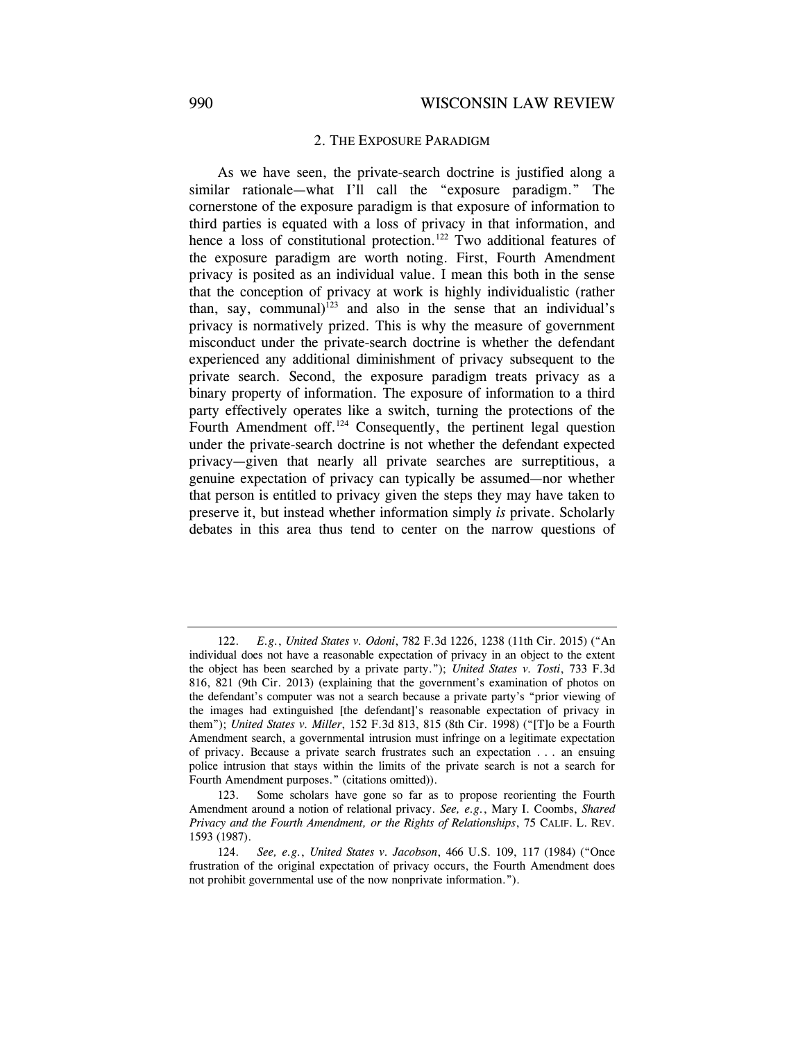### 2. THE EXPOSURE PARADIGM

As we have seen, the private-search doctrine is justified along a similar rationale—what I'll call the "exposure paradigm." The cornerstone of the exposure paradigm is that exposure of information to third parties is equated with a loss of privacy in that information, and hence a loss of constitutional protection.[122] Two additional features of the exposure paradigm are worth noting. First, Fourth Amendment privacy is posited as an individual value. I mean this both in the sense that the conception of privacy at work is highly individualistic (rather than, say, communal)[123] and also in the sense that an individual's privacy is normatively prized. This is why the measure of government misconduct under the private-search doctrine is whether the defendant experienced any additional diminishment of privacy subsequent to the private search. Second, the exposure paradigm treats privacy as a binary property of information. The exposure of information to a third party effectively operates like a switch, turning the protections of the Fourth Amendment off.[124] Consequently, the pertinent legal question under the private-search doctrine is not whether the defendant expected privacy—given that nearly all private searches are surreptitious, a genuine expectation of privacy can typically be assumed—nor whether that person is entitled to privacy given the steps they may have taken to preserve it, but instead whether information simply *is* private. Scholarly debates in this area thus tend to center on the narrow questions of

---

122. *E.g.*, *United States v. Odoni*, 782 F.3d 1226, 1238 (11th Cir. 2015) ("An individual does not have a reasonable expectation of privacy in an object to the extent the object has been searched by a private party."); *United States v. Tosti*, 733 F.3d 816, 821 (9th Cir. 2013) (explaining that the government's examination of photos on the defendant's computer was not a search because a private party's "prior viewing of the images had extinguished [the defendant]'s reasonable expectation of privacy in them"); *United States v. Miller*, 152 F.3d 813, 815 (8th Cir. 1998) ("[T]o be a Fourth Amendment search, a governmental intrusion must infringe on a legitimate expectation of privacy. Because a private search frustrates such an expectation . . . an ensuing police intrusion that stays within the limits of the private search is not a search for Fourth Amendment purposes." (citations omitted)).

123. Some scholars have gone so far as to propose reorienting the Fourth Amendment around a notion of relational privacy. *See, e.g.*, Mary I. Coombs, *Shared Privacy and the Fourth Amendment, or the Rights of Relationships*, 75 CALIF. L. REV. 1593 (1987).

124. *See, e.g.*, *United States v. Jacobson*, 466 U.S. 109, 117 (1984) ("Once frustration of the original expectation of privacy occurs, the Fourth Amendment does not prohibit governmental use of the now nonprivate information.").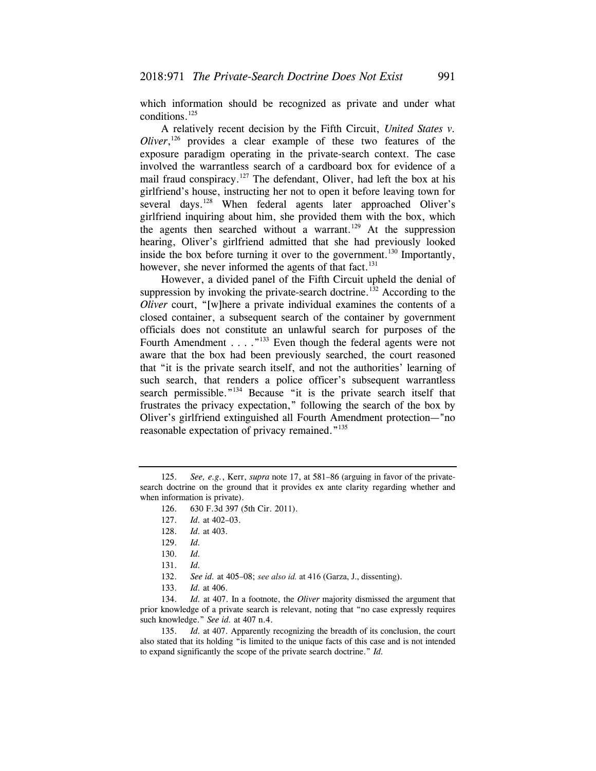which information should be recognized as private and under what conditions.[125]

A relatively recent decision by the Fifth Circuit, *United States v. Oliver*,[126] provides a clear example of these two features of the exposure paradigm operating in the private-search context. The case involved the warrantless search of a cardboard box for evidence of a mail fraud conspiracy.[127] The defendant, Oliver, had left the box at his girlfriend's house, instructing her not to open it before leaving town for several days.[128] When federal agents later approached Oliver's girlfriend inquiring about him, she provided them with the box, which the agents then searched without a warrant.[129] At the suppression hearing, Oliver's girlfriend admitted that she had previously looked inside the box before turning it over to the government.[130] Importantly, however, she never informed the agents of that fact.[131]

However, a divided panel of the Fifth Circuit upheld the denial of suppression by invoking the private-search doctrine.[132] According to the *Oliver* court, "[w]here a private individual examines the contents of a closed container, a subsequent search of the container by government officials does not constitute an unlawful search for purposes of the Fourth Amendment . . . ."[133] Even though the federal agents were not aware that the box had been previously searched, the court reasoned that "it is the private search itself, and not the authorities' learning of such search, that renders a police officer's subsequent warrantless search permissible."[134] Because "it is the private search itself that frustrates the privacy expectation," following the search of the box by Oliver's girlfriend extinguished all Fourth Amendment protection—"no reasonable expectation of privacy remained."[135]

---

125. *See, e.g.*, Kerr, *supra* note 17, at 581–86 (arguing in favor of the private-search doctrine on the ground that it provides ex ante clarity regarding whether and when information is private).

126. 630 F.3d 397 (5th Cir. 2011).

127. *Id.* at 402–03.

128. *Id.* at 403.

129. *Id.*

130. *Id.*

131. *Id.*

132. *See id.* at 405–08; *see also id.* at 416 (Garza, J., dissenting).

133. *Id.* at 406.

134. *Id.* at 407. In a footnote, the *Oliver* majority dismissed the argument that prior knowledge of a private search is relevant, noting that "no case expressly requires such knowledge." *See id.* at 407 n.4.

135. *Id.* at 407. Apparently recognizing the breadth of its conclusion, the court also stated that its holding "is limited to the unique facts of this case and is not intended to expand significantly the scope of the private search doctrine." *Id.*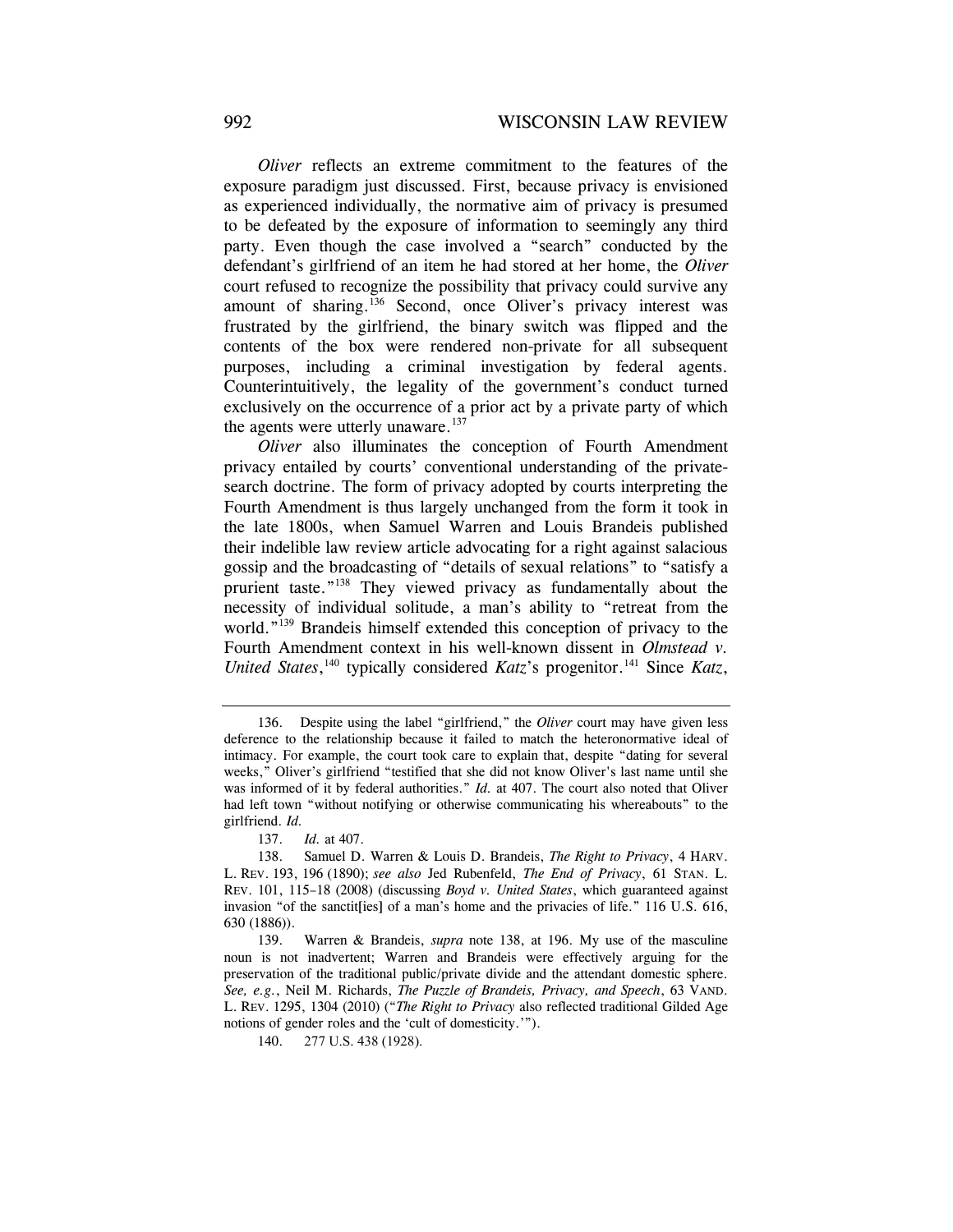*Oliver* reflects an extreme commitment to the features of the exposure paradigm just discussed. First, because privacy is envisioned as experienced individually, the normative aim of privacy is presumed to be defeated by the exposure of information to seemingly any third party. Even though the case involved a "search" conducted by the defendant's girlfriend of an item he had stored at her home, the *Oliver* court refused to recognize the possibility that privacy could survive any amount of sharing.[136] Second, once Oliver's privacy interest was frustrated by the girlfriend, the binary switch was flipped and the contents of the box were rendered non-private for all subsequent purposes, including a criminal investigation by federal agents. Counterintuitively, the legality of the government's conduct turned exclusively on the occurrence of a prior act by a private party of which the agents were utterly unaware.[137]

*Oliver* also illuminates the conception of Fourth Amendment privacy entailed by courts' conventional understanding of the private-search doctrine. The form of privacy adopted by courts interpreting the Fourth Amendment is thus largely unchanged from the form it took in the late 1800s, when Samuel Warren and Louis Brandeis published their indelible law review article advocating for a right against salacious gossip and the broadcasting of "details of sexual relations" to "satisfy a prurient taste."[138] They viewed privacy as fundamentally about the necessity of individual solitude, a man's ability to "retreat from the world."[139] Brandeis himself extended this conception of privacy to the Fourth Amendment context in his well-known dissent in *Olmstead v. United States*,[140] typically considered *Katz*'s progenitor.[141] Since *Katz*,

---

136. Despite using the label "girlfriend," the *Oliver* court may have given less deference to the relationship because it failed to match the heteronormative ideal of intimacy. For example, the court took care to explain that, despite "dating for several weeks," Oliver's girlfriend "testified that she did not know Oliver's last name until she was informed of it by federal authorities." *Id.* at 407. The court also noted that Oliver had left town "without notifying or otherwise communicating his whereabouts" to the girlfriend. *Id.*

137. *Id.* at 407.

138. Samuel D. Warren & Louis D. Brandeis, *The Right to Privacy*, 4 HARV. L. REV. 193, 196 (1890); *see also* Jed Rubenfeld, *The End of Privacy*, 61 STAN. L. REV. 101, 115–18 (2008) (discussing *Boyd v. United States*, which guaranteed against invasion "of the sanctit[ies] of a man's home and the privacies of life." 116 U.S. 616, 630 (1886)).

139. Warren & Brandeis, *supra* note 138, at 196. My use of the masculine noun is not inadvertent; Warren and Brandeis were effectively arguing for the preservation of the traditional public/private divide and the attendant domestic sphere. *See, e.g.*, Neil M. Richards, *The Puzzle of Brandeis, Privacy, and Speech*, 63 VAND. L. REV. 1295, 1304 (2010) ("*The Right to Privacy* also reflected traditional Gilded Age notions of gender roles and the 'cult of domesticity.'").

140. 277 U.S. 438 (1928).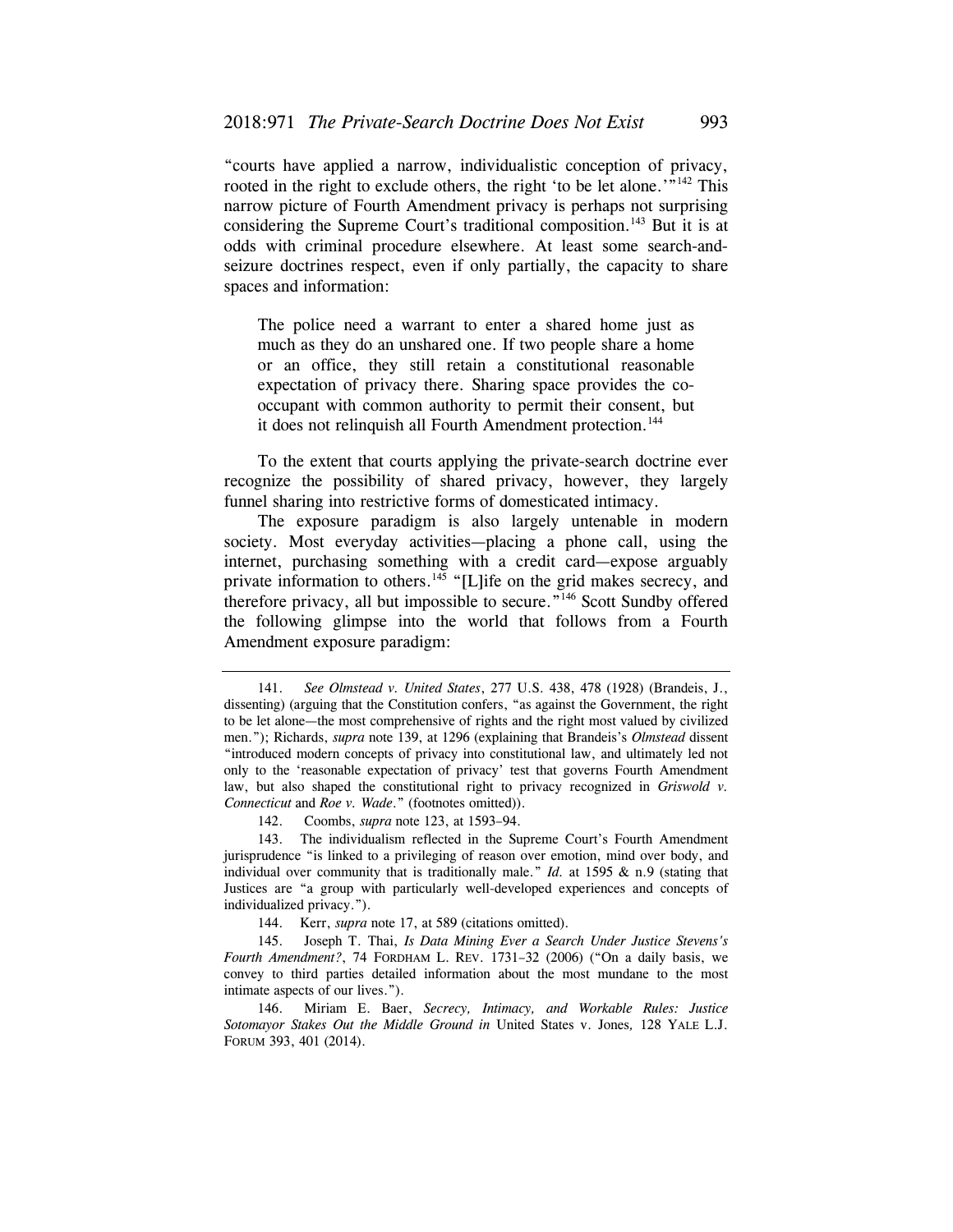"courts have applied a narrow, individualistic conception of privacy, rooted in the right to exclude others, the right 'to be let alone.'"[142] This narrow picture of Fourth Amendment privacy is perhaps not surprising considering the Supreme Court's traditional composition.[143] But it is at odds with criminal procedure elsewhere. At least some search-and-seizure doctrines respect, even if only partially, the capacity to share spaces and information:

> The police need a warrant to enter a shared home just as much as they do an unshared one. If two people share a home or an office, they still retain a constitutional reasonable expectation of privacy there. Sharing space provides the co-occupant with common authority to permit their consent, but it does not relinquish all Fourth Amendment protection.[144]

To the extent that courts applying the private-search doctrine ever recognize the possibility of shared privacy, however, they largely funnel sharing into restrictive forms of domesticated intimacy.

The exposure paradigm is also largely untenable in modern society. Most everyday activities—placing a phone call, using the internet, purchasing something with a credit card—expose arguably private information to others.[145] "[L]ife on the grid makes secrecy, and therefore privacy, all but impossible to secure."[146] Scott Sundby offered the following glimpse into the world that follows from a Fourth Amendment exposure paradigm:

---

141. *See Olmstead v. United States*, 277 U.S. 438, 478 (1928) (Brandeis, J., dissenting) (arguing that the Constitution confers, "as against the Government, the right to be let alone—the most comprehensive of rights and the right most valued by civilized men."); Richards, *supra* note 139, at 1296 (explaining that Brandeis's *Olmstead* dissent "introduced modern concepts of privacy into constitutional law, and ultimately led not only to the 'reasonable expectation of privacy' test that governs Fourth Amendment law, but also shaped the constitutional right to privacy recognized in *Griswold v. Connecticut* and *Roe v. Wade*." (footnotes omitted)).

142. Coombs, *supra* note 123, at 1593–94.

143. The individualism reflected in the Supreme Court's Fourth Amendment jurisprudence "is linked to a privileging of reason over emotion, mind over body, and individual over community that is traditionally male." *Id.* at 1595 & n.9 (stating that Justices are "a group with particularly well-developed experiences and concepts of individualized privacy.").

144. Kerr, *supra* note 17, at 589 (citations omitted).

145. Joseph T. Thai, *Is Data Mining Ever a Search Under Justice Stevens's Fourth Amendment?*, 74 FORDHAM L. REV. 1731–32 (2006) ("On a daily basis, we convey to third parties detailed information about the most mundane to the most intimate aspects of our lives.").

146. Miriam E. Baer, *Secrecy, Intimacy, and Workable Rules: Justice Sotomayor Stakes Out the Middle Ground in* United States v. Jones*,* 128 YALE L.J. FORUM 393, 401 (2014).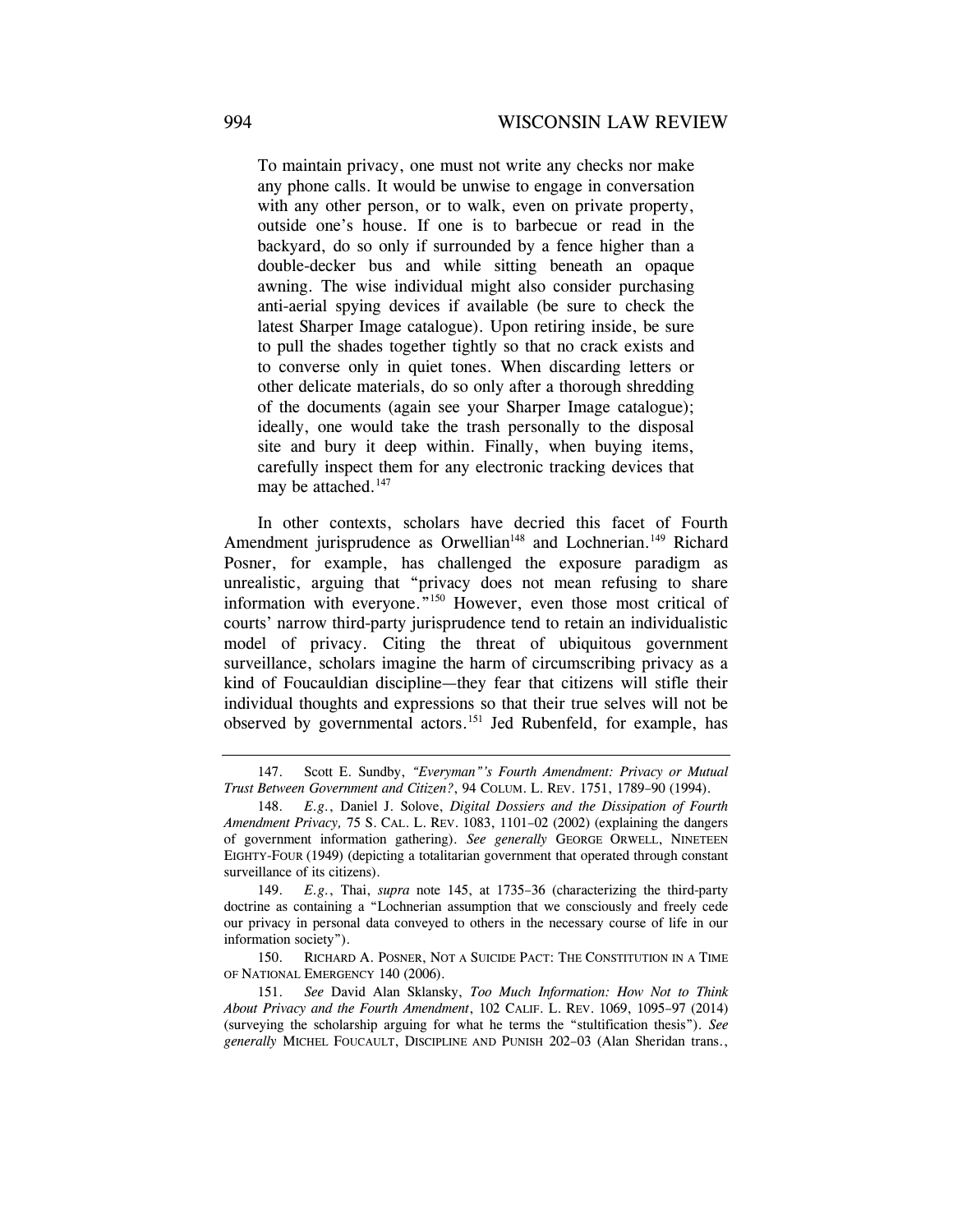> To maintain privacy, one must not write any checks nor make any phone calls. It would be unwise to engage in conversation with any other person, or to walk, even on private property, outside one's house. If one is to barbecue or read in the backyard, do so only if surrounded by a fence higher than a double-decker bus and while sitting beneath an opaque awning. The wise individual might also consider purchasing anti-aerial spying devices if available (be sure to check the latest Sharper Image catalogue). Upon retiring inside, be sure to pull the shades together tightly so that no crack exists and to converse only in quiet tones. When discarding letters or other delicate materials, do so only after a thorough shredding of the documents (again see your Sharper Image catalogue); ideally, one would take the trash personally to the disposal site and bury it deep within. Finally, when buying items, carefully inspect them for any electronic tracking devices that may be attached.[147]

In other contexts, scholars have decried this facet of Fourth Amendment jurisprudence as Orwellian[148] and Lochnerian.[149] Richard Posner, for example, has challenged the exposure paradigm as unrealistic, arguing that "privacy does not mean refusing to share information with everyone."[150] However, even those most critical of courts' narrow third-party jurisprudence tend to retain an individualistic model of privacy. Citing the threat of ubiquitous government surveillance, scholars imagine the harm of circumscribing privacy as a kind of Foucauldian discipline—they fear that citizens will stifle their individual thoughts and expressions so that their true selves will not be observed by governmental actors.[151] Jed Rubenfeld, for example, has

---

147. Scott E. Sundby, *"Everyman"'s Fourth Amendment: Privacy or Mutual Trust Between Government and Citizen?*, 94 COLUM. L. REV. 1751, 1789–90 (1994).

148. *E.g.*, Daniel J. Solove, *Digital Dossiers and the Dissipation of Fourth Amendment Privacy,* 75 S. CAL. L. REV. 1083, 1101–02 (2002) (explaining the dangers of government information gathering). *See generally* GEORGE ORWELL, NINETEEN EIGHTY-FOUR (1949) (depicting a totalitarian government that operated through constant surveillance of its citizens).

149. *E.g.*, Thai, *supra* note 145, at 1735–36 (characterizing the third-party doctrine as containing a "Lochnerian assumption that we consciously and freely cede our privacy in personal data conveyed to others in the necessary course of life in our information society").

150. RICHARD A. POSNER, NOT A SUICIDE PACT: THE CONSTITUTION IN A TIME OF NATIONAL EMERGENCY 140 (2006).

151. *See* David Alan Sklansky, *Too Much Information: How Not to Think About Privacy and the Fourth Amendment*, 102 CALIF. L. REV. 1069, 1095–97 (2014) (surveying the scholarship arguing for what he terms the "stultification thesis"). *See generally* MICHEL FOUCAULT, DISCIPLINE AND PUNISH 202–03 (Alan Sheridan trans.,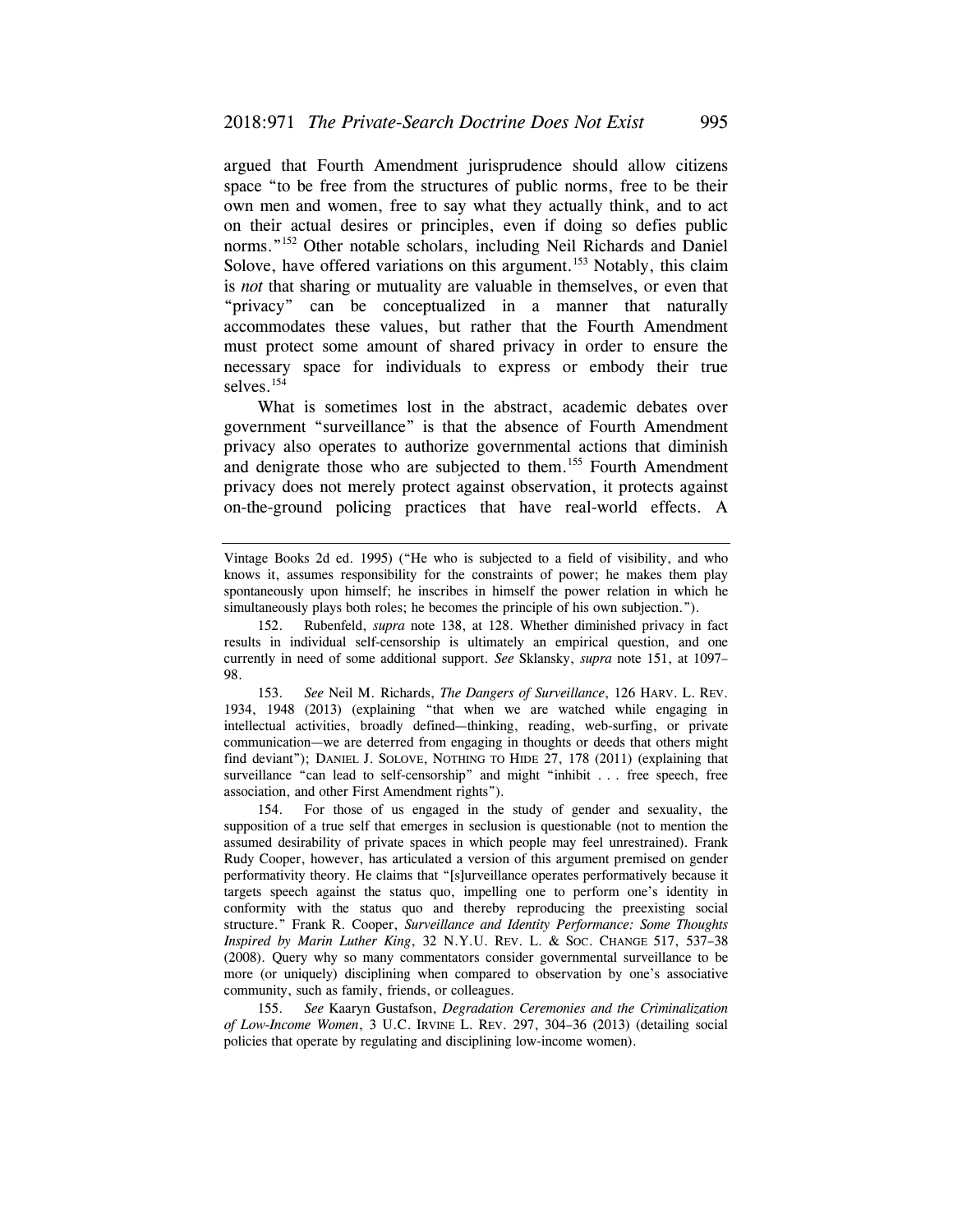argued that Fourth Amendment jurisprudence should allow citizens space "to be free from the structures of public norms, free to be their own men and women, free to say what they actually think, and to act on their actual desires or principles, even if doing so defies public norms."[152] Other notable scholars, including Neil Richards and Daniel Solove, have offered variations on this argument.[153] Notably, this claim is *not* that sharing or mutuality are valuable in themselves, or even that "privacy" can be conceptualized in a manner that naturally accommodates these values, but rather that the Fourth Amendment must protect some amount of shared privacy in order to ensure the necessary space for individuals to express or embody their true selves.[154]

What is sometimes lost in the abstract, academic debates over government "surveillance" is that the absence of Fourth Amendment privacy also operates to authorize governmental actions that diminish and denigrate those who are subjected to them.[155] Fourth Amendment privacy does not merely protect against observation, it protects against on-the-ground policing practices that have real-world effects. A

---

Vintage Books 2d ed. 1995) ("He who is subjected to a field of visibility, and who knows it, assumes responsibility for the constraints of power; he makes them play spontaneously upon himself; he inscribes in himself the power relation in which he simultaneously plays both roles; he becomes the principle of his own subjection.").

152. Rubenfeld, *supra* note 138, at 128. Whether diminished privacy in fact results in individual self-censorship is ultimately an empirical question, and one currently in need of some additional support. *See* Sklansky, *supra* note 151, at 1097–98.

153. *See* Neil M. Richards, *The Dangers of Surveillance*, 126 HARV. L. REV. 1934, 1948 (2013) (explaining "that when we are watched while engaging in intellectual activities, broadly defined—thinking, reading, web-surfing, or private communication—we are deterred from engaging in thoughts or deeds that others might find deviant"); DANIEL J. SOLOVE, NOTHING TO HIDE 27, 178 (2011) (explaining that surveillance "can lead to self-censorship" and might "inhibit . . . free speech, free association, and other First Amendment rights").

154. For those of us engaged in the study of gender and sexuality, the supposition of a true self that emerges in seclusion is questionable (not to mention the assumed desirability of private spaces in which people may feel unrestrained). Frank Rudy Cooper, however, has articulated a version of this argument premised on gender performativity theory. He claims that "[s]urveillance operates performatively because it targets speech against the status quo, impelling one to perform one's identity in conformity with the status quo and thereby reproducing the preexisting social structure." Frank R. Cooper, *Surveillance and Identity Performance: Some Thoughts Inspired by Marin Luther King*, 32 N.Y.U. REV. L. & SOC. CHANGE 517, 537–38 (2008). Query why so many commentators consider governmental surveillance to be more (or uniquely) disciplining when compared to observation by one's associative community, such as family, friends, or colleagues.

155. *See* Kaaryn Gustafson, *Degradation Ceremonies and the Criminalization of Low-Income Women*, 3 U.C. IRVINE L. REV. 297, 304–36 (2013) (detailing social policies that operate by regulating and disciplining low-income women).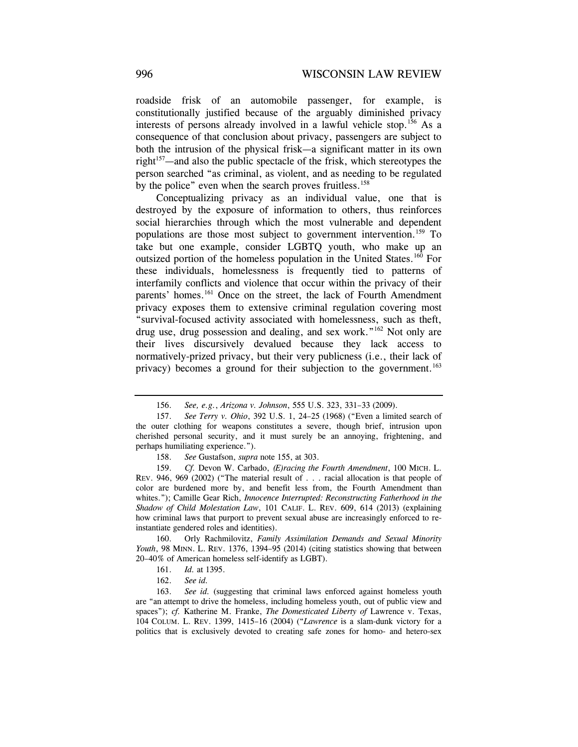roadside frisk of an automobile passenger, for example, is constitutionally justified because of the arguably diminished privacy interests of persons already involved in a lawful vehicle stop.[156] As a consequence of that conclusion about privacy, passengers are subject to both the intrusion of the physical frisk—a significant matter in its own right[157]—and also the public spectacle of the frisk, which stereotypes the person searched "as criminal, as violent, and as needing to be regulated by the police" even when the search proves fruitless.[158]

Conceptualizing privacy as an individual value, one that is destroyed by the exposure of information to others, thus reinforces social hierarchies through which the most vulnerable and dependent populations are those most subject to government intervention.[159] To take but one example, consider LGBTQ youth, who make up an outsized portion of the homeless population in the United States.[160] For these individuals, homelessness is frequently tied to patterns of interfamily conflicts and violence that occur within the privacy of their parents' homes.[161] Once on the street, the lack of Fourth Amendment privacy exposes them to extensive criminal regulation covering most "survival-focused activity associated with homelessness, such as theft, drug use, drug possession and dealing, and sex work."[162] Not only are their lives discursively devalued because they lack access to normatively-prized privacy, but their very publicness (i.e., their lack of privacy) becomes a ground for their subjection to the government.[163]

---

156. *See, e.g.*, *Arizona v. Johnson*, 555 U.S. 323, 331–33 (2009).

157. *See Terry v. Ohio*, 392 U.S. 1, 24–25 (1968) ("Even a limited search of the outer clothing for weapons constitutes a severe, though brief, intrusion upon cherished personal security, and it must surely be an annoying, frightening, and perhaps humiliating experience.").

158. *See* Gustafson, *supra* note 155, at 303.

159. *Cf.* Devon W. Carbado, *(E)racing the Fourth Amendment*, 100 MICH. L. REV. 946, 969 (2002) ("The material result of . . . racial allocation is that people of color are burdened more by, and benefit less from, the Fourth Amendment than whites."); Camille Gear Rich, *Innocence Interrupted: Reconstructing Fatherhood in the Shadow of Child Molestation Law*, 101 CALIF. L. REV. 609, 614 (2013) (explaining how criminal laws that purport to prevent sexual abuse are increasingly enforced to re-instantiate gendered roles and identities).

160. Orly Rachmilovitz, *Family Assimilation Demands and Sexual Minority Youth*, 98 MINN. L. REV. 1376, 1394–95 (2014) (citing statistics showing that between 20–40% of American homeless self-identify as LGBT).

161. *Id.* at 1395.

162. *See id.*

163. *See id.* (suggesting that criminal laws enforced against homeless youth are "an attempt to drive the homeless, including homeless youth, out of public view and spaces"); *cf.* Katherine M. Franke, *The Domesticated Liberty of* Lawrence v. Texas, 104 COLUM. L. REV. 1399, 1415–16 (2004) ("*Lawrence* is a slam-dunk victory for a politics that is exclusively devoted to creating safe zones for homo- and hetero-sex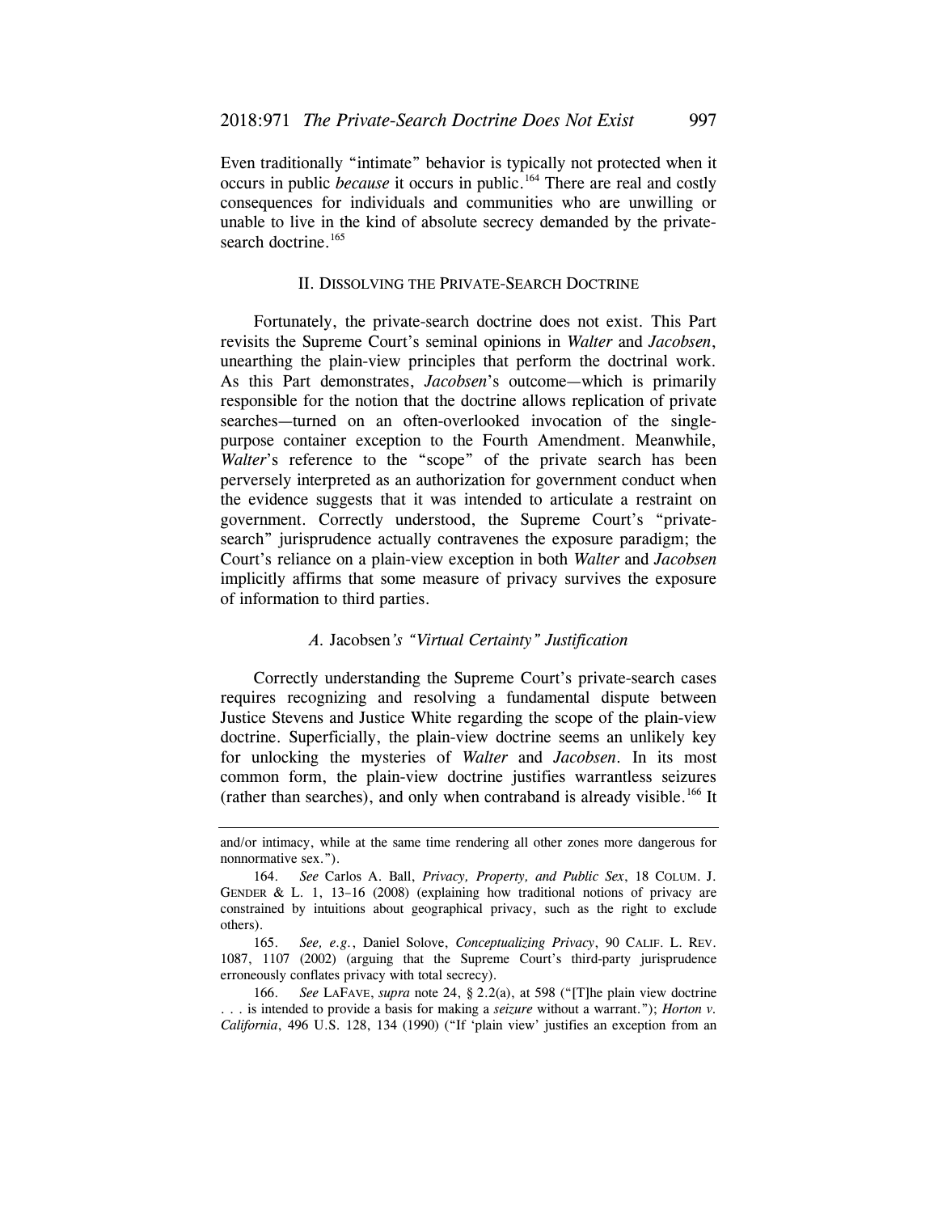Even traditionally "intimate" behavior is typically not protected when it occurs in public *because* it occurs in public.[164] There are real and costly consequences for individuals and communities who are unwilling or unable to live in the kind of absolute secrecy demanded by the private-search doctrine.[165]

## II. DISSOLVING THE PRIVATE-SEARCH DOCTRINE

Fortunately, the private-search doctrine does not exist. This Part revisits the Supreme Court's seminal opinions in *Walter* and *Jacobsen*, unearthing the plain-view principles that perform the doctrinal work. As this Part demonstrates, *Jacobsen*'s outcome—which is primarily responsible for the notion that the doctrine allows replication of private searches—turned on an often-overlooked invocation of the single-purpose container exception to the Fourth Amendment. Meanwhile, *Walter*'s reference to the "scope" of the private search has been perversely interpreted as an authorization for government conduct when the evidence suggests that it was intended to articulate a restraint on government. Correctly understood, the Supreme Court's "private-search" jurisprudence actually contravenes the exposure paradigm; the Court's reliance on a plain-view exception in both *Walter* and *Jacobsen* implicitly affirms that some measure of privacy survives the exposure of information to third parties.

### *A.* Jacobsen*'s "Virtual Certainty" Justification*

Correctly understanding the Supreme Court's private-search cases requires recognizing and resolving a fundamental dispute between Justice Stevens and Justice White regarding the scope of the plain-view doctrine. Superficially, the plain-view doctrine seems an unlikely key for unlocking the mysteries of *Walter* and *Jacobsen*. In its most common form, the plain-view doctrine justifies warrantless seizures (rather than searches), and only when contraband is already visible.[166] It

---

and/or intimacy, while at the same time rendering all other zones more dangerous for nonnormative sex.").

164. *See* Carlos A. Ball, *Privacy, Property, and Public Sex*, 18 COLUM. J. GENDER & L. 1, 13–16 (2008) (explaining how traditional notions of privacy are constrained by intuitions about geographical privacy, such as the right to exclude others).

165. *See, e.g.*, Daniel Solove, *Conceptualizing Privacy*, 90 CALIF. L. REV. 1087, 1107 (2002) (arguing that the Supreme Court's third-party jurisprudence erroneously conflates privacy with total secrecy).

166. *See* LAFAVE, *supra* note 24, § 2.2(a), at 598 ("[T]he plain view doctrine . . . is intended to provide a basis for making a *seizure* without a warrant."); *Horton v. California*, 496 U.S. 128, 134 (1990) ("If 'plain view' justifies an exception from an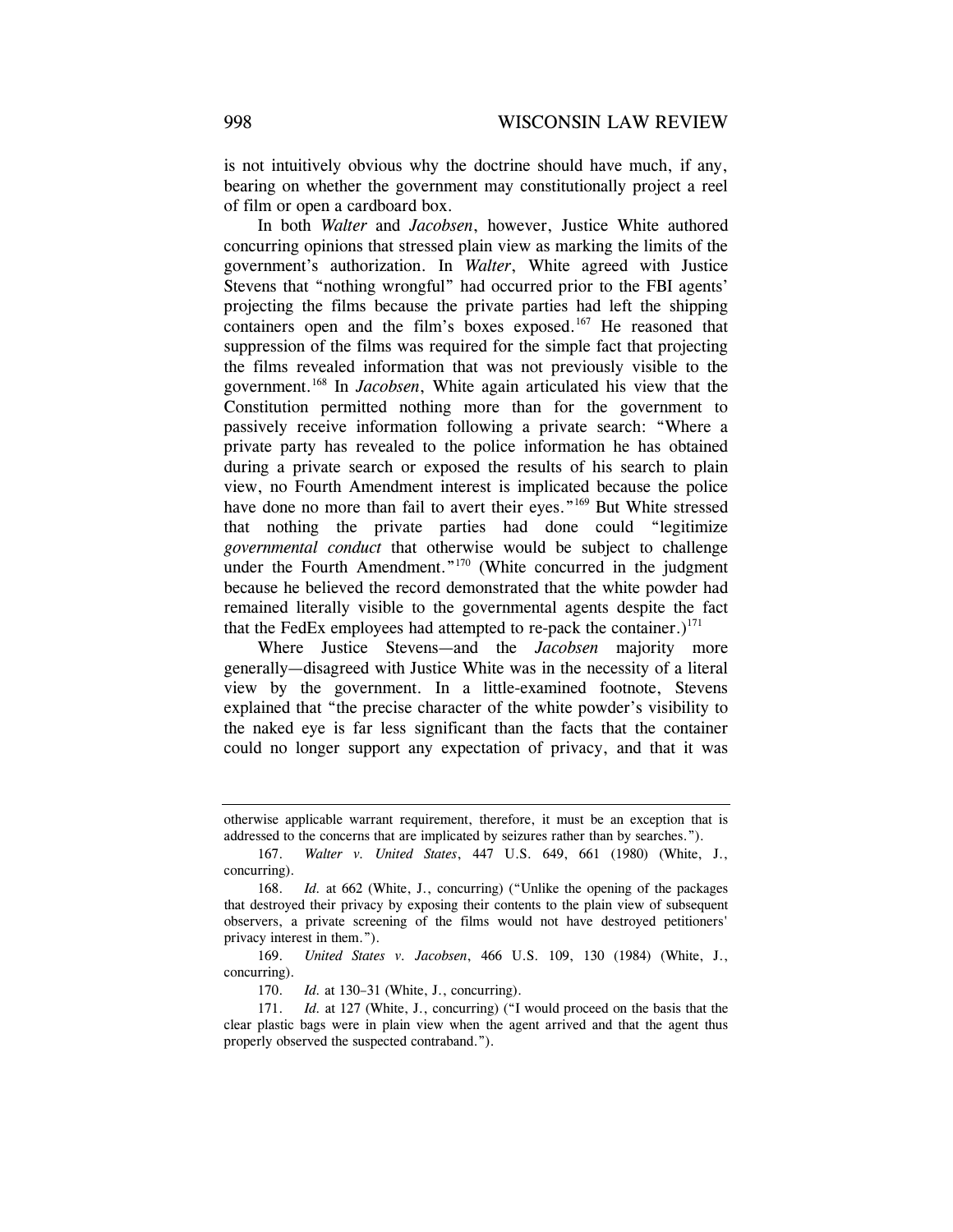is not intuitively obvious why the doctrine should have much, if any, bearing on whether the government may constitutionally project a reel of film or open a cardboard box.

In both *Walter* and *Jacobsen*, however, Justice White authored concurring opinions that stressed plain view as marking the limits of the government's authorization. In *Walter*, White agreed with Justice Stevens that "nothing wrongful" had occurred prior to the FBI agents' projecting the films because the private parties had left the shipping containers open and the film's boxes exposed.[167] He reasoned that suppression of the films was required for the simple fact that projecting the films revealed information that was not previously visible to the government.[168] In *Jacobsen*, White again articulated his view that the Constitution permitted nothing more than for the government to passively receive information following a private search: "Where a private party has revealed to the police information he has obtained during a private search or exposed the results of his search to plain view, no Fourth Amendment interest is implicated because the police have done no more than fail to avert their eyes."[169] But White stressed that nothing the private parties had done could "legitimize *governmental conduct* that otherwise would be subject to challenge under the Fourth Amendment."[170] (White concurred in the judgment because he believed the record demonstrated that the white powder had remained literally visible to the governmental agents despite the fact that the FedEx employees had attempted to re-pack the container.)[171]

Where Justice Stevens—and the *Jacobsen* majority more generally—disagreed with Justice White was in the necessity of a literal view by the government. In a little-examined footnote, Stevens explained that "the precise character of the white powder's visibility to the naked eye is far less significant than the facts that the container could no longer support any expectation of privacy, and that it was

---

otherwise applicable warrant requirement, therefore, it must be an exception that is addressed to the concerns that are implicated by seizures rather than by searches.").

167. *Walter v. United States*, 447 U.S. 649, 661 (1980) (White, J., concurring).

168. *Id.* at 662 (White, J., concurring) ("Unlike the opening of the packages that destroyed their privacy by exposing their contents to the plain view of subsequent observers, a private screening of the films would not have destroyed petitioners' privacy interest in them.").

169. *United States v. Jacobsen*, 466 U.S. 109, 130 (1984) (White, J., concurring).

170. *Id.* at 130–31 (White, J., concurring).

171. *Id.* at 127 (White, J., concurring) ("I would proceed on the basis that the clear plastic bags were in plain view when the agent arrived and that the agent thus properly observed the suspected contraband.").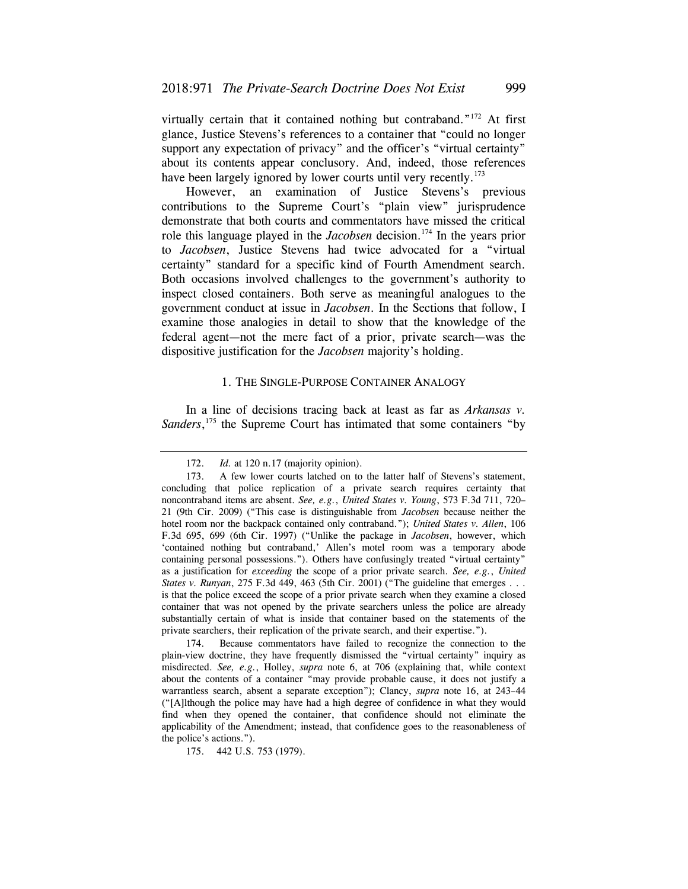virtually certain that it contained nothing but contraband."[172] At first glance, Justice Stevens's references to a container that "could no longer support any expectation of privacy" and the officer's "virtual certainty" about its contents appear conclusory. And, indeed, those references have been largely ignored by lower courts until very recently.[173]

However, an examination of Justice Stevens's previous contributions to the Supreme Court's "plain view" jurisprudence demonstrate that both courts and commentators have missed the critical role this language played in the *Jacobsen* decision.[174] In the years prior to *Jacobsen*, Justice Stevens had twice advocated for a "virtual certainty" standard for a specific kind of Fourth Amendment search. Both occasions involved challenges to the government's authority to inspect closed containers. Both serve as meaningful analogues to the government conduct at issue in *Jacobsen*. In the Sections that follow, I examine those analogies in detail to show that the knowledge of the federal agent—not the mere fact of a prior, private search—was the dispositive justification for the *Jacobsen* majority's holding.

### 1. The Single-Purpose Container Analogy

In a line of decisions tracing back at least as far as *Arkansas v. Sanders*,[175] the Supreme Court has intimated that some containers "by

---

172. *Id.* at 120 n.17 (majority opinion).

173. A few lower courts latched on to the latter half of Stevens's statement, concluding that police replication of a private search requires certainty that noncontraband items are absent. *See, e.g.*, *United States v. Young*, 573 F.3d 711, 720–21 (9th Cir. 2009) ("This case is distinguishable from *Jacobsen* because neither the hotel room nor the backpack contained only contraband."); *United States v. Allen*, 106 F.3d 695, 699 (6th Cir. 1997) ("Unlike the package in *Jacobsen*, however, which 'contained nothing but contraband,' Allen's motel room was a temporary abode containing personal possessions."). Others have confusingly treated "virtual certainty" as a justification for *exceeding* the scope of a prior private search. *See, e.g.*, *United States v. Runyan*, 275 F.3d 449, 463 (5th Cir. 2001) ("The guideline that emerges . . . is that the police exceed the scope of a prior private search when they examine a closed container that was not opened by the private searchers unless the police are already substantially certain of what is inside that container based on the statements of the private searchers, their replication of the private search, and their expertise.").

174. Because commentators have failed to recognize the connection to the plain-view doctrine, they have frequently dismissed the "virtual certainty" inquiry as misdirected. *See, e.g.*, Holley, *supra* note 6, at 706 (explaining that, while context about the contents of a container "may provide probable cause, it does not justify a warrantless search, absent a separate exception"); Clancy, *supra* note 16, at 243–44 ("[A]lthough the police may have had a high degree of confidence in what they would find when they opened the container, that confidence should not eliminate the applicability of the Amendment; instead, that confidence goes to the reasonableness of the police's actions.").

175. 442 U.S. 753 (1979).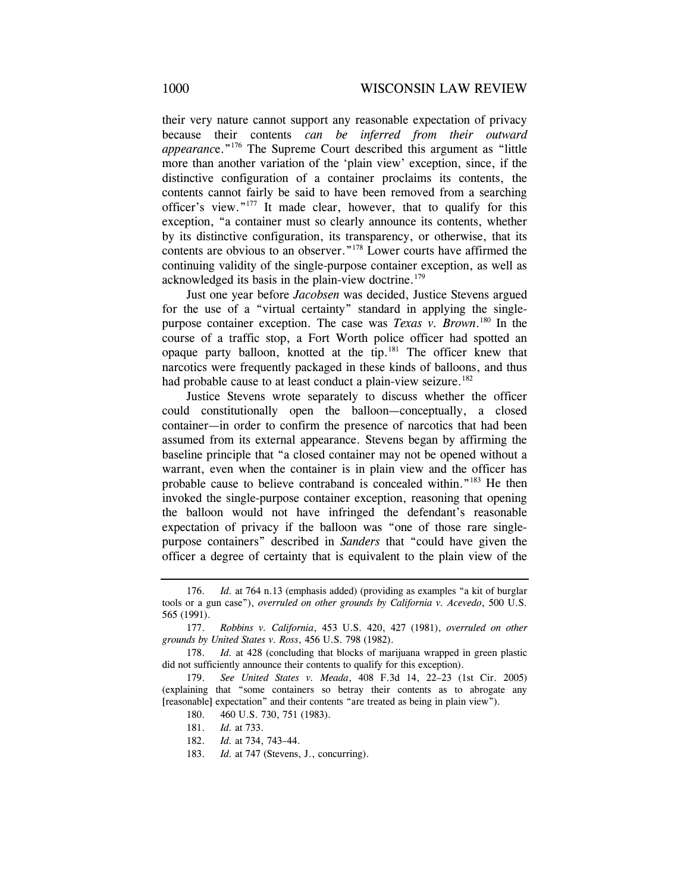their very nature cannot support any reasonable expectation of privacy because their contents *can be inferred from their outward appearanc*e."[176] The Supreme Court described this argument as "little more than another variation of the 'plain view' exception, since, if the distinctive configuration of a container proclaims its contents, the contents cannot fairly be said to have been removed from a searching officer's view."[177] It made clear, however, that to qualify for this exception, "a container must so clearly announce its contents, whether by its distinctive configuration, its transparency, or otherwise, that its contents are obvious to an observer."[178] Lower courts have affirmed the continuing validity of the single-purpose container exception, as well as acknowledged its basis in the plain-view doctrine.[179]

Just one year before *Jacobsen* was decided, Justice Stevens argued for the use of a "virtual certainty" standard in applying the single-purpose container exception. The case was *Texas v. Brown*.[180] In the course of a traffic stop, a Fort Worth police officer had spotted an opaque party balloon, knotted at the tip.[181] The officer knew that narcotics were frequently packaged in these kinds of balloons, and thus had probable cause to at least conduct a plain-view seizure.[182]

Justice Stevens wrote separately to discuss whether the officer could constitutionally open the balloon—conceptually, a closed container—in order to confirm the presence of narcotics that had been assumed from its external appearance. Stevens began by affirming the baseline principle that "a closed container may not be opened without a warrant, even when the container is in plain view and the officer has probable cause to believe contraband is concealed within."[183] He then invoked the single-purpose container exception, reasoning that opening the balloon would not have infringed the defendant's reasonable expectation of privacy if the balloon was "one of those rare single-purpose containers" described in *Sanders* that "could have given the officer a degree of certainty that is equivalent to the plain view of the

---

176. *Id.* at 764 n.13 (emphasis added) (providing as examples "a kit of burglar tools or a gun case"), *overruled on other grounds by California v. Acevedo*, 500 U.S. 565 (1991).

177. *Robbins v. California*, 453 U.S. 420, 427 (1981), *overruled on other grounds by United States v. Ross*, 456 U.S. 798 (1982).

178. *Id.* at 428 (concluding that blocks of marijuana wrapped in green plastic did not sufficiently announce their contents to qualify for this exception).

179. *See United States v. Meada*, 408 F.3d 14, 22–23 (1st Cir. 2005) (explaining that "some containers so betray their contents as to abrogate any [reasonable] expectation" and their contents "are treated as being in plain view").

180. 460 U.S. 730, 751 (1983).

181. *Id.* at 733.

182. *Id.* at 734, 743–44.

183. *Id.* at 747 (Stevens, J., concurring).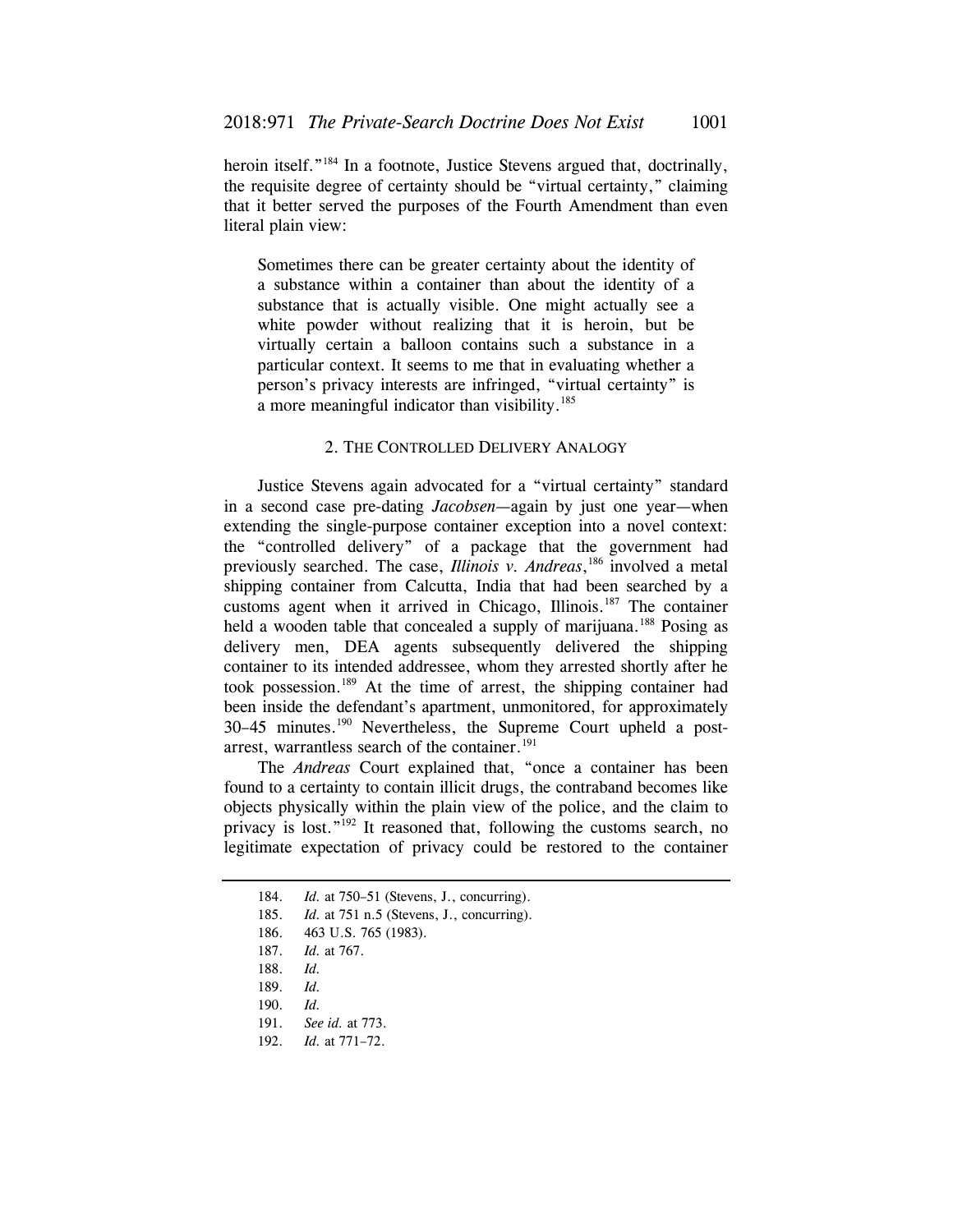heroin itself."[184] In a footnote, Justice Stevens argued that, doctrinally, the requisite degree of certainty should be "virtual certainty," claiming that it better served the purposes of the Fourth Amendment than even literal plain view:

> Sometimes there can be greater certainty about the identity of a substance within a container than about the identity of a substance that is actually visible. One might actually see a white powder without realizing that it is heroin, but be virtually certain a balloon contains such a substance in a particular context. It seems to me that in evaluating whether a person's privacy interests are infringed, "virtual certainty" is a more meaningful indicator than visibility.[185]

### 2. The Controlled Delivery Analogy

Justice Stevens again advocated for a "virtual certainty" standard in a second case pre-dating *Jacobsen*—again by just one year—when extending the single-purpose container exception into a novel context: the "controlled delivery" of a package that the government had previously searched. The case, *Illinois v. Andreas*,[186] involved a metal shipping container from Calcutta, India that had been searched by a customs agent when it arrived in Chicago, Illinois.[187] The container held a wooden table that concealed a supply of marijuana.[188] Posing as delivery men, DEA agents subsequently delivered the shipping container to its intended addressee, whom they arrested shortly after he took possession.[189] At the time of arrest, the shipping container had been inside the defendant's apartment, unmonitored, for approximately 30–45 minutes.[190] Nevertheless, the Supreme Court upheld a post-arrest, warrantless search of the container.[191]

The *Andreas* Court explained that, "once a container has been found to a certainty to contain illicit drugs, the contraband becomes like objects physically within the plain view of the police, and the claim to privacy is lost."[192] It reasoned that, following the customs search, no legitimate expectation of privacy could be restored to the container

---

184. *Id.* at 750–51 (Stevens, J., concurring).
185. *Id.* at 751 n.5 (Stevens, J., concurring).
186. 463 U.S. 765 (1983).
187. *Id.* at 767.
188. *Id.*
189. *Id.*
190. *Id.*
191. *See id.* at 773.
192. *Id.* at 771–72.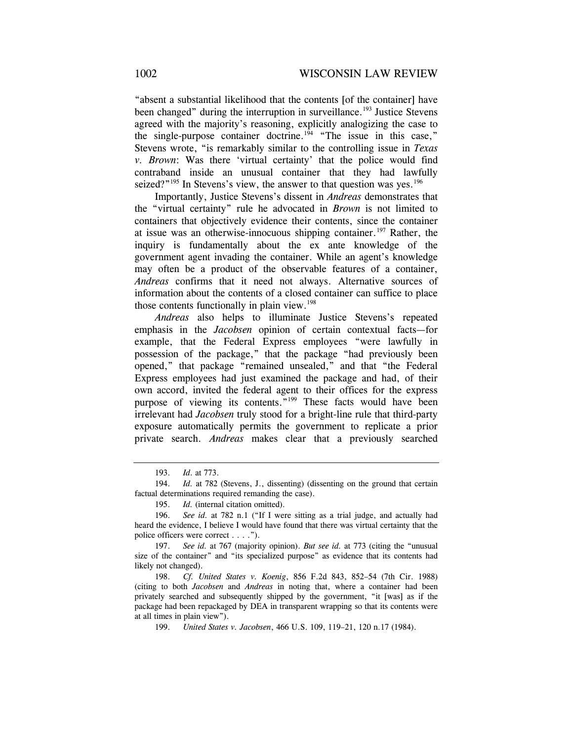"absent a substantial likelihood that the contents [of the container] have been changed" during the interruption in surveillance.[193] Justice Stevens agreed with the majority's reasoning, explicitly analogizing the case to the single-purpose container doctrine.[194] "The issue in this case," Stevens wrote, "is remarkably similar to the controlling issue in *Texas v. Brown*: Was there 'virtual certainty' that the police would find contraband inside an unusual container that they had lawfully seized?"[195] In Stevens's view, the answer to that question was yes.[196]

Importantly, Justice Stevens's dissent in *Andreas* demonstrates that the "virtual certainty" rule he advocated in *Brown* is not limited to containers that objectively evidence their contents, since the container at issue was an otherwise-innocuous shipping container.[197] Rather, the inquiry is fundamentally about the ex ante knowledge of the government agent invading the container. While an agent's knowledge may often be a product of the observable features of a container, *Andreas* confirms that it need not always. Alternative sources of information about the contents of a closed container can suffice to place those contents functionally in plain view.[198]

*Andreas* also helps to illuminate Justice Stevens's repeated emphasis in the *Jacobsen* opinion of certain contextual facts—for example, that the Federal Express employees "were lawfully in possession of the package," that the package "had previously been opened," that package "remained unsealed," and that "the Federal Express employees had just examined the package and had, of their own accord, invited the federal agent to their offices for the express purpose of viewing its contents."[199] These facts would have been irrelevant had *Jacobsen* truly stood for a bright-line rule that third-party exposure automatically permits the government to replicate a prior private search. *Andreas* makes clear that a previously searched

---

193. *Id.* at 773.

194. *Id.* at 782 (Stevens, J., dissenting) (dissenting on the ground that certain factual determinations required remanding the case).

195. *Id.* (internal citation omitted).

196. *See id.* at 782 n.1 ("If I were sitting as a trial judge, and actually had heard the evidence, I believe I would have found that there was virtual certainty that the police officers were correct . . . .").

197. *See id.* at 767 (majority opinion). *But see id.* at 773 (citing the "unusual size of the container" and "its specialized purpose" as evidence that its contents had likely not changed).

198. *Cf. United States v. Koenig*, 856 F.2d 843, 852–54 (7th Cir. 1988) (citing to both *Jacobsen* and *Andreas* in noting that, where a container had been privately searched and subsequently shipped by the government, "it [was] as if the package had been repackaged by DEA in transparent wrapping so that its contents were at all times in plain view").

199. *United States v. Jacobsen*, 466 U.S. 109, 119–21, 120 n.17 (1984).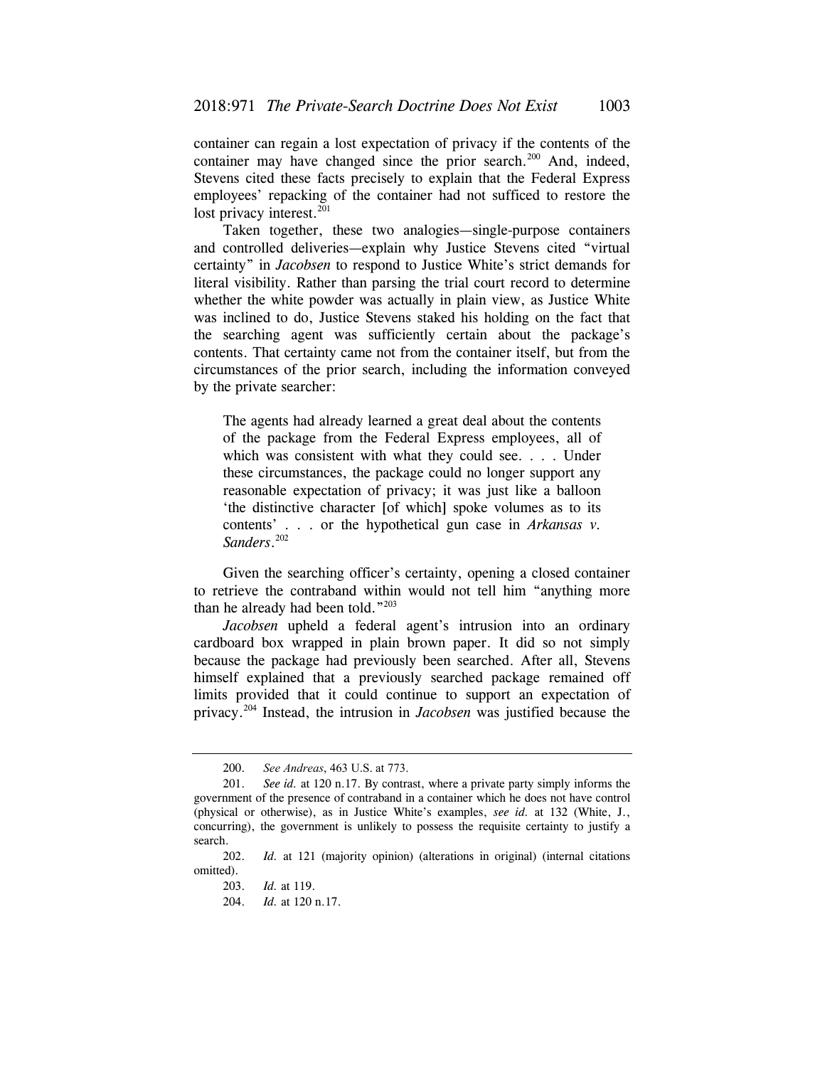container can regain a lost expectation of privacy if the contents of the container may have changed since the prior search.[200] And, indeed, Stevens cited these facts precisely to explain that the Federal Express employees' repacking of the container had not sufficed to restore the lost privacy interest.[201]

Taken together, these two analogies—single-purpose containers and controlled deliveries—explain why Justice Stevens cited "virtual certainty" in *Jacobsen* to respond to Justice White's strict demands for literal visibility. Rather than parsing the trial court record to determine whether the white powder was actually in plain view, as Justice White was inclined to do, Justice Stevens staked his holding on the fact that the searching agent was sufficiently certain about the package's contents. That certainty came not from the container itself, but from the circumstances of the prior search, including the information conveyed by the private searcher:

> The agents had already learned a great deal about the contents of the package from the Federal Express employees, all of which was consistent with what they could see. . . . Under these circumstances, the package could no longer support any reasonable expectation of privacy; it was just like a balloon 'the distinctive character [of which] spoke volumes as to its contents' . . . or the hypothetical gun case in *Arkansas v. Sanders*.[202]

Given the searching officer's certainty, opening a closed container to retrieve the contraband within would not tell him "anything more than he already had been told."[203]

*Jacobsen* upheld a federal agent's intrusion into an ordinary cardboard box wrapped in plain brown paper. It did so not simply because the package had previously been searched. After all, Stevens himself explained that a previously searched package remained off limits provided that it could continue to support an expectation of privacy.[204] Instead, the intrusion in *Jacobsen* was justified because the

---

200. *See Andreas*, 463 U.S. at 773.

201. *See id.* at 120 n.17. By contrast, where a private party simply informs the government of the presence of contraband in a container which he does not have control (physical or otherwise), as in Justice White's examples, *see id.* at 132 (White, J., concurring), the government is unlikely to possess the requisite certainty to justify a search.

202. *Id.* at 121 (majority opinion) (alterations in original) (internal citations omitted).

203. *Id.* at 119.

204. *Id.* at 120 n.17.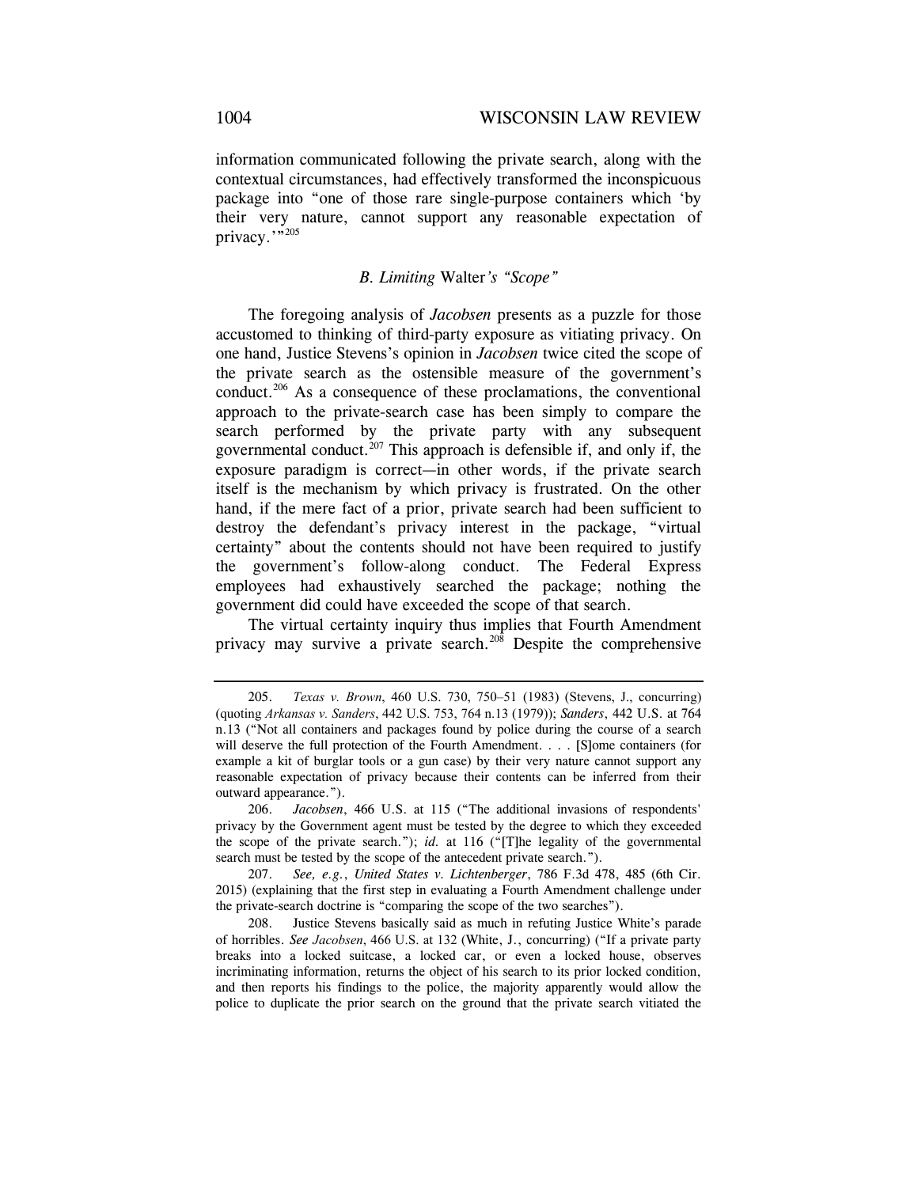information communicated following the private search, along with the contextual circumstances, had effectively transformed the inconspicuous package into "one of those rare single-purpose containers which 'by their very nature, cannot support any reasonable expectation of privacy.'"[205]

### *B. Limiting* Walter*'s "Scope"*

The foregoing analysis of *Jacobsen* presents as a puzzle for those accustomed to thinking of third-party exposure as vitiating privacy. On one hand, Justice Stevens's opinion in *Jacobsen* twice cited the scope of the private search as the ostensible measure of the government's conduct.[206] As a consequence of these proclamations, the conventional approach to the private-search case has been simply to compare the search performed by the private party with any subsequent governmental conduct.[207] This approach is defensible if, and only if, the exposure paradigm is correct—in other words, if the private search itself is the mechanism by which privacy is frustrated. On the other hand, if the mere fact of a prior, private search had been sufficient to destroy the defendant's privacy interest in the package, "virtual certainty" about the contents should not have been required to justify the government's follow-along conduct. The Federal Express employees had exhaustively searched the package; nothing the government did could have exceeded the scope of that search.

The virtual certainty inquiry thus implies that Fourth Amendment privacy may survive a private search.[208] Despite the comprehensive

---

205. *Texas v. Brown*, 460 U.S. 730, 750–51 (1983) (Stevens, J., concurring) (quoting *Arkansas v. Sanders*, 442 U.S. 753, 764 n.13 (1979)); *Sanders*, 442 U.S. at 764 n.13 ("Not all containers and packages found by police during the course of a search will deserve the full protection of the Fourth Amendment. . . . [S]ome containers (for example a kit of burglar tools or a gun case) by their very nature cannot support any reasonable expectation of privacy because their contents can be inferred from their outward appearance.").

206. *Jacobsen*, 466 U.S. at 115 ("The additional invasions of respondents' privacy by the Government agent must be tested by the degree to which they exceeded the scope of the private search."); *id.* at 116 ("[T]he legality of the governmental search must be tested by the scope of the antecedent private search.").

207. *See, e.g.*, *United States v. Lichtenberger*, 786 F.3d 478, 485 (6th Cir. 2015) (explaining that the first step in evaluating a Fourth Amendment challenge under the private-search doctrine is "comparing the scope of the two searches").

208. Justice Stevens basically said as much in refuting Justice White's parade of horribles. *See Jacobsen*, 466 U.S. at 132 (White, J., concurring) ("If a private party breaks into a locked suitcase, a locked car, or even a locked house, observes incriminating information, returns the object of his search to its prior locked condition, and then reports his findings to the police, the majority apparently would allow the police to duplicate the prior search on the ground that the private search vitiated the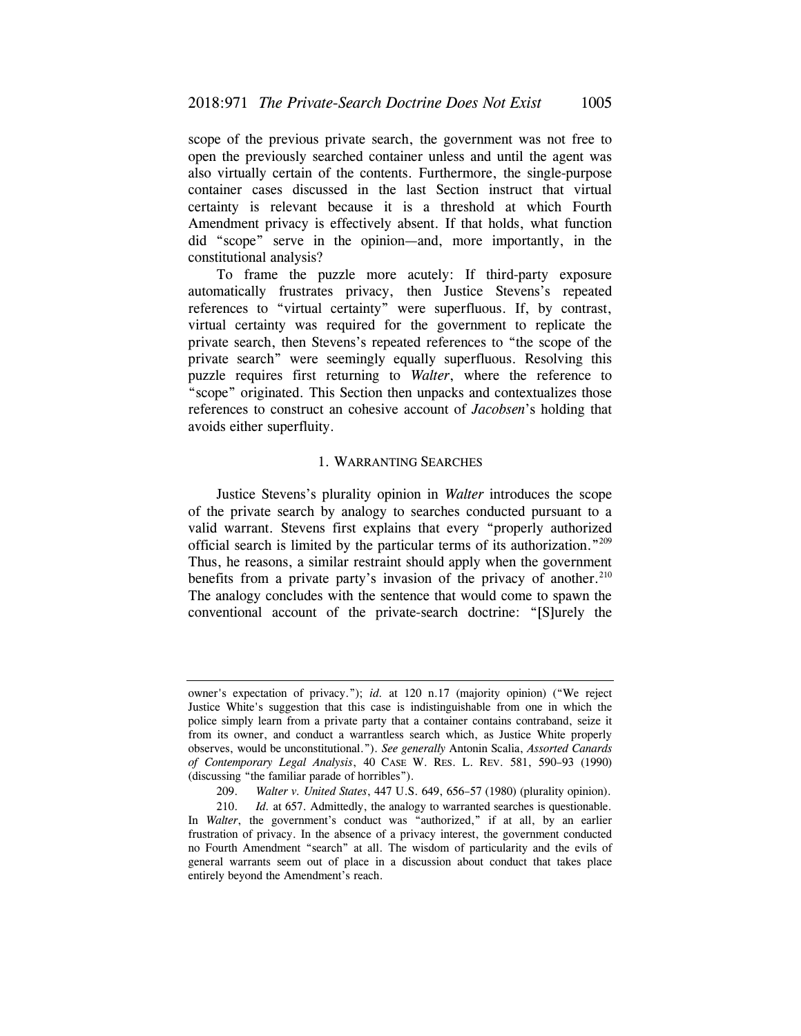scope of the previous private search, the government was not free to open the previously searched container unless and until the agent was also virtually certain of the contents. Furthermore, the single-purpose container cases discussed in the last Section instruct that virtual certainty is relevant because it is a threshold at which Fourth Amendment privacy is effectively absent. If that holds, what function did "scope" serve in the opinion—and, more importantly, in the constitutional analysis?

To frame the puzzle more acutely: If third-party exposure automatically frustrates privacy, then Justice Stevens's repeated references to "virtual certainty" were superfluous. If, by contrast, virtual certainty was required for the government to replicate the private search, then Stevens's repeated references to "the scope of the private search" were seemingly equally superfluous. Resolving this puzzle requires first returning to *Walter*, where the reference to "scope" originated. This Section then unpacks and contextualizes those references to construct an cohesive account of *Jacobsen*'s holding that avoids either superfluity.

### 1. Warranting Searches

Justice Stevens's plurality opinion in *Walter* introduces the scope of the private search by analogy to searches conducted pursuant to a valid warrant. Stevens first explains that every "properly authorized official search is limited by the particular terms of its authorization."[209] Thus, he reasons, a similar restraint should apply when the government benefits from a private party's invasion of the privacy of another.[210] The analogy concludes with the sentence that would come to spawn the conventional account of the private-search doctrine: "[S]urely the

---

owner's expectation of privacy."); *id.* at 120 n.17 (majority opinion) ("We reject Justice White's suggestion that this case is indistinguishable from one in which the police simply learn from a private party that a container contains contraband, seize it from its owner, and conduct a warrantless search which, as Justice White properly observes, would be unconstitutional."). *See generally* Antonin Scalia, *Assorted Canards of Contemporary Legal Analysis*, 40 Case W. Res. L. Rev. 581, 590–93 (1990) (discussing "the familiar parade of horribles").

209. *Walter v. United States*, 447 U.S. 649, 656–57 (1980) (plurality opinion).

210. *Id.* at 657. Admittedly, the analogy to warranted searches is questionable. In *Walter*, the government's conduct was "authorized," if at all, by an earlier frustration of privacy. In the absence of a privacy interest, the government conducted no Fourth Amendment "search" at all. The wisdom of particularity and the evils of general warrants seem out of place in a discussion about conduct that takes place entirely beyond the Amendment's reach.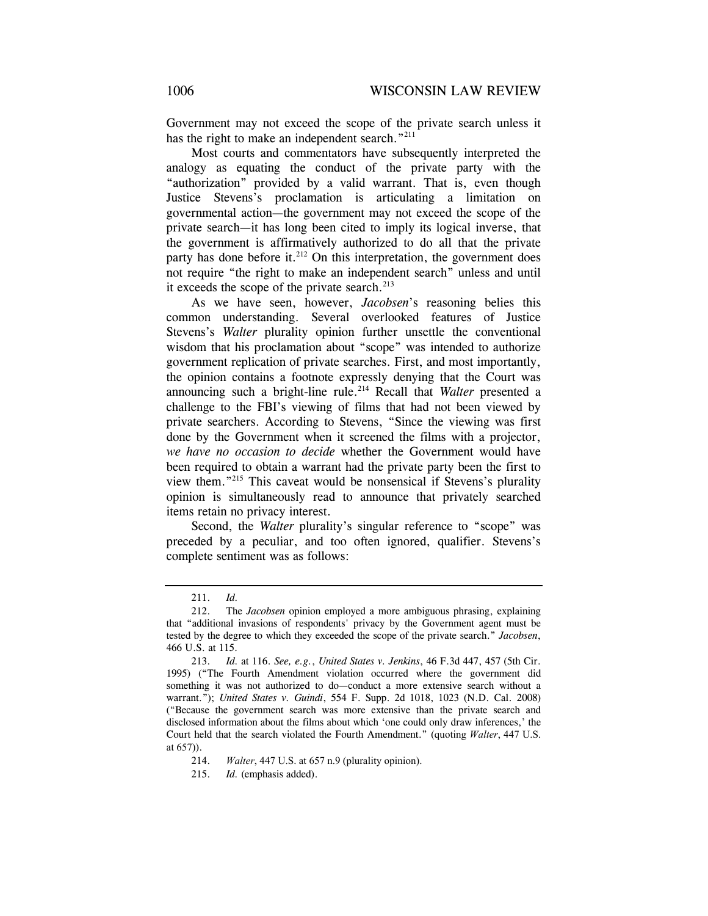Government may not exceed the scope of the private search unless it has the right to make an independent search."[211]

Most courts and commentators have subsequently interpreted the analogy as equating the conduct of the private party with the "authorization" provided by a valid warrant. That is, even though Justice Stevens's proclamation is articulating a limitation on governmental action—the government may not exceed the scope of the private search—it has long been cited to imply its logical inverse, that the government is affirmatively authorized to do all that the private party has done before it.[212] On this interpretation, the government does not require "the right to make an independent search" unless and until it exceeds the scope of the private search.[213]

As we have seen, however, *Jacobsen*'s reasoning belies this common understanding. Several overlooked features of Justice Stevens's *Walter* plurality opinion further unsettle the conventional wisdom that his proclamation about "scope" was intended to authorize government replication of private searches. First, and most importantly, the opinion contains a footnote expressly denying that the Court was announcing such a bright-line rule.[214] Recall that *Walter* presented a challenge to the FBI's viewing of films that had not been viewed by private searchers. According to Stevens, "Since the viewing was first done by the Government when it screened the films with a projector, *we have no occasion to decide* whether the Government would have been required to obtain a warrant had the private party been the first to view them."[215] This caveat would be nonsensical if Stevens's plurality opinion is simultaneously read to announce that privately searched items retain no privacy interest.

Second, the *Walter* plurality's singular reference to "scope" was preceded by a peculiar, and too often ignored, qualifier. Stevens's complete sentiment was as follows:

---

211. *Id.*

212. The *Jacobsen* opinion employed a more ambiguous phrasing, explaining that "additional invasions of respondents' privacy by the Government agent must be tested by the degree to which they exceeded the scope of the private search." *Jacobsen*, 466 U.S. at 115.

213. *Id.* at 116. *See, e.g.*, *United States v. Jenkins*, 46 F.3d 447, 457 (5th Cir. 1995) ("The Fourth Amendment violation occurred where the government did something it was not authorized to do—conduct a more extensive search without a warrant."); *United States v. Guindi*, 554 F. Supp. 2d 1018, 1023 (N.D. Cal. 2008) ("Because the government search was more extensive than the private search and disclosed information about the films about which 'one could only draw inferences,' the Court held that the search violated the Fourth Amendment." (quoting *Walter*, 447 U.S. at 657)).

214. *Walter*, 447 U.S. at 657 n.9 (plurality opinion).

215. *Id.* (emphasis added).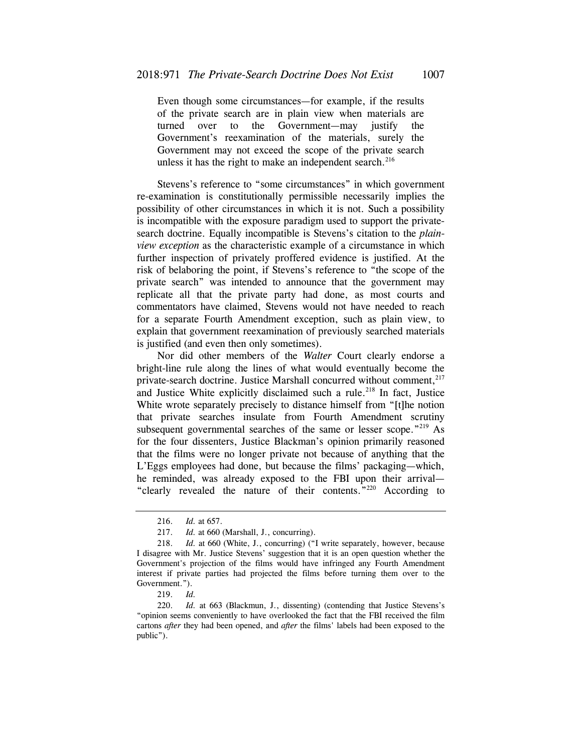> Even though some circumstances—for example, if the results of the private search are in plain view when materials are turned over to the Government—may justify the Government's reexamination of the materials, surely the Government may not exceed the scope of the private search unless it has the right to make an independent search.[216]

Stevens's reference to "some circumstances" in which government re-examination is constitutionally permissible necessarily implies the possibility of other circumstances in which it is not. Such a possibility is incompatible with the exposure paradigm used to support the private-search doctrine. Equally incompatible is Stevens's citation to the *plain-view exception* as the characteristic example of a circumstance in which further inspection of privately proffered evidence is justified. At the risk of belaboring the point, if Stevens's reference to "the scope of the private search" was intended to announce that the government may replicate all that the private party had done, as most courts and commentators have claimed, Stevens would not have needed to reach for a separate Fourth Amendment exception, such as plain view, to explain that government reexamination of previously searched materials is justified (and even then only sometimes).

Nor did other members of the *Walter* Court clearly endorse a bright-line rule along the lines of what would eventually become the private-search doctrine. Justice Marshall concurred without comment,[217] and Justice White explicitly disclaimed such a rule.[218] In fact, Justice White wrote separately precisely to distance himself from "[t]he notion that private searches insulate from Fourth Amendment scrutiny subsequent governmental searches of the same or lesser scope."[219] As for the four dissenters, Justice Blackman's opinion primarily reasoned that the films were no longer private not because of anything that the L'Eggs employees had done, but because the films' packaging—which, he reminded, was already exposed to the FBI upon their arrival—"clearly revealed the nature of their contents."[220] According to

---

216. *Id.* at 657.

217. *Id.* at 660 (Marshall, J., concurring).

218. *Id.* at 660 (White, J., concurring) ("I write separately, however, because I disagree with Mr. Justice Stevens' suggestion that it is an open question whether the Government's projection of the films would have infringed any Fourth Amendment interest if private parties had projected the films before turning them over to the Government.").

219. *Id.*

220. *Id.* at 663 (Blackmun, J., dissenting) (contending that Justice Stevens's "opinion seems conveniently to have overlooked the fact that the FBI received the film cartons *after* they had been opened, and *after* the films' labels had been exposed to the public").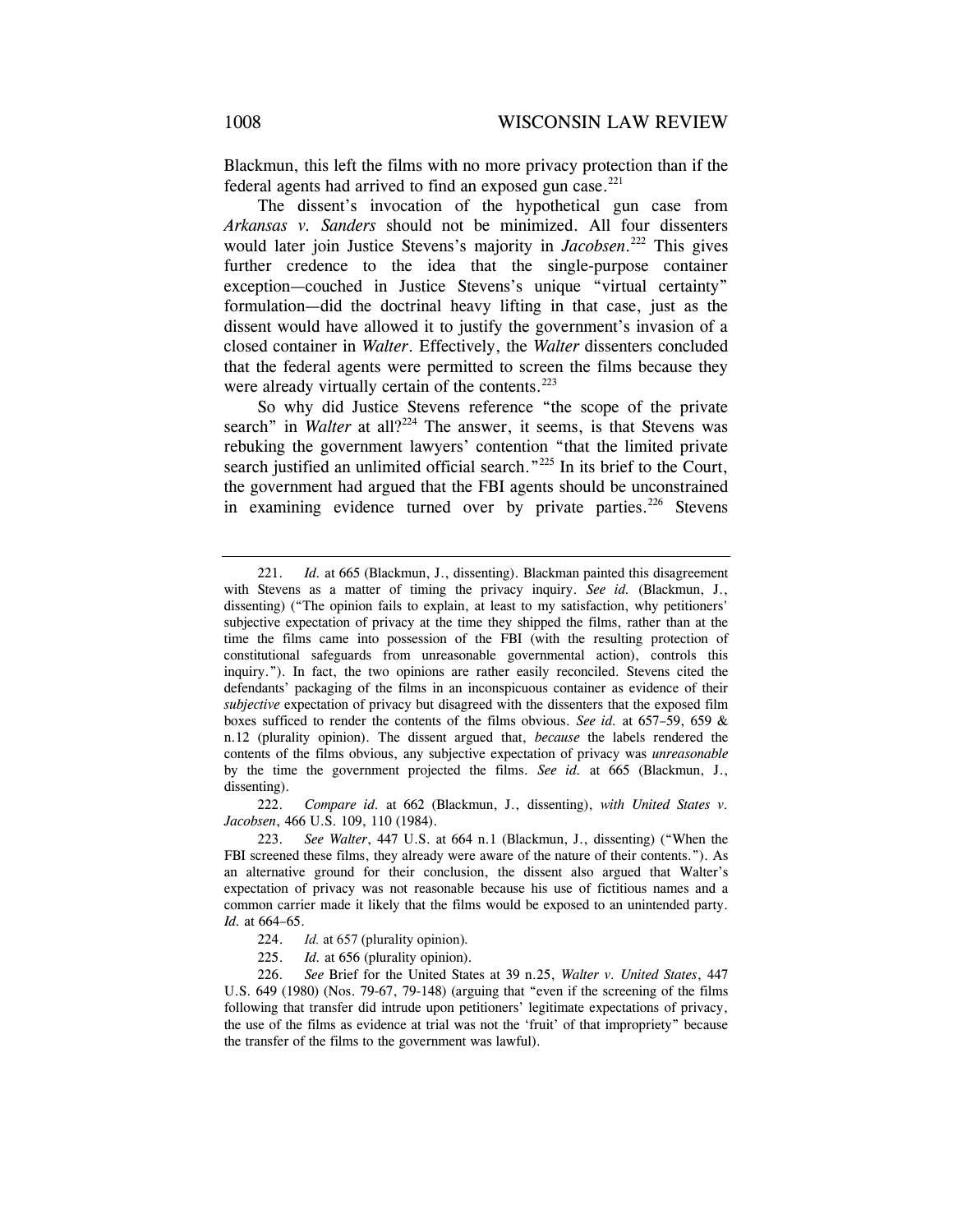Blackmun, this left the films with no more privacy protection than if the federal agents had arrived to find an exposed gun case.[221]

The dissent's invocation of the hypothetical gun case from *Arkansas v. Sanders* should not be minimized. All four dissenters would later join Justice Stevens's majority in *Jacobsen*.[222] This gives further credence to the idea that the single-purpose container exception—couched in Justice Stevens's unique "virtual certainty" formulation—did the doctrinal heavy lifting in that case, just as the dissent would have allowed it to justify the government's invasion of a closed container in *Walter*. Effectively, the *Walter* dissenters concluded that the federal agents were permitted to screen the films because they were already virtually certain of the contents.[223]

So why did Justice Stevens reference "the scope of the private search" in *Walter* at all?[224] The answer, it seems, is that Stevens was rebuking the government lawyers' contention "that the limited private search justified an unlimited official search."[225] In its brief to the Court, the government had argued that the FBI agents should be unconstrained in examining evidence turned over by private parties.[226] Stevens

---

221. *Id.* at 665 (Blackmun, J., dissenting). Blackman painted this disagreement with Stevens as a matter of timing the privacy inquiry. *See id.* (Blackmun, J., dissenting) ("The opinion fails to explain, at least to my satisfaction, why petitioners' subjective expectation of privacy at the time they shipped the films, rather than at the time the films came into possession of the FBI (with the resulting protection of constitutional safeguards from unreasonable governmental action), controls this inquiry."). In fact, the two opinions are rather easily reconciled. Stevens cited the defendants' packaging of the films in an inconspicuous container as evidence of their *subjective* expectation of privacy but disagreed with the dissenters that the exposed film boxes sufficed to render the contents of the films obvious. *See id.* at 657–59, 659 & n.12 (plurality opinion). The dissent argued that, *because* the labels rendered the contents of the films obvious, any subjective expectation of privacy was *unreasonable* by the time the government projected the films. *See id.* at 665 (Blackmun, J., dissenting).

222. *Compare id.* at 662 (Blackmun, J., dissenting), *with United States v. Jacobsen*, 466 U.S. 109, 110 (1984).

223. *See Walter*, 447 U.S. at 664 n.1 (Blackmun, J., dissenting) ("When the FBI screened these films, they already were aware of the nature of their contents."). As an alternative ground for their conclusion, the dissent also argued that Walter's expectation of privacy was not reasonable because his use of fictitious names and a common carrier made it likely that the films would be exposed to an unintended party. *Id.* at 664–65.

224. *Id.* at 657 (plurality opinion).

225. *Id.* at 656 (plurality opinion).

226. *See* Brief for the United States at 39 n.25, *Walter v. United States*, 447 U.S. 649 (1980) (Nos. 79-67, 79-148) (arguing that "even if the screening of the films following that transfer did intrude upon petitioners' legitimate expectations of privacy, the use of the films as evidence at trial was not the 'fruit' of that impropriety" because the transfer of the films to the government was lawful).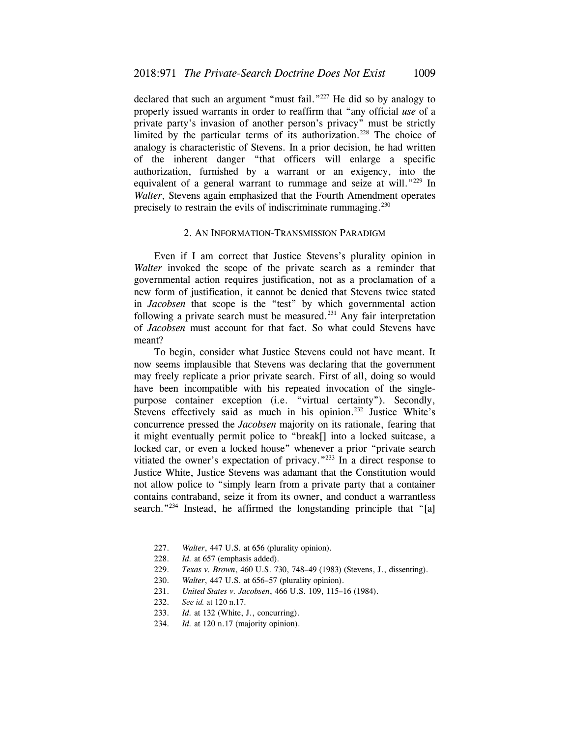declared that such an argument "must fail."[227] He did so by analogy to properly issued warrants in order to reaffirm that "any official *use* of a private party's invasion of another person's privacy" must be strictly limited by the particular terms of its authorization.[228] The choice of analogy is characteristic of Stevens. In a prior decision, he had written of the inherent danger "that officers will enlarge a specific authorization, furnished by a warrant or an exigency, into the equivalent of a general warrant to rummage and seize at will."[229] In *Walter*, Stevens again emphasized that the Fourth Amendment operates precisely to restrain the evils of indiscriminate rummaging.[230]

### 2. An Information-Transmission Paradigm

Even if I am correct that Justice Stevens's plurality opinion in *Walter* invoked the scope of the private search as a reminder that governmental action requires justification, not as a proclamation of a new form of justification, it cannot be denied that Stevens twice stated in *Jacobsen* that scope is the "test" by which governmental action following a private search must be measured.[231] Any fair interpretation of *Jacobsen* must account for that fact. So what could Stevens have meant?

To begin, consider what Justice Stevens could not have meant. It now seems implausible that Stevens was declaring that the government may freely replicate a prior private search. First of all, doing so would have been incompatible with his repeated invocation of the single-purpose container exception (i.e. "virtual certainty"). Secondly, Stevens effectively said as much in his opinion.[232] Justice White's concurrence pressed the *Jacobsen* majority on its rationale, fearing that it might eventually permit police to "break[] into a locked suitcase, a locked car, or even a locked house" whenever a prior "private search vitiated the owner's expectation of privacy."[233] In a direct response to Justice White, Justice Stevens was adamant that the Constitution would not allow police to "simply learn from a private party that a container contains contraband, seize it from its owner, and conduct a warrantless search."[234] Instead, he affirmed the longstanding principle that "[a]

227. *Walter*, 447 U.S. at 656 (plurality opinion).

228. *Id.* at 657 (emphasis added).

229. *Texas v. Brown*, 460 U.S. 730, 748–49 (1983) (Stevens, J., dissenting).

230. *Walter*, 447 U.S. at 656–57 (plurality opinion).

231. *United States v. Jacobsen*, 466 U.S. 109, 115–16 (1984).

232. *See id.* at 120 n.17.

233. *Id.* at 132 (White, J., concurring).

234. *Id.* at 120 n.17 (majority opinion).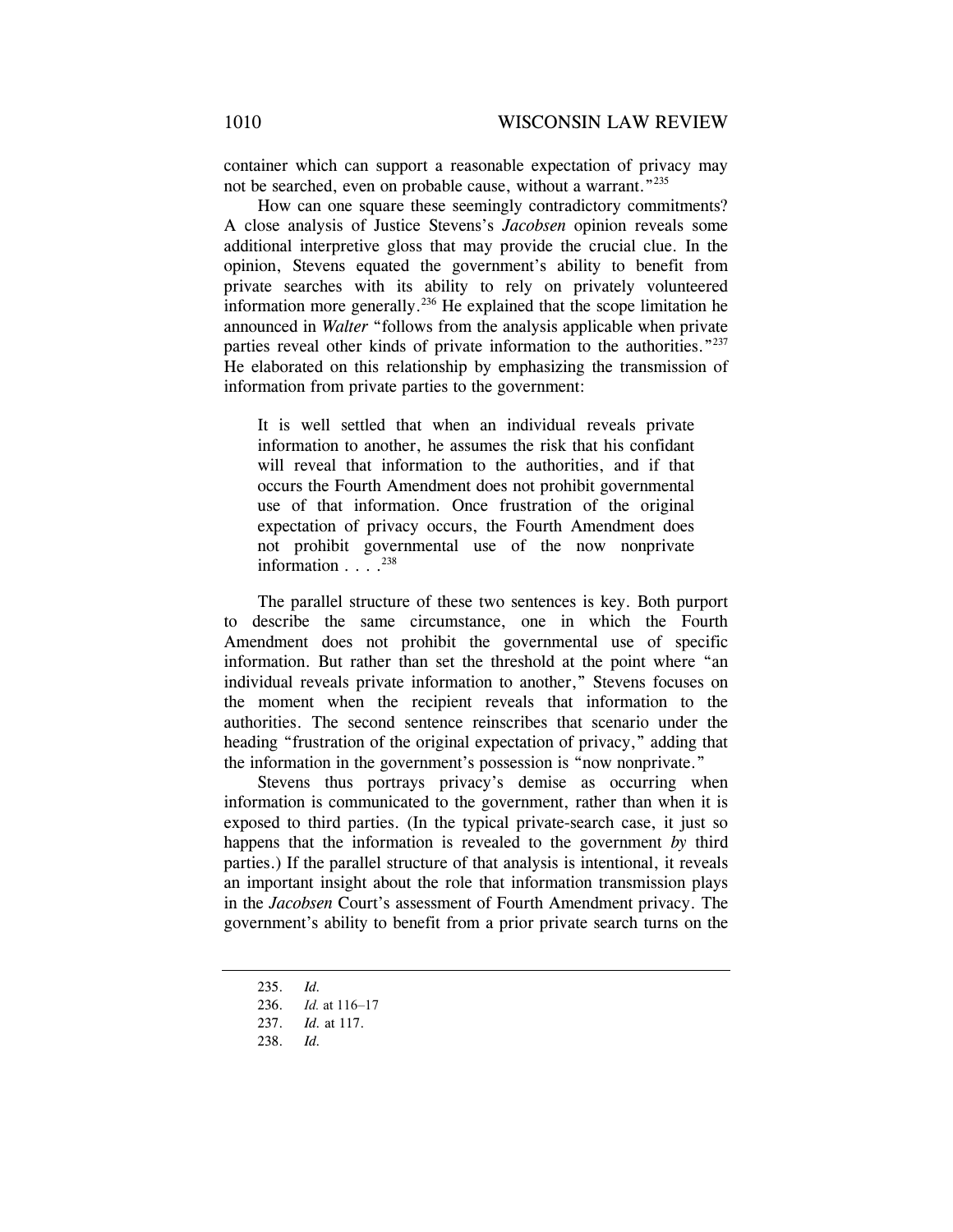container which can support a reasonable expectation of privacy may not be searched, even on probable cause, without a warrant."[235]

How can one square these seemingly contradictory commitments? A close analysis of Justice Stevens's *Jacobsen* opinion reveals some additional interpretive gloss that may provide the crucial clue. In the opinion, Stevens equated the government's ability to benefit from private searches with its ability to rely on privately volunteered information more generally.[236] He explained that the scope limitation he announced in *Walter* "follows from the analysis applicable when private parties reveal other kinds of private information to the authorities."[237] He elaborated on this relationship by emphasizing the transmission of information from private parties to the government:

> It is well settled that when an individual reveals private information to another, he assumes the risk that his confidant will reveal that information to the authorities, and if that occurs the Fourth Amendment does not prohibit governmental use of that information. Once frustration of the original expectation of privacy occurs, the Fourth Amendment does not prohibit governmental use of the now nonprivate information . . . .[238]

The parallel structure of these two sentences is key. Both purport to describe the same circumstance, one in which the Fourth Amendment does not prohibit the governmental use of specific information. But rather than set the threshold at the point where "an individual reveals private information to another," Stevens focuses on the moment when the recipient reveals that information to the authorities. The second sentence reinscribes that scenario under the heading "frustration of the original expectation of privacy," adding that the information in the government's possession is "now nonprivate."

Stevens thus portrays privacy's demise as occurring when information is communicated to the government, rather than when it is exposed to third parties. (In the typical private-search case, it just so happens that the information is revealed to the government *by* third parties.) If the parallel structure of that analysis is intentional, it reveals an important insight about the role that information transmission plays in the *Jacobsen* Court's assessment of Fourth Amendment privacy. The government's ability to benefit from a prior private search turns on the

---

235. *Id.*

236. *Id.* at 116–17

237. *Id.* at 117.

238. *Id.*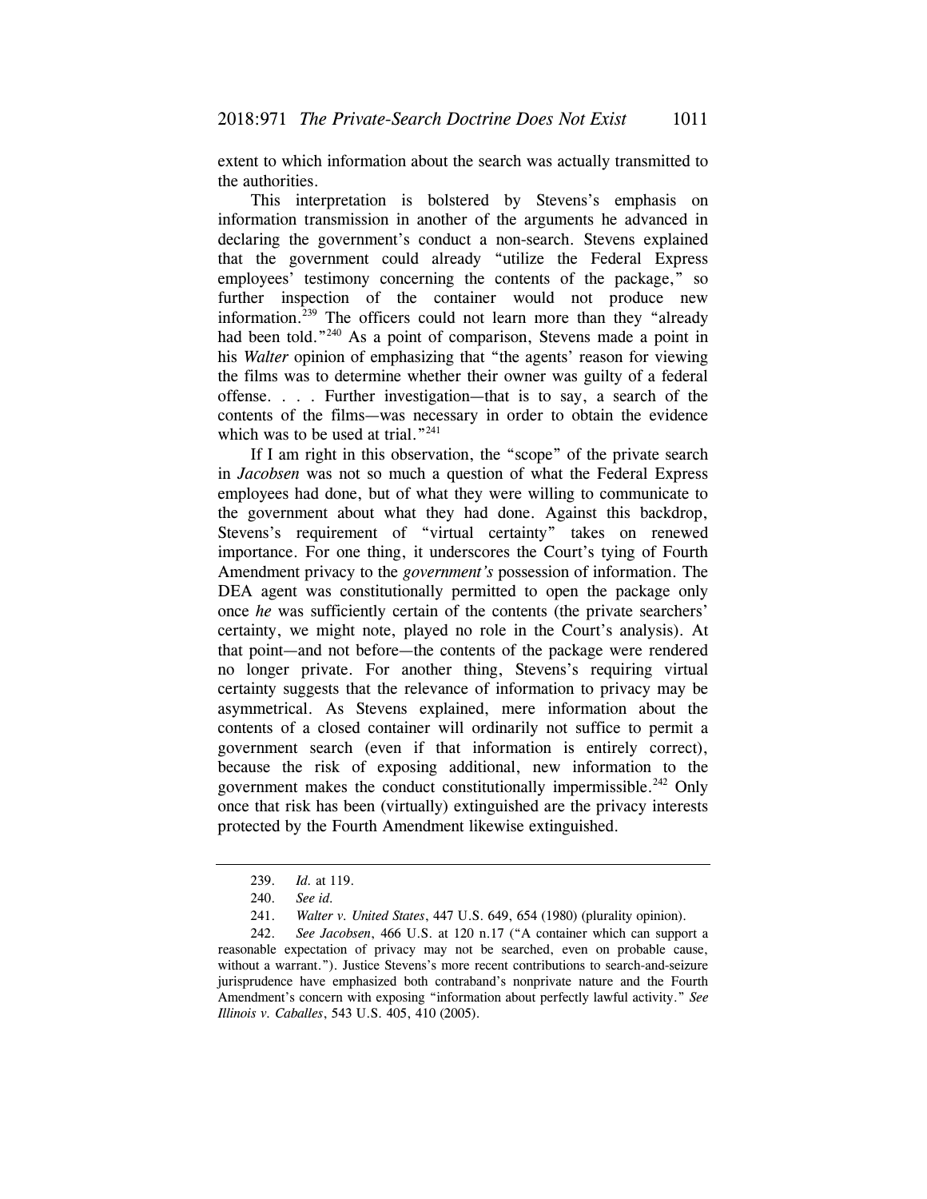extent to which information about the search was actually transmitted to the authorities.

This interpretation is bolstered by Stevens's emphasis on information transmission in another of the arguments he advanced in declaring the government's conduct a non-search. Stevens explained that the government could already "utilize the Federal Express employees' testimony concerning the contents of the package," so further inspection of the container would not produce new information.[239] The officers could not learn more than they "already had been told."[240] As a point of comparison, Stevens made a point in his *Walter* opinion of emphasizing that "the agents' reason for viewing the films was to determine whether their owner was guilty of a federal offense. . . . Further investigation—that is to say, a search of the contents of the films—was necessary in order to obtain the evidence which was to be used at trial."[241]

If I am right in this observation, the "scope" of the private search in *Jacobsen* was not so much a question of what the Federal Express employees had done, but of what they were willing to communicate to the government about what they had done. Against this backdrop, Stevens's requirement of "virtual certainty" takes on renewed importance. For one thing, it underscores the Court's tying of Fourth Amendment privacy to the *government's* possession of information. The DEA agent was constitutionally permitted to open the package only once *he* was sufficiently certain of the contents (the private searchers' certainty, we might note, played no role in the Court's analysis). At that point—and not before—the contents of the package were rendered no longer private. For another thing, Stevens's requiring virtual certainty suggests that the relevance of information to privacy may be asymmetrical. As Stevens explained, mere information about the contents of a closed container will ordinarily not suffice to permit a government search (even if that information is entirely correct), because the risk of exposing additional, new information to the government makes the conduct constitutionally impermissible.[242] Only once that risk has been (virtually) extinguished are the privacy interests protected by the Fourth Amendment likewise extinguished.

---

239. *Id.* at 119.

240. *See id.*

241. *Walter v. United States*, 447 U.S. 649, 654 (1980) (plurality opinion).

242. *See Jacobsen*, 466 U.S. at 120 n.17 ("A container which can support a reasonable expectation of privacy may not be searched, even on probable cause, without a warrant."). Justice Stevens's more recent contributions to search-and-seizure jurisprudence have emphasized both contraband's nonprivate nature and the Fourth Amendment's concern with exposing "information about perfectly lawful activity." *See Illinois v. Caballes*, 543 U.S. 405, 410 (2005).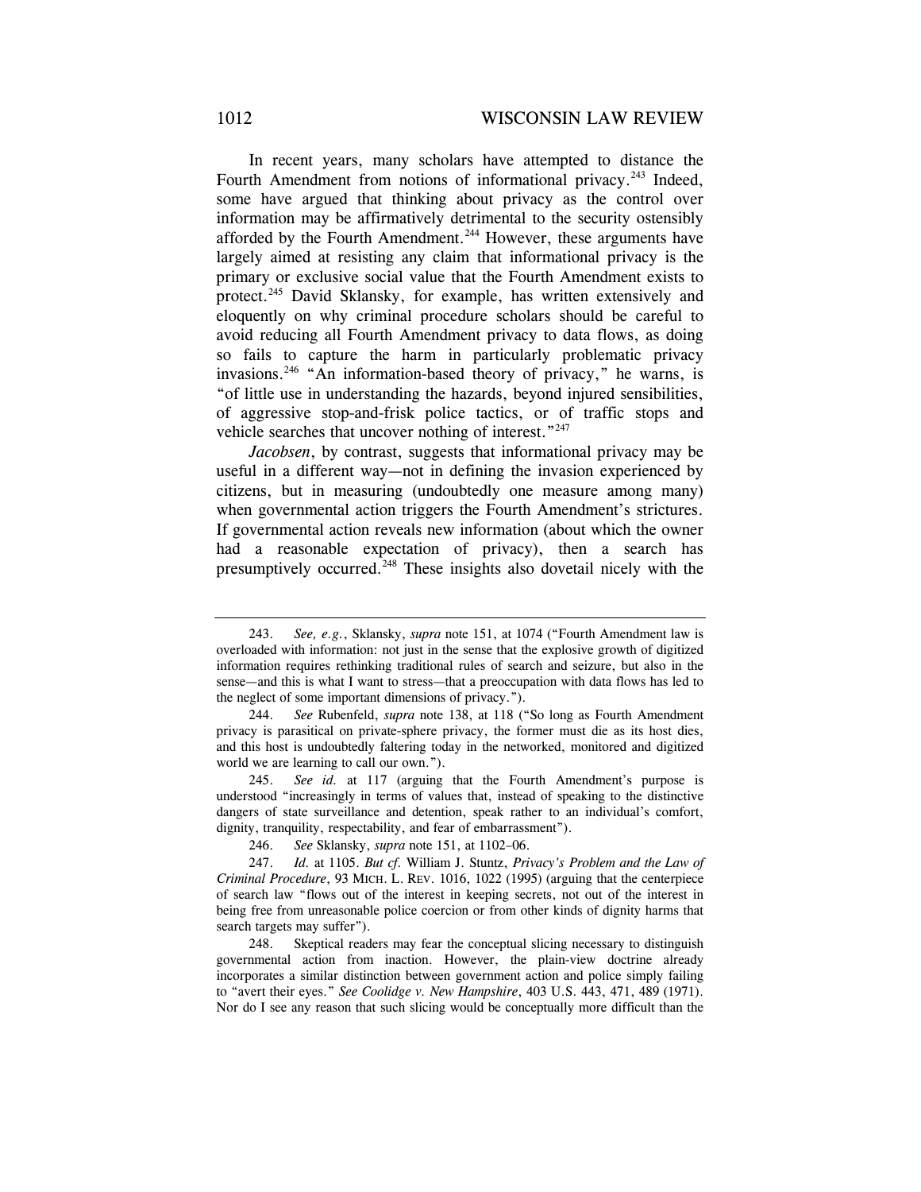In recent years, many scholars have attempted to distance the Fourth Amendment from notions of informational privacy.[243] Indeed, some have argued that thinking about privacy as the control over information may be affirmatively detrimental to the security ostensibly afforded by the Fourth Amendment.[244] However, these arguments have largely aimed at resisting any claim that informational privacy is the primary or exclusive social value that the Fourth Amendment exists to protect.[245] David Sklansky, for example, has written extensively and eloquently on why criminal procedure scholars should be careful to avoid reducing all Fourth Amendment privacy to data flows, as doing so fails to capture the harm in particularly problematic privacy invasions.[246] "An information-based theory of privacy," he warns, is "of little use in understanding the hazards, beyond injured sensibilities, of aggressive stop-and-frisk police tactics, or of traffic stops and vehicle searches that uncover nothing of interest."[247]

*Jacobsen*, by contrast, suggests that informational privacy may be useful in a different way—not in defining the invasion experienced by citizens, but in measuring (undoubtedly one measure among many) when governmental action triggers the Fourth Amendment's strictures. If governmental action reveals new information (about which the owner had a reasonable expectation of privacy), then a search has presumptively occurred.[248] These insights also dovetail nicely with the

---

243. *See, e.g.*, Sklansky, *supra* note 151, at 1074 ("Fourth Amendment law is overloaded with information: not just in the sense that the explosive growth of digitized information requires rethinking traditional rules of search and seizure, but also in the sense—and this is what I want to stress—that a preoccupation with data flows has led to the neglect of some important dimensions of privacy.").

244. *See* Rubenfeld, *supra* note 138, at 118 ("So long as Fourth Amendment privacy is parasitical on private-sphere privacy, the former must die as its host dies, and this host is undoubtedly faltering today in the networked, monitored and digitized world we are learning to call our own.").

245. *See id.* at 117 (arguing that the Fourth Amendment's purpose is understood "increasingly in terms of values that, instead of speaking to the distinctive dangers of state surveillance and detention, speak rather to an individual's comfort, dignity, tranquility, respectability, and fear of embarrassment").

246. *See* Sklansky, *supra* note 151, at 1102–06.

247. *Id.* at 1105. *But cf.* William J. Stuntz, *Privacy's Problem and the Law of Criminal Procedure*, 93 MICH. L. REV. 1016, 1022 (1995) (arguing that the centerpiece of search law "flows out of the interest in keeping secrets, not out of the interest in being free from unreasonable police coercion or from other kinds of dignity harms that search targets may suffer").

248. Skeptical readers may fear the conceptual slicing necessary to distinguish governmental action from inaction. However, the plain-view doctrine already incorporates a similar distinction between government action and police simply failing to "avert their eyes." *See Coolidge v. New Hampshire*, 403 U.S. 443, 471, 489 (1971). Nor do I see any reason that such slicing would be conceptually more difficult than the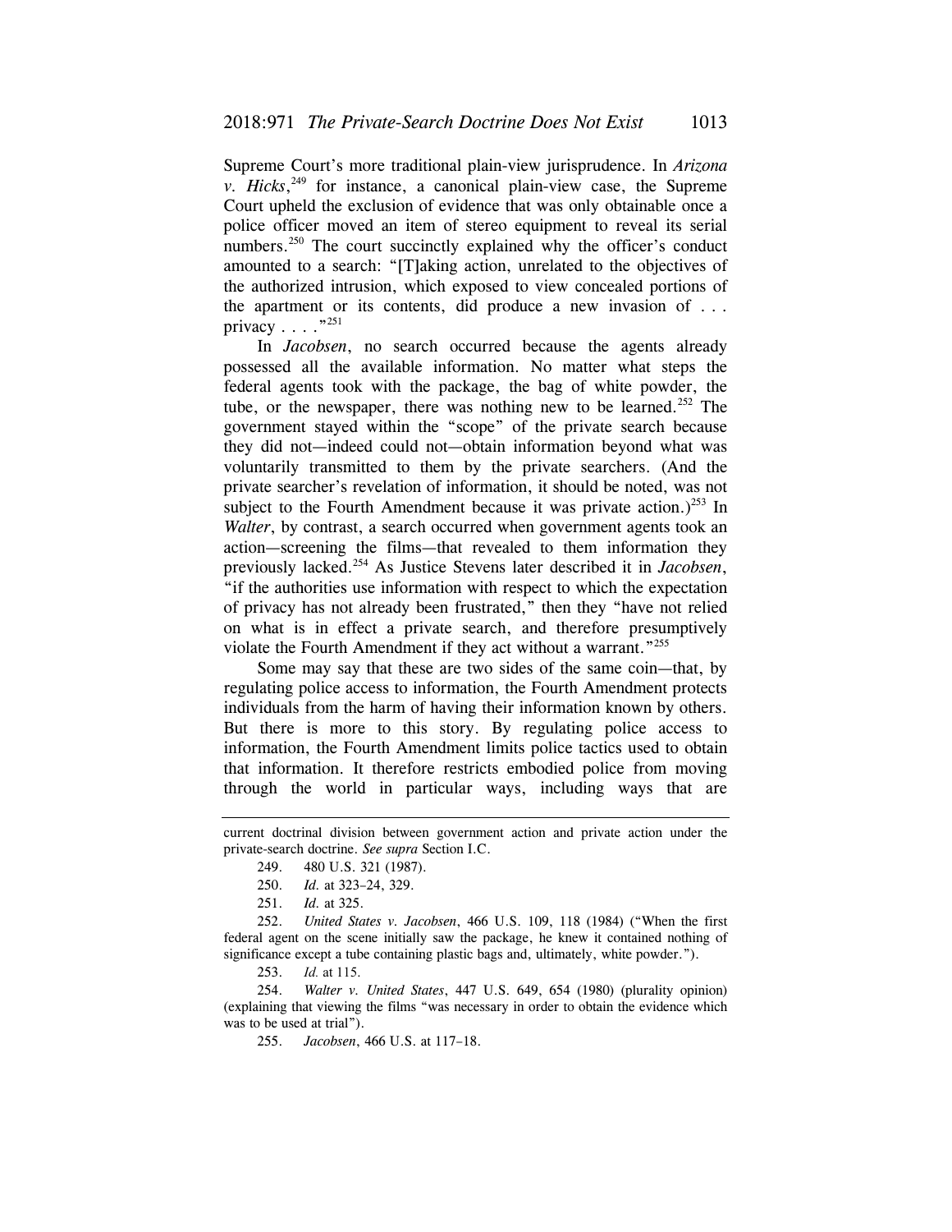Supreme Court's more traditional plain-view jurisprudence. In *Arizona v. Hicks*,[249] for instance, a canonical plain-view case, the Supreme Court upheld the exclusion of evidence that was only obtainable once a police officer moved an item of stereo equipment to reveal its serial numbers.[250] The court succinctly explained why the officer's conduct amounted to a search: "[T]aking action, unrelated to the objectives of the authorized intrusion, which exposed to view concealed portions of the apartment or its contents, did produce a new invasion of . . . privacy . . . ."[251]

In *Jacobsen*, no search occurred because the agents already possessed all the available information. No matter what steps the federal agents took with the package, the bag of white powder, the tube, or the newspaper, there was nothing new to be learned.[252] The government stayed within the "scope" of the private search because they did not—indeed could not—obtain information beyond what was voluntarily transmitted to them by the private searchers. (And the private searcher's revelation of information, it should be noted, was not subject to the Fourth Amendment because it was private action.)[253] In *Walter*, by contrast, a search occurred when government agents took an action—screening the films—that revealed to them information they previously lacked.[254] As Justice Stevens later described it in *Jacobsen*, "if the authorities use information with respect to which the expectation of privacy has not already been frustrated," then they "have not relied on what is in effect a private search, and therefore presumptively violate the Fourth Amendment if they act without a warrant."[255]

Some may say that these are two sides of the same coin—that, by regulating police access to information, the Fourth Amendment protects individuals from the harm of having their information known by others. But there is more to this story. By regulating police access to information, the Fourth Amendment limits police tactics used to obtain that information. It therefore restricts embodied police from moving through the world in particular ways, including ways that are

---

current doctrinal division between government action and private action under the private-search doctrine. *See supra* Section I.C.

249. 480 U.S. 321 (1987).

250. *Id.* at 323–24, 329.

251. *Id.* at 325.

252. *United States v. Jacobsen*, 466 U.S. 109, 118 (1984) ("When the first federal agent on the scene initially saw the package, he knew it contained nothing of significance except a tube containing plastic bags and, ultimately, white powder.").

253. *Id.* at 115.

254. *Walter v. United States*, 447 U.S. 649, 654 (1980) (plurality opinion) (explaining that viewing the films "was necessary in order to obtain the evidence which was to be used at trial").

255. *Jacobsen*, 466 U.S. at 117–18.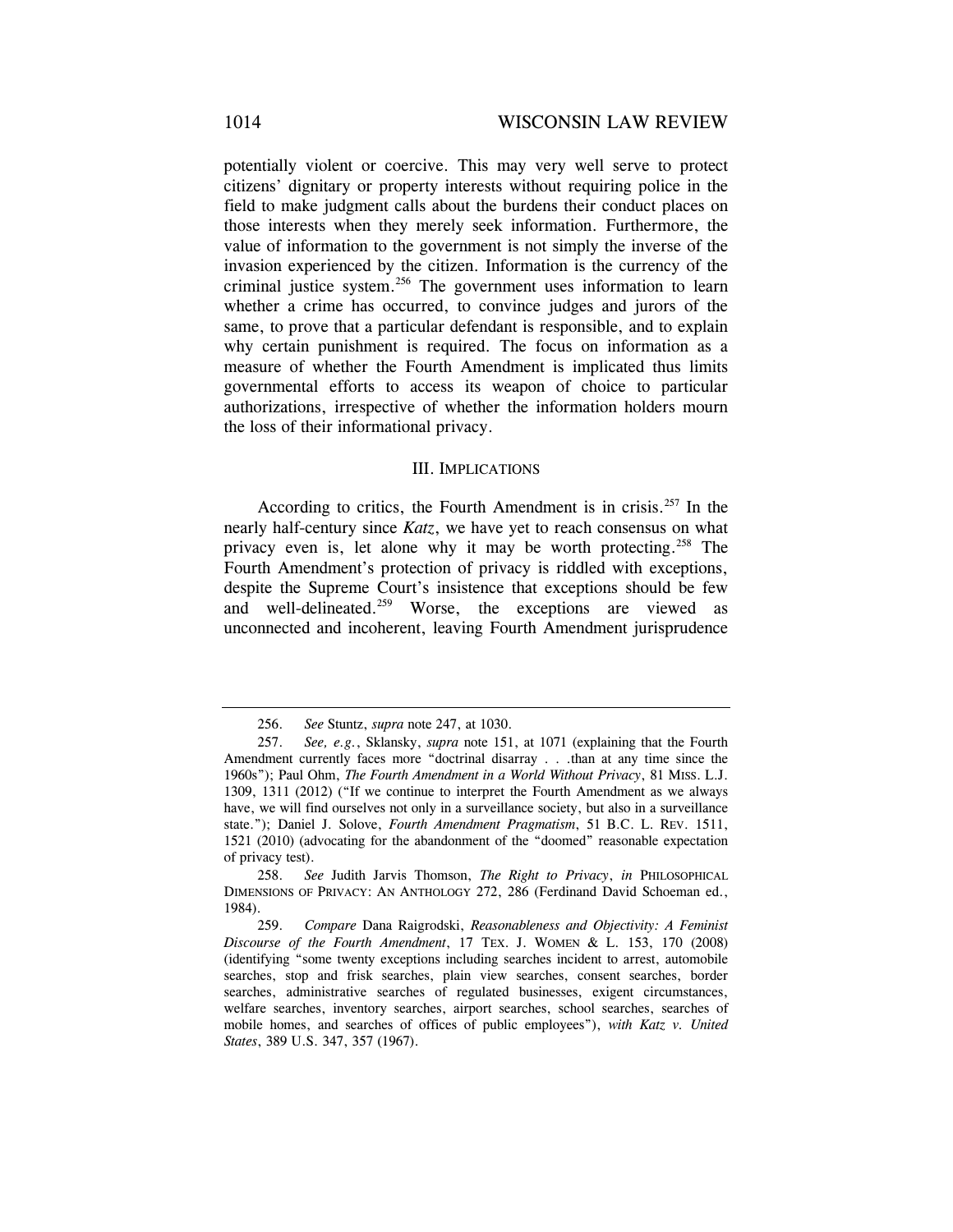potentially violent or coercive. This may very well serve to protect citizens' dignitary or property interests without requiring police in the field to make judgment calls about the burdens their conduct places on those interests when they merely seek information. Furthermore, the value of information to the government is not simply the inverse of the invasion experienced by the citizen. Information is the currency of the criminal justice system.[256] The government uses information to learn whether a crime has occurred, to convince judges and jurors of the same, to prove that a particular defendant is responsible, and to explain why certain punishment is required. The focus on information as a measure of whether the Fourth Amendment is implicated thus limits governmental efforts to access its weapon of choice to particular authorizations, irrespective of whether the information holders mourn the loss of their informational privacy.

## III. IMPLICATIONS

According to critics, the Fourth Amendment is in crisis.[257] In the nearly half-century since *Katz*, we have yet to reach consensus on what privacy even is, let alone why it may be worth protecting.[258] The Fourth Amendment's protection of privacy is riddled with exceptions, despite the Supreme Court's insistence that exceptions should be few and well-delineated.[259] Worse, the exceptions are viewed as unconnected and incoherent, leaving Fourth Amendment jurisprudence

---

256. *See* Stuntz, *supra* note 247, at 1030.

257. *See, e.g.*, Sklansky, *supra* note 151, at 1071 (explaining that the Fourth Amendment currently faces more "doctrinal disarray . . . than at any time since the 1960s"); Paul Ohm, *The Fourth Amendment in a World Without Privacy*, 81 MISS. L.J. 1309, 1311 (2012) ("If we continue to interpret the Fourth Amendment as we always have, we will find ourselves not only in a surveillance society, but also in a surveillance state."); Daniel J. Solove, *Fourth Amendment Pragmatism*, 51 B.C. L. REV. 1511, 1521 (2010) (advocating for the abandonment of the "doomed" reasonable expectation of privacy test).

258. *See* Judith Jarvis Thomson, *The Right to Privacy*, *in* PHILOSOPHICAL DIMENSIONS OF PRIVACY: AN ANTHOLOGY 272, 286 (Ferdinand David Schoeman ed., 1984).

259. *Compare* Dana Raigrodski, *Reasonableness and Objectivity: A Feminist Discourse of the Fourth Amendment*, 17 TEX. J. WOMEN & L. 153, 170 (2008) (identifying "some twenty exceptions including searches incident to arrest, automobile searches, stop and frisk searches, plain view searches, consent searches, border searches, administrative searches of regulated businesses, exigent circumstances, welfare searches, inventory searches, airport searches, school searches, searches of mobile homes, and searches of offices of public employees"), *with Katz v. United States*, 389 U.S. 347, 357 (1967).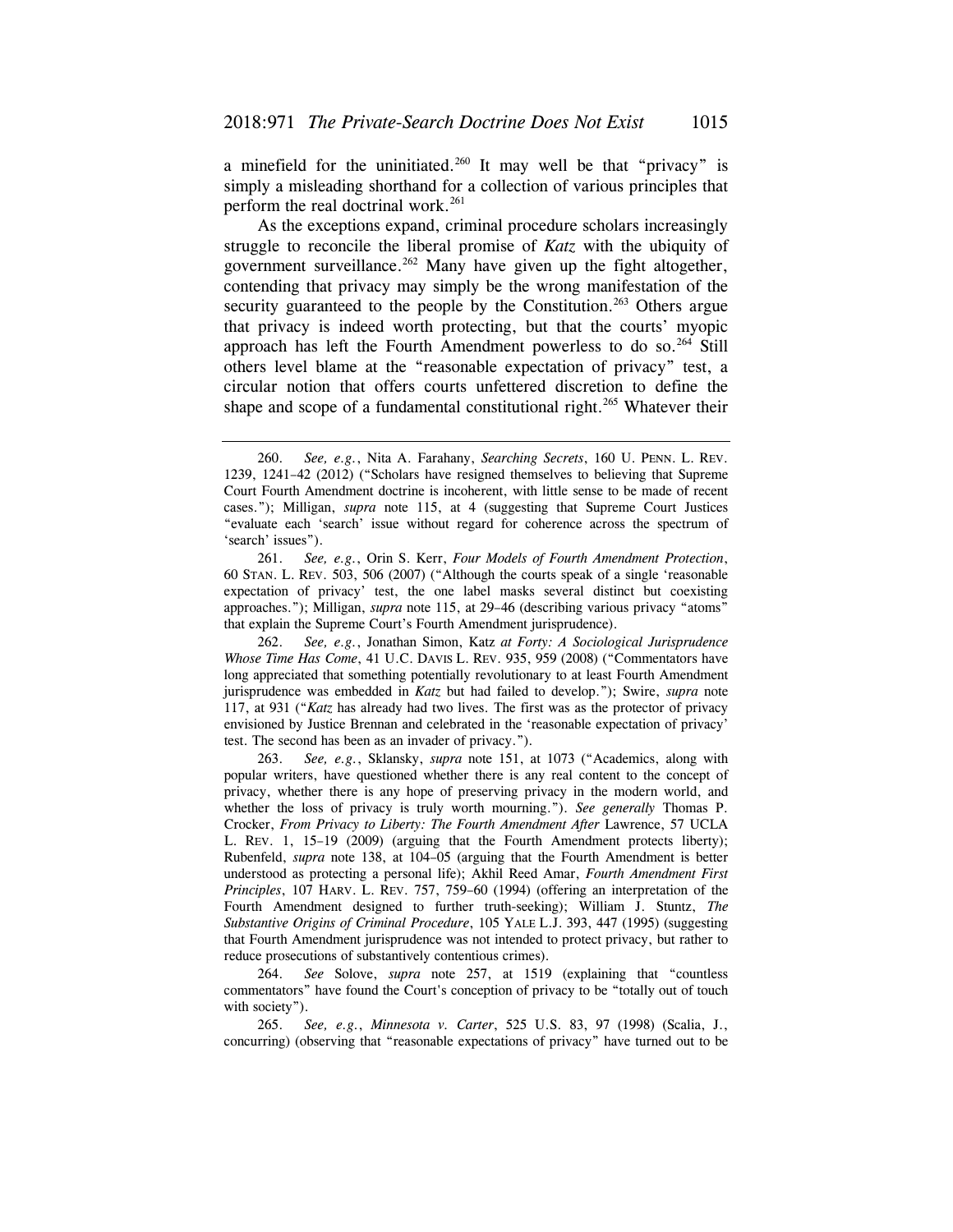a minefield for the uninitiated.[260] It may well be that "privacy" is simply a misleading shorthand for a collection of various principles that perform the real doctrinal work.[261]

As the exceptions expand, criminal procedure scholars increasingly struggle to reconcile the liberal promise of *Katz* with the ubiquity of government surveillance.[262] Many have given up the fight altogether, contending that privacy may simply be the wrong manifestation of the security guaranteed to the people by the Constitution.[263] Others argue that privacy is indeed worth protecting, but that the courts' myopic approach has left the Fourth Amendment powerless to do so.[264] Still others level blame at the "reasonable expectation of privacy" test, a circular notion that offers courts unfettered discretion to define the shape and scope of a fundamental constitutional right.[265] Whatever their

---

260. *See, e.g.*, Nita A. Farahany, *Searching Secrets*, 160 U. PENN. L. REV. 1239, 1241–42 (2012) ("Scholars have resigned themselves to believing that Supreme Court Fourth Amendment doctrine is incoherent, with little sense to be made of recent cases."); Milligan, *supra* note 115, at 4 (suggesting that Supreme Court Justices "evaluate each 'search' issue without regard for coherence across the spectrum of 'search' issues").

261. *See, e.g.*, Orin S. Kerr, *Four Models of Fourth Amendment Protection*, 60 STAN. L. REV. 503, 506 (2007) ("Although the courts speak of a single 'reasonable expectation of privacy' test, the one label masks several distinct but coexisting approaches."); Milligan, *supra* note 115, at 29–46 (describing various privacy "atoms" that explain the Supreme Court's Fourth Amendment jurisprudence).

262. *See, e.g.*, Jonathan Simon, Katz *at Forty: A Sociological Jurisprudence Whose Time Has Come*, 41 U.C. DAVIS L. REV. 935, 959 (2008) ("Commentators have long appreciated that something potentially revolutionary to at least Fourth Amendment jurisprudence was embedded in *Katz* but had failed to develop."); Swire, *supra* note 117, at 931 ("*Katz* has already had two lives. The first was as the protector of privacy envisioned by Justice Brennan and celebrated in the 'reasonable expectation of privacy' test. The second has been as an invader of privacy.").

263. *See, e.g.*, Sklansky, *supra* note 151, at 1073 ("Academics, along with popular writers, have questioned whether there is any real content to the concept of privacy, whether there is any hope of preserving privacy in the modern world, and whether the loss of privacy is truly worth mourning."). *See generally* Thomas P. Crocker, *From Privacy to Liberty: The Fourth Amendment After* Lawrence, 57 UCLA L. REV. 1, 15–19 (2009) (arguing that the Fourth Amendment protects liberty); Rubenfeld, *supra* note 138, at 104–05 (arguing that the Fourth Amendment is better understood as protecting a personal life); Akhil Reed Amar, *Fourth Amendment First Principles*, 107 HARV. L. REV. 757, 759–60 (1994) (offering an interpretation of the Fourth Amendment designed to further truth-seeking); William J. Stuntz, *The Substantive Origins of Criminal Procedure*, 105 YALE L.J. 393, 447 (1995) (suggesting that Fourth Amendment jurisprudence was not intended to protect privacy, but rather to reduce prosecutions of substantively contentious crimes).

264. *See* Solove, *supra* note 257, at 1519 (explaining that "countless commentators" have found the Court's conception of privacy to be "totally out of touch with society").

265. *See, e.g.*, *Minnesota v. Carter*, 525 U.S. 83, 97 (1998) (Scalia, J., concurring) (observing that "reasonable expectations of privacy" have turned out to be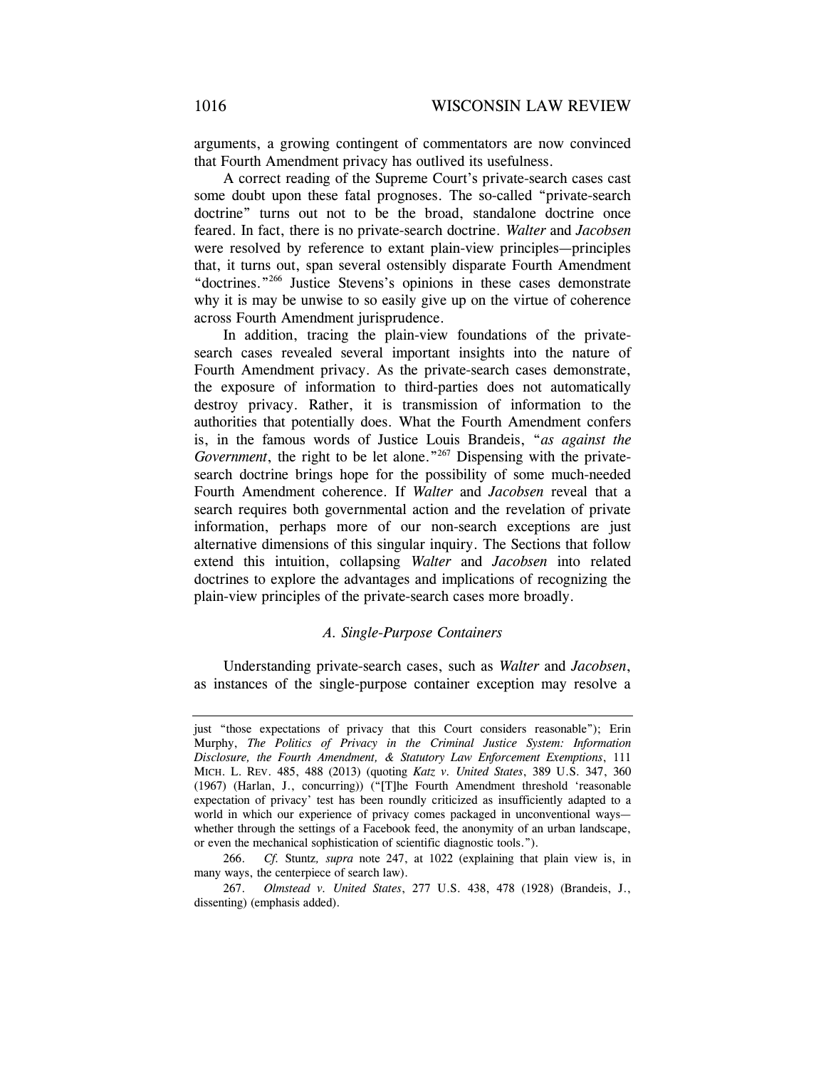arguments, a growing contingent of commentators are now convinced that Fourth Amendment privacy has outlived its usefulness.

A correct reading of the Supreme Court's private-search cases cast some doubt upon these fatal prognoses. The so-called "private-search doctrine" turns out not to be the broad, standalone doctrine once feared. In fact, there is no private-search doctrine. *Walter* and *Jacobsen* were resolved by reference to extant plain-view principles—principles that, it turns out, span several ostensibly disparate Fourth Amendment "doctrines."[266] Justice Stevens's opinions in these cases demonstrate why it is may be unwise to so easily give up on the virtue of coherence across Fourth Amendment jurisprudence.

In addition, tracing the plain-view foundations of the private-search cases revealed several important insights into the nature of Fourth Amendment privacy. As the private-search cases demonstrate, the exposure of information to third-parties does not automatically destroy privacy. Rather, it is transmission of information to the authorities that potentially does. What the Fourth Amendment confers is, in the famous words of Justice Louis Brandeis, "*as against the Government*, the right to be let alone."[267] Dispensing with the private-search doctrine brings hope for the possibility of some much-needed Fourth Amendment coherence. If *Walter* and *Jacobsen* reveal that a search requires both governmental action and the revelation of private information, perhaps more of our non-search exceptions are just alternative dimensions of this singular inquiry. The Sections that follow extend this intuition, collapsing *Walter* and *Jacobsen* into related doctrines to explore the advantages and implications of recognizing the plain-view principles of the private-search cases more broadly.

### *A. Single-Purpose Containers*

Understanding private-search cases, such as *Walter* and *Jacobsen*, as instances of the single-purpose container exception may resolve a

---

just "those expectations of privacy that this Court considers reasonable"); Erin Murphy, *The Politics of Privacy in the Criminal Justice System: Information Disclosure, the Fourth Amendment, & Statutory Law Enforcement Exemptions*, 111 MICH. L. REV. 485, 488 (2013) (quoting *Katz v. United States*, 389 U.S. 347, 360 (1967) (Harlan, J., concurring)) ("[T]he Fourth Amendment threshold 'reasonable expectation of privacy' test has been roundly criticized as insufficiently adapted to a world in which our experience of privacy comes packaged in unconventional ways—whether through the settings of a Facebook feed, the anonymity of an urban landscape, or even the mechanical sophistication of scientific diagnostic tools.").

266. *Cf.* Stuntz, *supra* note 247, at 1022 (explaining that plain view is, in many ways, the centerpiece of search law).

267. *Olmstead v. United States*, 277 U.S. 438, 478 (1928) (Brandeis, J., dissenting) (emphasis added).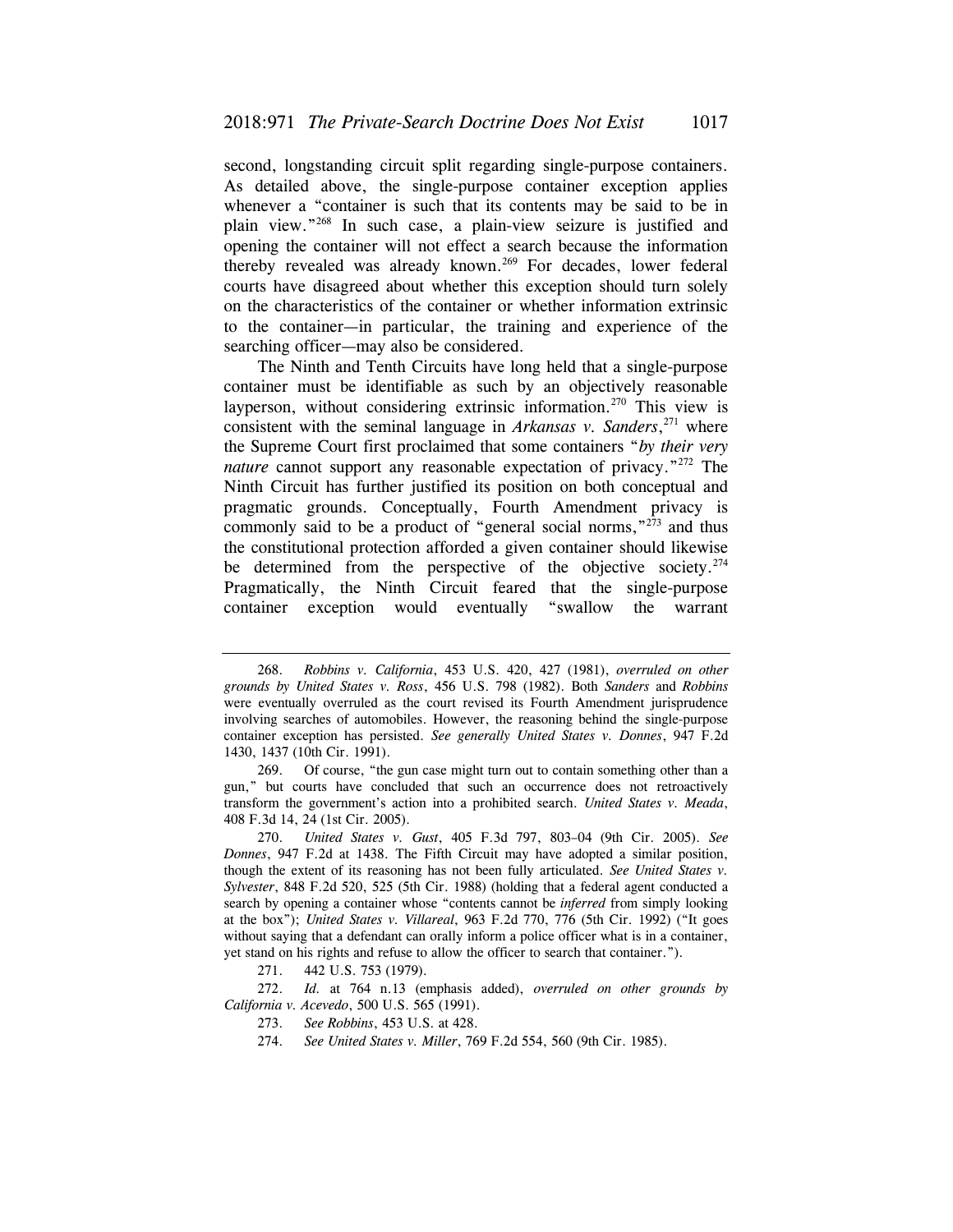second, longstanding circuit split regarding single-purpose containers. As detailed above, the single-purpose container exception applies whenever a "container is such that its contents may be said to be in plain view."[268] In such case, a plain-view seizure is justified and opening the container will not effect a search because the information thereby revealed was already known.[269] For decades, lower federal courts have disagreed about whether this exception should turn solely on the characteristics of the container or whether information extrinsic to the container—in particular, the training and experience of the searching officer—may also be considered.

The Ninth and Tenth Circuits have long held that a single-purpose container must be identifiable as such by an objectively reasonable layperson, without considering extrinsic information.[270] This view is consistent with the seminal language in *Arkansas v. Sanders*,[271] where the Supreme Court first proclaimed that some containers "*by their very nature* cannot support any reasonable expectation of privacy."[272] The Ninth Circuit has further justified its position on both conceptual and pragmatic grounds. Conceptually, Fourth Amendment privacy is commonly said to be a product of "general social norms,"[273] and thus the constitutional protection afforded a given container should likewise be determined from the perspective of the objective society.[274] Pragmatically, the Ninth Circuit feared that the single-purpose container exception would eventually "swallow the warrant

---

268. *Robbins v. California*, 453 U.S. 420, 427 (1981), *overruled on other grounds by United States v. Ross*, 456 U.S. 798 (1982). Both *Sanders* and *Robbins* were eventually overruled as the court revised its Fourth Amendment jurisprudence involving searches of automobiles. However, the reasoning behind the single-purpose container exception has persisted. *See generally United States v. Donnes*, 947 F.2d 1430, 1437 (10th Cir. 1991).

269. Of course, "the gun case might turn out to contain something other than a gun," but courts have concluded that such an occurrence does not retroactively transform the government's action into a prohibited search. *United States v. Meada*, 408 F.3d 14, 24 (1st Cir. 2005).

270. *United States v. Gust*, 405 F.3d 797, 803–04 (9th Cir. 2005). *See Donnes*, 947 F.2d at 1438. The Fifth Circuit may have adopted a similar position, though the extent of its reasoning has not been fully articulated. *See United States v. Sylvester*, 848 F.2d 520, 525 (5th Cir. 1988) (holding that a federal agent conducted a search by opening a container whose "contents cannot be *inferred* from simply looking at the box"); *United States v. Villareal*, 963 F.2d 770, 776 (5th Cir. 1992) ("It goes without saying that a defendant can orally inform a police officer what is in a container, yet stand on his rights and refuse to allow the officer to search that container.").

271. 442 U.S. 753 (1979).

272. *Id.* at 764 n.13 (emphasis added), *overruled on other grounds by California v. Acevedo*, 500 U.S. 565 (1991).

273. *See Robbins*, 453 U.S. at 428.

274. *See United States v. Miller*, 769 F.2d 554, 560 (9th Cir. 1985).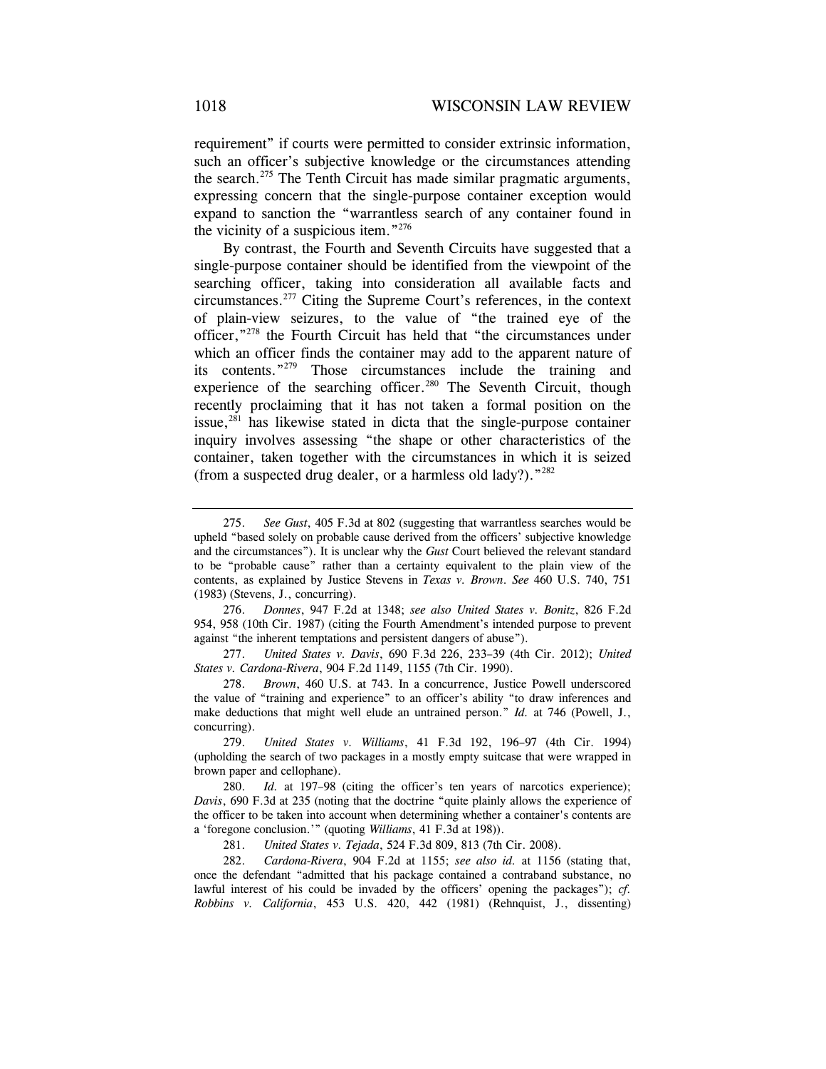requirement" if courts were permitted to consider extrinsic information, such an officer's subjective knowledge or the circumstances attending the search.[275] The Tenth Circuit has made similar pragmatic arguments, expressing concern that the single-purpose container exception would expand to sanction the "warrantless search of any container found in the vicinity of a suspicious item."[276]

By contrast, the Fourth and Seventh Circuits have suggested that a single-purpose container should be identified from the viewpoint of the searching officer, taking into consideration all available facts and circumstances.[277] Citing the Supreme Court's references, in the context of plain-view seizures, to the value of "the trained eye of the officer,"[278] the Fourth Circuit has held that "the circumstances under which an officer finds the container may add to the apparent nature of its contents."[279] Those circumstances include the training and experience of the searching officer.[280] The Seventh Circuit, though recently proclaiming that it has not taken a formal position on the issue,[281] has likewise stated in dicta that the single-purpose container inquiry involves assessing "the shape or other characteristics of the container, taken together with the circumstances in which it is seized (from a suspected drug dealer, or a harmless old lady?)."[282]

---

275. *See Gust*, 405 F.3d at 802 (suggesting that warrantless searches would be upheld "based solely on probable cause derived from the officers' subjective knowledge and the circumstances"). It is unclear why the *Gust* Court believed the relevant standard to be "probable cause" rather than a certainty equivalent to the plain view of the contents, as explained by Justice Stevens in *Texas v. Brown*. *See* 460 U.S. 740, 751 (1983) (Stevens, J., concurring).

276. *Donnes*, 947 F.2d at 1348; *see also United States v. Bonitz*, 826 F.2d 954, 958 (10th Cir. 1987) (citing the Fourth Amendment's intended purpose to prevent against "the inherent temptations and persistent dangers of abuse").

277. *United States v. Davis*, 690 F.3d 226, 233–39 (4th Cir. 2012); *United States v. Cardona-Rivera*, 904 F.2d 1149, 1155 (7th Cir. 1990).

278. *Brown*, 460 U.S. at 743. In a concurrence, Justice Powell underscored the value of "training and experience" to an officer's ability "to draw inferences and make deductions that might well elude an untrained person." *Id.* at 746 (Powell, J., concurring).

279. *United States v. Williams*, 41 F.3d 192, 196–97 (4th Cir. 1994) (upholding the search of two packages in a mostly empty suitcase that were wrapped in brown paper and cellophane).

280. *Id.* at 197–98 (citing the officer's ten years of narcotics experience); *Davis*, 690 F.3d at 235 (noting that the doctrine "quite plainly allows the experience of the officer to be taken into account when determining whether a container's contents are a 'foregone conclusion.'" (quoting *Williams*, 41 F.3d at 198)).

281. *United States v. Tejada*, 524 F.3d 809, 813 (7th Cir. 2008).

282. *Cardona-Rivera*, 904 F.2d at 1155; *see also id.* at 1156 (stating that, once the defendant "admitted that his package contained a contraband substance, no lawful interest of his could be invaded by the officers' opening the packages"); *cf. Robbins v. California*, 453 U.S. 420, 442 (1981) (Rehnquist, J., dissenting)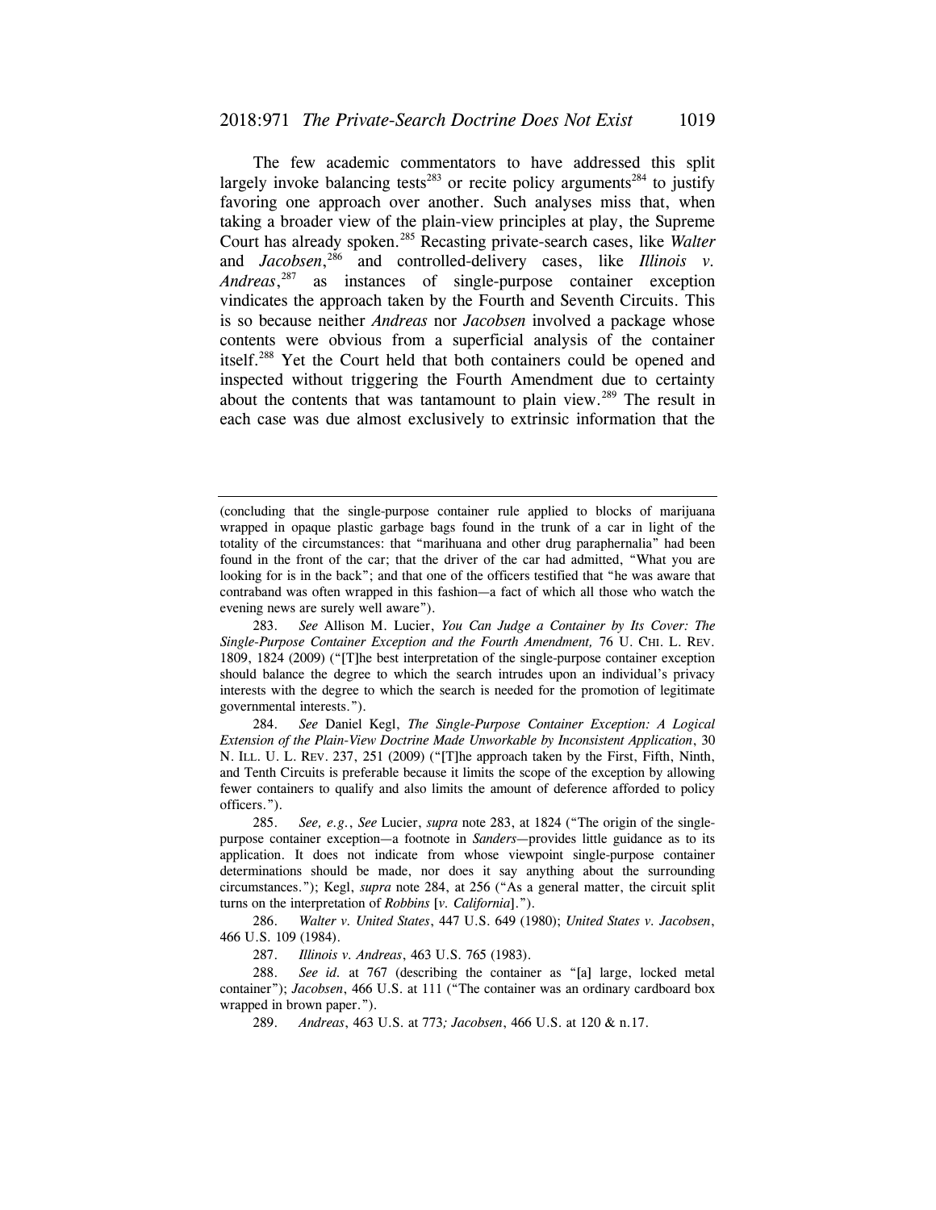The few academic commentators to have addressed this split largely invoke balancing tests[283] or recite policy arguments[284] to justify favoring one approach over another. Such analyses miss that, when taking a broader view of the plain-view principles at play, the Supreme Court has already spoken.[285] Recasting private-search cases, like *Walter* and *Jacobsen*,[286] and controlled-delivery cases, like *Illinois v. Andreas*,[287] as instances of single-purpose container exception vindicates the approach taken by the Fourth and Seventh Circuits. This is so because neither *Andreas* nor *Jacobsen* involved a package whose contents were obvious from a superficial analysis of the container itself.[288] Yet the Court held that both containers could be opened and inspected without triggering the Fourth Amendment due to certainty about the contents that was tantamount to plain view.[289] The result in each case was due almost exclusively to extrinsic information that the

---

(concluding that the single-purpose container rule applied to blocks of marijuana wrapped in opaque plastic garbage bags found in the trunk of a car in light of the totality of the circumstances: that "marihuana and other drug paraphernalia" had been found in the front of the car; that the driver of the car had admitted, "What you are looking for is in the back"; and that one of the officers testified that "he was aware that contraband was often wrapped in this fashion—a fact of which all those who watch the evening news are surely well aware").

283. *See* Allison M. Lucier, *You Can Judge a Container by Its Cover: The Single-Purpose Container Exception and the Fourth Amendment,* 76 U. CHI. L. REV. 1809, 1824 (2009) ("[T]he best interpretation of the single-purpose container exception should balance the degree to which the search intrudes upon an individual's privacy interests with the degree to which the search is needed for the promotion of legitimate governmental interests.").

284. *See* Daniel Kegl, *The Single-Purpose Container Exception: A Logical Extension of the Plain-View Doctrine Made Unworkable by Inconsistent Application*, 30 N. ILL. U. L. REV. 237, 251 (2009) ("[T]he approach taken by the First, Fifth, Ninth, and Tenth Circuits is preferable because it limits the scope of the exception by allowing fewer containers to qualify and also limits the amount of deference afforded to policy officers.").

285. *See, e.g.*, *See* Lucier, *supra* note 283, at 1824 ("The origin of the single-purpose container exception—a footnote in *Sanders*—provides little guidance as to its application. It does not indicate from whose viewpoint single-purpose container determinations should be made, nor does it say anything about the surrounding circumstances."); Kegl, *supra* note 284, at 256 ("As a general matter, the circuit split turns on the interpretation of *Robbins* [*v. California*].").

286. *Walter v. United States*, 447 U.S. 649 (1980); *United States v. Jacobsen*, 466 U.S. 109 (1984).

287. *Illinois v. Andreas*, 463 U.S. 765 (1983).

288. *See id.* at 767 (describing the container as "[a] large, locked metal container"); *Jacobsen*, 466 U.S. at 111 ("The container was an ordinary cardboard box wrapped in brown paper.").

289. *Andreas*, 463 U.S. at 773*; Jacobsen*, 466 U.S. at 120 & n.17.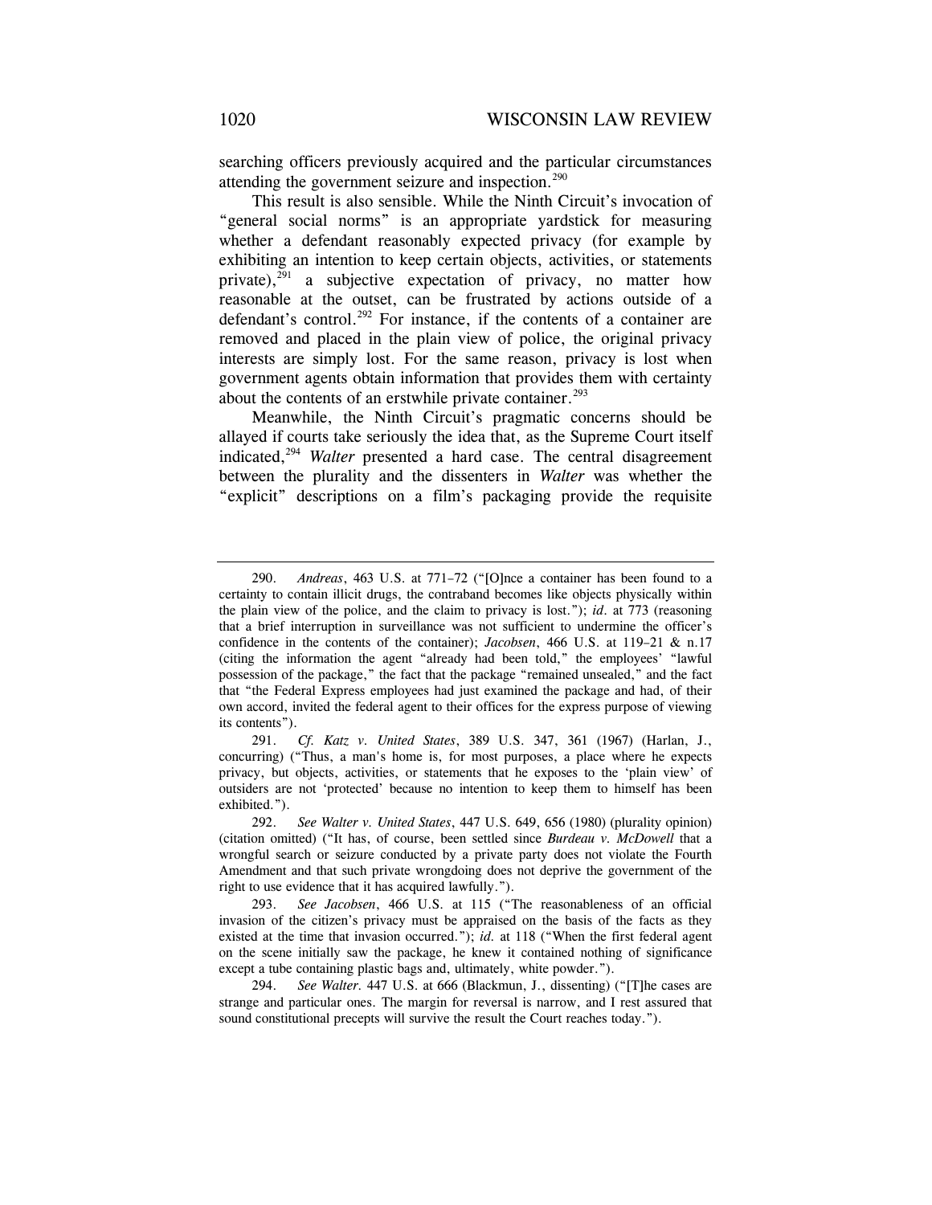searching officers previously acquired and the particular circumstances attending the government seizure and inspection.[290]

This result is also sensible. While the Ninth Circuit's invocation of "general social norms" is an appropriate yardstick for measuring whether a defendant reasonably expected privacy (for example by exhibiting an intention to keep certain objects, activities, or statements private),[291] a subjective expectation of privacy, no matter how reasonable at the outset, can be frustrated by actions outside of a defendant's control.[292] For instance, if the contents of a container are removed and placed in the plain view of police, the original privacy interests are simply lost. For the same reason, privacy is lost when government agents obtain information that provides them with certainty about the contents of an erstwhile private container.[293]

Meanwhile, the Ninth Circuit's pragmatic concerns should be allayed if courts take seriously the idea that, as the Supreme Court itself indicated,[294] *Walter* presented a hard case. The central disagreement between the plurality and the dissenters in *Walter* was whether the "explicit" descriptions on a film's packaging provide the requisite

---

290. *Andreas*, 463 U.S. at 771–72 ("[O]nce a container has been found to a certainty to contain illicit drugs, the contraband becomes like objects physically within the plain view of the police, and the claim to privacy is lost."); *id.* at 773 (reasoning that a brief interruption in surveillance was not sufficient to undermine the officer's confidence in the contents of the container); *Jacobsen*, 466 U.S. at 119–21 & n.17 (citing the information the agent "already had been told," the employees' "lawful possession of the package," the fact that the package "remained unsealed," and the fact that "the Federal Express employees had just examined the package and had, of their own accord, invited the federal agent to their offices for the express purpose of viewing its contents").

291. *Cf. Katz v. United States*, 389 U.S. 347, 361 (1967) (Harlan, J., concurring) ("Thus, a man's home is, for most purposes, a place where he expects privacy, but objects, activities, or statements that he exposes to the 'plain view' of outsiders are not 'protected' because no intention to keep them to himself has been exhibited.").

292. *See Walter v. United States*, 447 U.S. 649, 656 (1980) (plurality opinion) (citation omitted) ("It has, of course, been settled since *Burdeau v. McDowell* that a wrongful search or seizure conducted by a private party does not violate the Fourth Amendment and that such private wrongdoing does not deprive the government of the right to use evidence that it has acquired lawfully.").

293. *See Jacobsen*, 466 U.S. at 115 ("The reasonableness of an official invasion of the citizen's privacy must be appraised on the basis of the facts as they existed at the time that invasion occurred."); *id.* at 118 ("When the first federal agent on the scene initially saw the package, he knew it contained nothing of significance except a tube containing plastic bags and, ultimately, white powder.").

294. *See Walter*. 447 U.S. at 666 (Blackmun, J., dissenting) ("[T]he cases are strange and particular ones. The margin for reversal is narrow, and I rest assured that sound constitutional precepts will survive the result the Court reaches today.").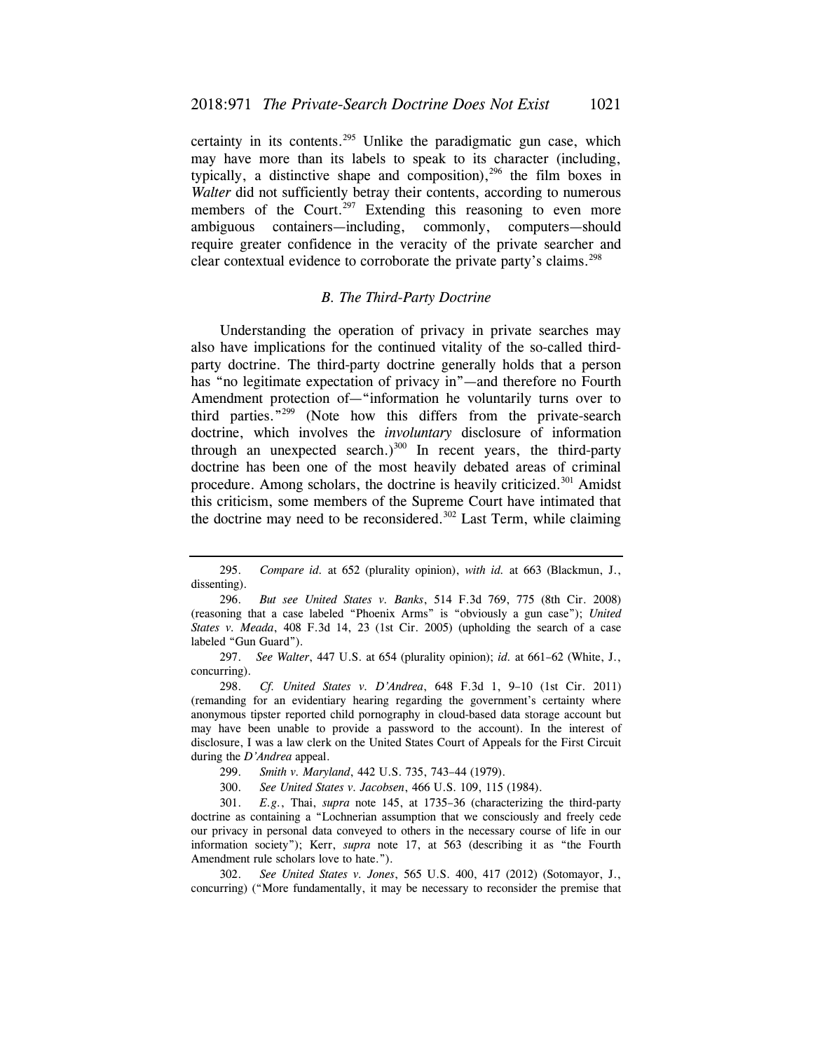certainty in its contents.[295] Unlike the paradigmatic gun case, which may have more than its labels to speak to its character (including, typically, a distinctive shape and composition),[296] the film boxes in *Walter* did not sufficiently betray their contents, according to numerous members of the Court.[297] Extending this reasoning to even more ambiguous containers—including, commonly, computers—should require greater confidence in the veracity of the private searcher and clear contextual evidence to corroborate the private party's claims.[298]

### *B. The Third-Party Doctrine*

Understanding the operation of privacy in private searches may also have implications for the continued vitality of the so-called third-party doctrine. The third-party doctrine generally holds that a person has "no legitimate expectation of privacy in"—and therefore no Fourth Amendment protection of—"information he voluntarily turns over to third parties."[299] (Note how this differs from the private-search doctrine, which involves the *involuntary* disclosure of information through an unexpected search.)[300] In recent years, the third-party doctrine has been one of the most heavily debated areas of criminal procedure. Among scholars, the doctrine is heavily criticized.[301] Amidst this criticism, some members of the Supreme Court have intimated that the doctrine may need to be reconsidered.[302] Last Term, while claiming

---

295. *Compare id.* at 652 (plurality opinion), *with id.* at 663 (Blackmun, J., dissenting).

296. *But see United States v. Banks*, 514 F.3d 769, 775 (8th Cir. 2008) (reasoning that a case labeled "Phoenix Arms" is "obviously a gun case"); *United States v. Meada*, 408 F.3d 14, 23 (1st Cir. 2005) (upholding the search of a case labeled "Gun Guard").

297. *See Walter*, 447 U.S. at 654 (plurality opinion); *id.* at 661–62 (White, J., concurring).

298. *Cf. United States v. D'Andrea*, 648 F.3d 1, 9–10 (1st Cir. 2011) (remanding for an evidentiary hearing regarding the government's certainty where anonymous tipster reported child pornography in cloud-based data storage account but may have been unable to provide a password to the account). In the interest of disclosure, I was a law clerk on the United States Court of Appeals for the First Circuit during the *D'Andrea* appeal.

299. *Smith v. Maryland*, 442 U.S. 735, 743–44 (1979).

300. *See United States v. Jacobsen*, 466 U.S. 109, 115 (1984).

301. *E.g.*, Thai, *supra* note 145, at 1735–36 (characterizing the third-party doctrine as containing a "Lochnerian assumption that we consciously and freely cede our privacy in personal data conveyed to others in the necessary course of life in our information society"); Kerr, *supra* note 17, at 563 (describing it as "the Fourth Amendment rule scholars love to hate.").

302. *See United States v. Jones*, 565 U.S. 400, 417 (2012) (Sotomayor, J., concurring) ("More fundamentally, it may be necessary to reconsider the premise that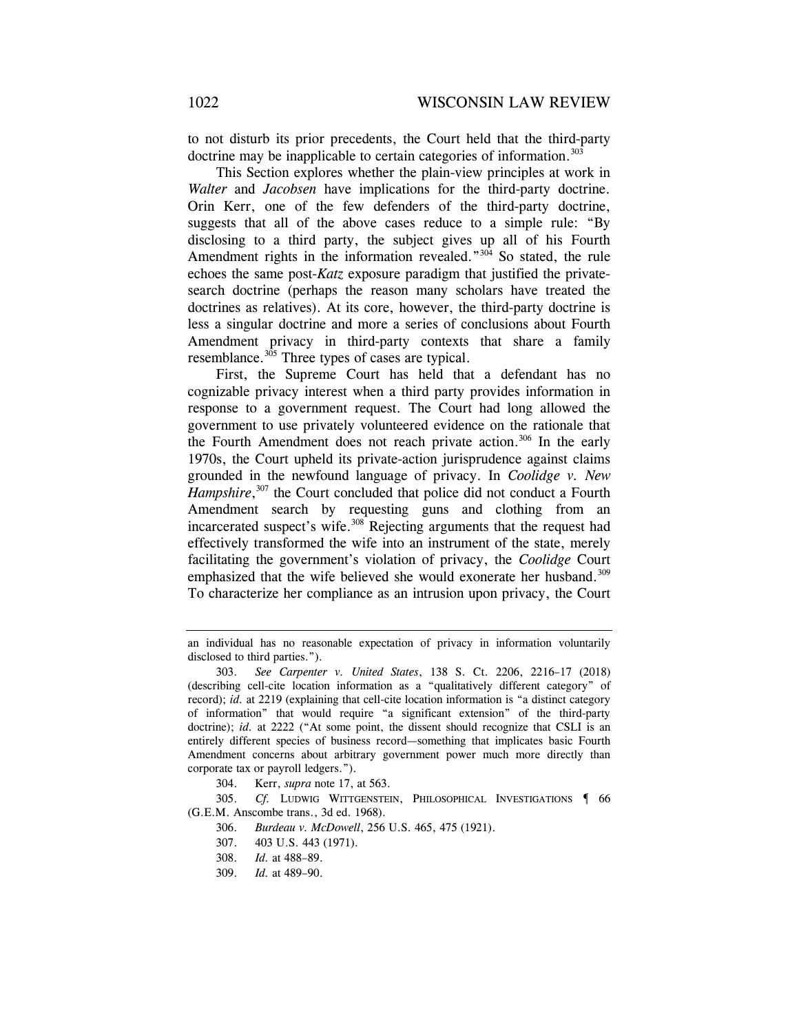to not disturb its prior precedents, the Court held that the third-party doctrine may be inapplicable to certain categories of information.[303]

This Section explores whether the plain-view principles at work in *Walter* and *Jacobsen* have implications for the third-party doctrine. Orin Kerr, one of the few defenders of the third-party doctrine, suggests that all of the above cases reduce to a simple rule: "By disclosing to a third party, the subject gives up all of his Fourth Amendment rights in the information revealed."[304] So stated, the rule echoes the same post-*Katz* exposure paradigm that justified the private-search doctrine (perhaps the reason many scholars have treated the doctrines as relatives). At its core, however, the third-party doctrine is less a singular doctrine and more a series of conclusions about Fourth Amendment privacy in third-party contexts that share a family resemblance.[305] Three types of cases are typical.

First, the Supreme Court has held that a defendant has no cognizable privacy interest when a third party provides information in response to a government request. The Court had long allowed the government to use privately volunteered evidence on the rationale that the Fourth Amendment does not reach private action.[306] In the early 1970s, the Court upheld its private-action jurisprudence against claims grounded in the newfound language of privacy. In *Coolidge v. New Hampshire*,[307] the Court concluded that police did not conduct a Fourth Amendment search by requesting guns and clothing from an incarcerated suspect's wife.[308] Rejecting arguments that the request had effectively transformed the wife into an instrument of the state, merely facilitating the government's violation of privacy, the *Coolidge* Court emphasized that the wife believed she would exonerate her husband.[309] To characterize her compliance as an intrusion upon privacy, the Court

---

an individual has no reasonable expectation of privacy in information voluntarily disclosed to third parties.").

303. *See Carpenter v. United States*, 138 S. Ct. 2206, 2216–17 (2018) (describing cell-cite location information as a "qualitatively different category" of record); *id.* at 2219 (explaining that cell-cite location information is "a distinct category of information" that would require "a significant extension" of the third-party doctrine); *id.* at 2222 ("At some point, the dissent should recognize that CSLI is an entirely different species of business record—something that implicates basic Fourth Amendment concerns about arbitrary government power much more directly than corporate tax or payroll ledgers.").

304. Kerr, *supra* note 17, at 563.

305. *Cf.* LUDWIG WITTGENSTEIN, PHILOSOPHICAL INVESTIGATIONS ¶ 66 (G.E.M. Anscombe trans., 3d ed. 1968).

306. *Burdeau v. McDowell*, 256 U.S. 465, 475 (1921).

307. 403 U.S. 443 (1971).

308. *Id.* at 488–89.

309. *Id.* at 489–90.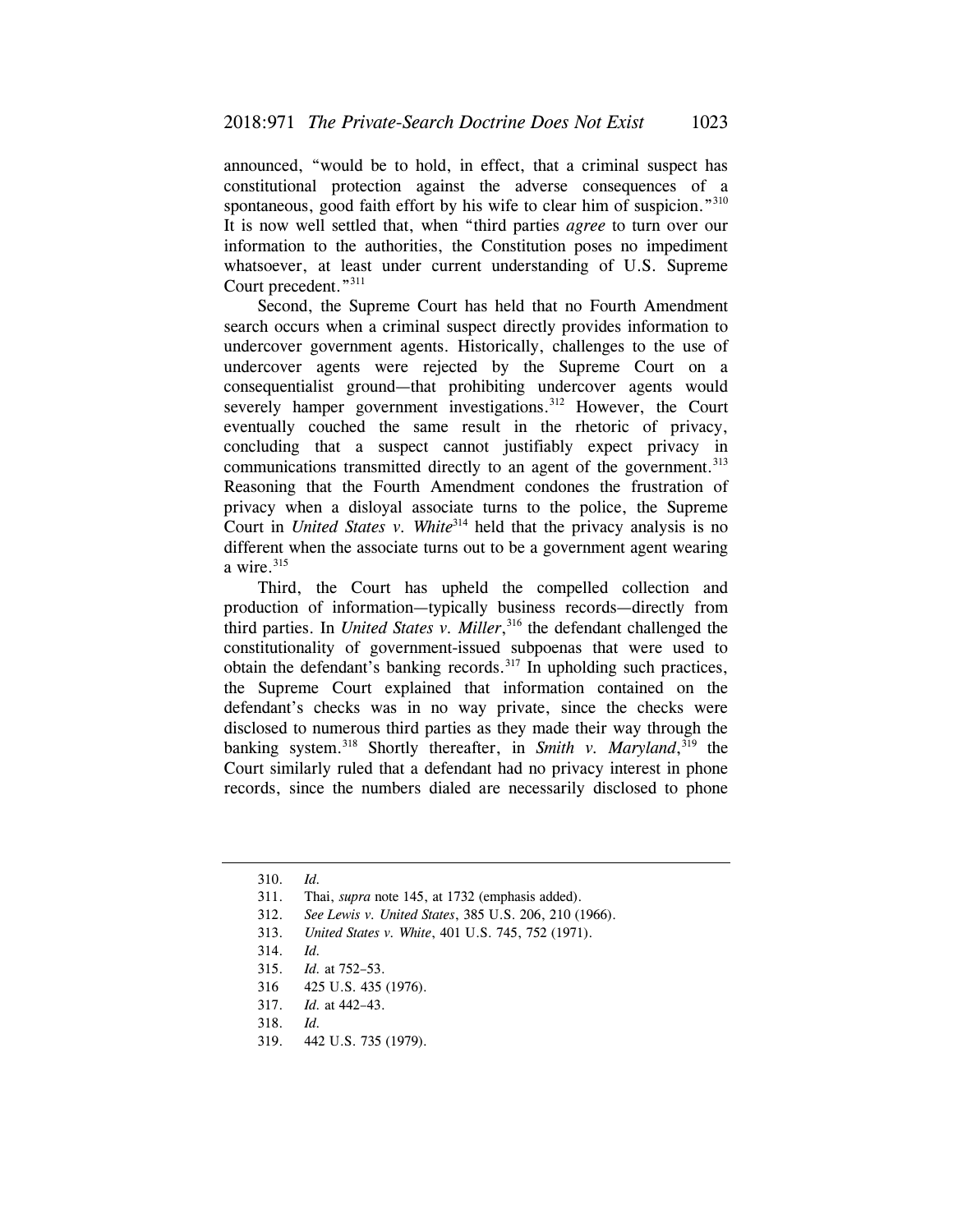announced, "would be to hold, in effect, that a criminal suspect has constitutional protection against the adverse consequences of a spontaneous, good faith effort by his wife to clear him of suspicion."[310] It is now well settled that, when "third parties *agree* to turn over our information to the authorities, the Constitution poses no impediment whatsoever, at least under current understanding of U.S. Supreme Court precedent."[311]

Second, the Supreme Court has held that no Fourth Amendment search occurs when a criminal suspect directly provides information to undercover government agents. Historically, challenges to the use of undercover agents were rejected by the Supreme Court on a consequentialist ground—that prohibiting undercover agents would severely hamper government investigations.[312] However, the Court eventually couched the same result in the rhetoric of privacy, concluding that a suspect cannot justifiably expect privacy in communications transmitted directly to an agent of the government.[313] Reasoning that the Fourth Amendment condones the frustration of privacy when a disloyal associate turns to the police, the Supreme Court in *United States v. White*[314] held that the privacy analysis is no different when the associate turns out to be a government agent wearing a wire.[315]

Third, the Court has upheld the compelled collection and production of information—typically business records—directly from third parties. In *United States v. Miller*,[316] the defendant challenged the constitutionality of government-issued subpoenas that were used to obtain the defendant's banking records.[317] In upholding such practices, the Supreme Court explained that information contained on the defendant's checks was in no way private, since the checks were disclosed to numerous third parties as they made their way through the banking system.[318] Shortly thereafter, in *Smith v. Maryland*,[319] the Court similarly ruled that a defendant had no privacy interest in phone records, since the numbers dialed are necessarily disclosed to phone

---

310. *Id.*
311. Thai, *supra* note 145, at 1732 (emphasis added).
312. *See Lewis v. United States*, 385 U.S. 206, 210 (1966).
313. *United States v. White*, 401 U.S. 745, 752 (1971).
314. *Id.*
315. *Id.* at 752–53.
316 425 U.S. 435 (1976).
317. *Id.* at 442–43.
318. *Id.*
319. 442 U.S. 735 (1979).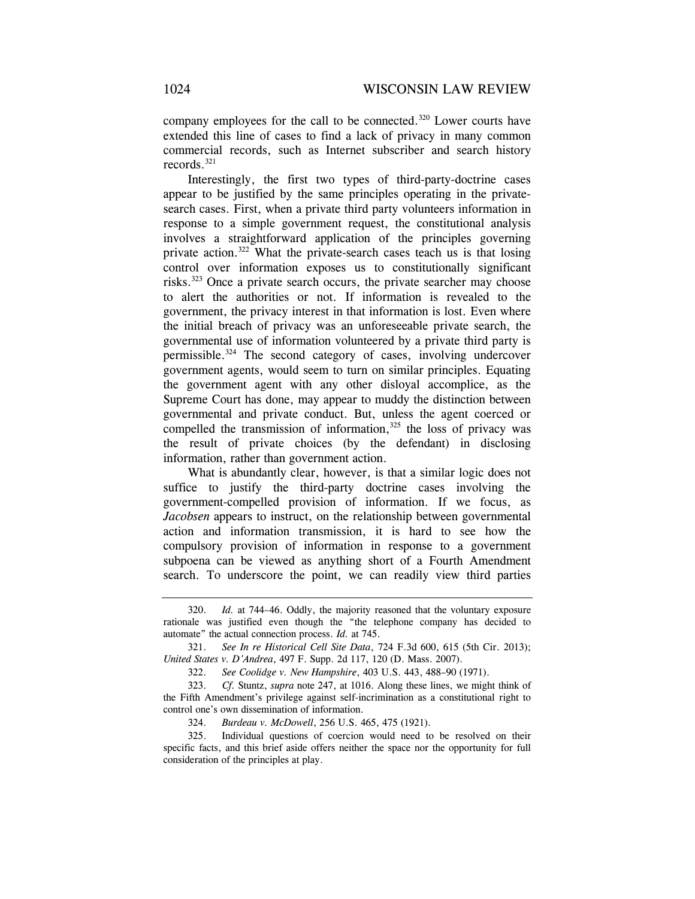company employees for the call to be connected.[320] Lower courts have extended this line of cases to find a lack of privacy in many common commercial records, such as Internet subscriber and search history records.[321]

Interestingly, the first two types of third-party-doctrine cases appear to be justified by the same principles operating in the private-search cases. First, when a private third party volunteers information in response to a simple government request, the constitutional analysis involves a straightforward application of the principles governing private action.[322] What the private-search cases teach us is that losing control over information exposes us to constitutionally significant risks.[323] Once a private search occurs, the private searcher may choose to alert the authorities or not. If information is revealed to the government, the privacy interest in that information is lost. Even where the initial breach of privacy was an unforeseeable private search, the governmental use of information volunteered by a private third party is permissible.[324] The second category of cases, involving undercover government agents, would seem to turn on similar principles. Equating the government agent with any other disloyal accomplice, as the Supreme Court has done, may appear to muddy the distinction between governmental and private conduct. But, unless the agent coerced or compelled the transmission of information,[325] the loss of privacy was the result of private choices (by the defendant) in disclosing information, rather than government action.

What is abundantly clear, however, is that a similar logic does not suffice to justify the third-party doctrine cases involving the government-compelled provision of information. If we focus, as *Jacobsen* appears to instruct, on the relationship between governmental action and information transmission, it is hard to see how the compulsory provision of information in response to a government subpoena can be viewed as anything short of a Fourth Amendment search. To underscore the point, we can readily view third parties

---

320. *Id.* at 744–46. Oddly, the majority reasoned that the voluntary exposure rationale was justified even though the "the telephone company has decided to automate" the actual connection process. *Id.* at 745.

321. *See In re Historical Cell Site Data*, 724 F.3d 600, 615 (5th Cir. 2013); *United States v. D'Andrea*, 497 F. Supp. 2d 117, 120 (D. Mass. 2007).

322. *See Coolidge v. New Hampshire*, 403 U.S. 443, 488–90 (1971).

323. *Cf.* Stuntz, *supra* note 247, at 1016. Along these lines, we might think of the Fifth Amendment's privilege against self-incrimination as a constitutional right to control one's own dissemination of information.

324. *Burdeau v. McDowell*, 256 U.S. 465, 475 (1921).

325. Individual questions of coercion would need to be resolved on their specific facts, and this brief aside offers neither the space nor the opportunity for full consideration of the principles at play.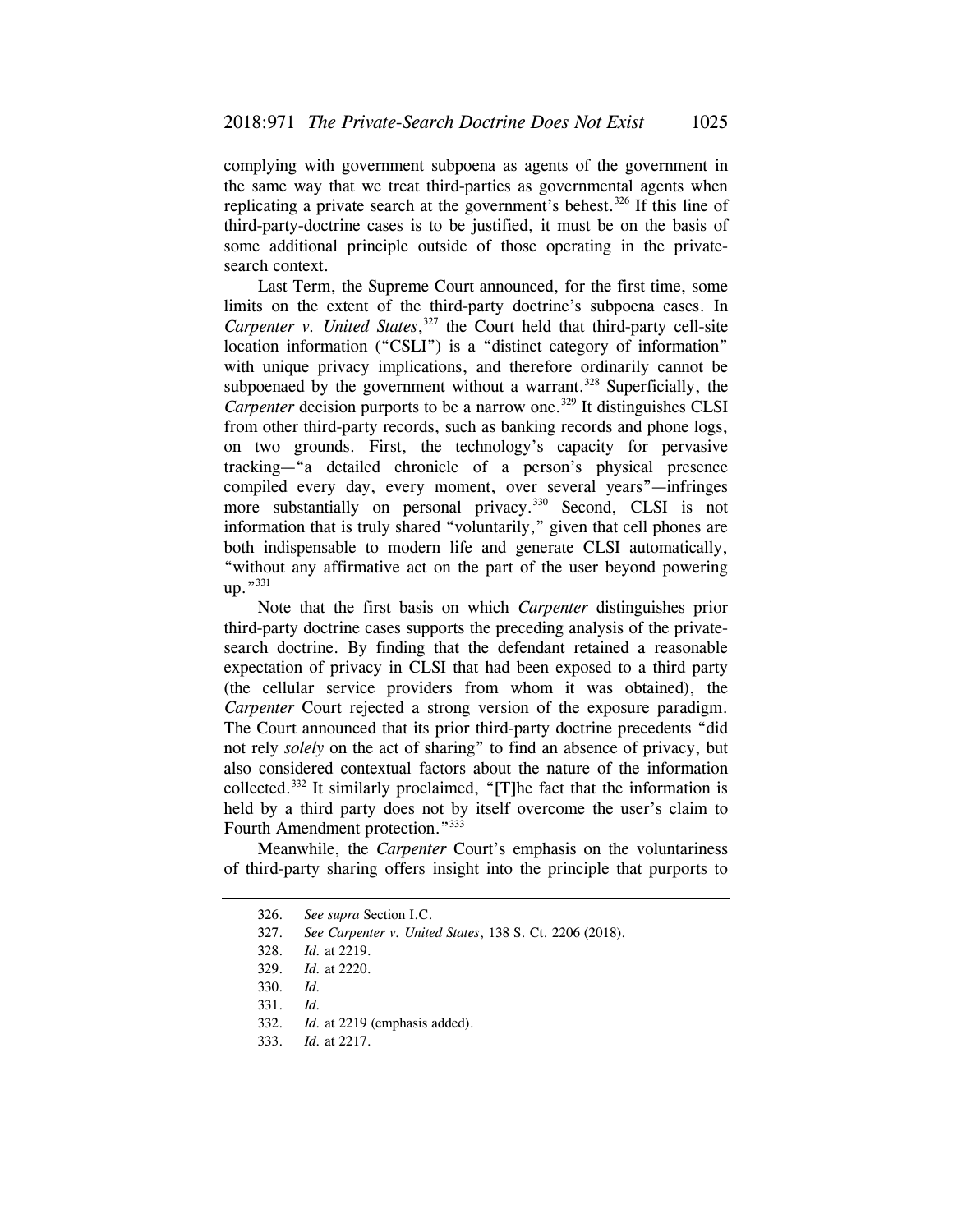complying with government subpoena as agents of the government in the same way that we treat third-parties as governmental agents when replicating a private search at the government's behest.[326] If this line of third-party-doctrine cases is to be justified, it must be on the basis of some additional principle outside of those operating in the private-search context.

Last Term, the Supreme Court announced, for the first time, some limits on the extent of the third-party doctrine's subpoena cases. In *Carpenter v. United States*,[327] the Court held that third-party cell-site location information ("CSLI") is a "distinct category of information" with unique privacy implications, and therefore ordinarily cannot be subpoenaed by the government without a warrant.[328] Superficially, the *Carpenter* decision purports to be a narrow one.[329] It distinguishes CLSI from other third-party records, such as banking records and phone logs, on two grounds. First, the technology's capacity for pervasive tracking—"a detailed chronicle of a person's physical presence compiled every day, every moment, over several years"—infringes more substantially on personal privacy.[330] Second, CLSI is not information that is truly shared "voluntarily," given that cell phones are both indispensable to modern life and generate CLSI automatically, "without any affirmative act on the part of the user beyond powering up."[331]

Note that the first basis on which *Carpenter* distinguishes prior third-party doctrine cases supports the preceding analysis of the private-search doctrine. By finding that the defendant retained a reasonable expectation of privacy in CLSI that had been exposed to a third party (the cellular service providers from whom it was obtained), the *Carpenter* Court rejected a strong version of the exposure paradigm. The Court announced that its prior third-party doctrine precedents "did not rely *solely* on the act of sharing" to find an absence of privacy, but also considered contextual factors about the nature of the information collected.[332] It similarly proclaimed, "[T]he fact that the information is held by a third party does not by itself overcome the user's claim to Fourth Amendment protection."[333]

Meanwhile, the *Carpenter* Court's emphasis on the voluntariness of third-party sharing offers insight into the principle that purports to

---

326. *See supra* Section I.C.

327. *See Carpenter v. United States*, 138 S. Ct. 2206 (2018).

328. *Id.* at 2219.

329. *Id.* at 2220.

330. *Id.*

331. *Id.*

332. *Id.* at 2219 (emphasis added).

333. *Id.* at 2217.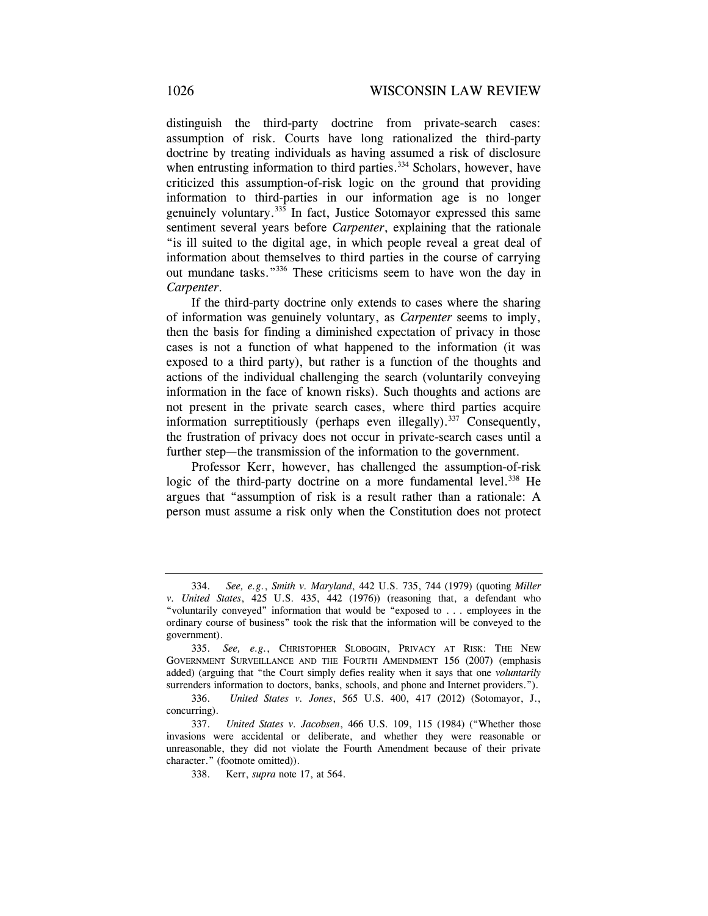distinguish the third-party doctrine from private-search cases: assumption of risk. Courts have long rationalized the third-party doctrine by treating individuals as having assumed a risk of disclosure when entrusting information to third parties.[334] Scholars, however, have criticized this assumption-of-risk logic on the ground that providing information to third-parties in our information age is no longer genuinely voluntary.[335] In fact, Justice Sotomayor expressed this same sentiment several years before *Carpenter*, explaining that the rationale "is ill suited to the digital age, in which people reveal a great deal of information about themselves to third parties in the course of carrying out mundane tasks."[336] These criticisms seem to have won the day in *Carpenter*.

If the third-party doctrine only extends to cases where the sharing of information was genuinely voluntary, as *Carpenter* seems to imply, then the basis for finding a diminished expectation of privacy in those cases is not a function of what happened to the information (it was exposed to a third party), but rather is a function of the thoughts and actions of the individual challenging the search (voluntarily conveying information in the face of known risks). Such thoughts and actions are not present in the private search cases, where third parties acquire information surreptitiously (perhaps even illegally).[337] Consequently, the frustration of privacy does not occur in private-search cases until a further step—the transmission of the information to the government.

Professor Kerr, however, has challenged the assumption-of-risk logic of the third-party doctrine on a more fundamental level.[338] He argues that "assumption of risk is a result rather than a rationale: A person must assume a risk only when the Constitution does not protect

---

334. *See, e.g.*, *Smith v. Maryland*, 442 U.S. 735, 744 (1979) (quoting *Miller v. United States*, 425 U.S. 435, 442 (1976)) (reasoning that, a defendant who "voluntarily conveyed" information that would be "exposed to . . . employees in the ordinary course of business" took the risk that the information will be conveyed to the government).

335. *See, e.g.*, CHRISTOPHER SLOBOGIN, PRIVACY AT RISK: THE NEW GOVERNMENT SURVEILLANCE AND THE FOURTH AMENDMENT 156 (2007) (emphasis added) (arguing that "the Court simply defies reality when it says that one *voluntarily* surrenders information to doctors, banks, schools, and phone and Internet providers.").

336. *United States v. Jones*, 565 U.S. 400, 417 (2012) (Sotomayor, J., concurring).

337. *United States v. Jacobsen*, 466 U.S. 109, 115 (1984) ("Whether those invasions were accidental or deliberate, and whether they were reasonable or unreasonable, they did not violate the Fourth Amendment because of their private character." (footnote omitted)).

338. Kerr, *supra* note 17, at 564.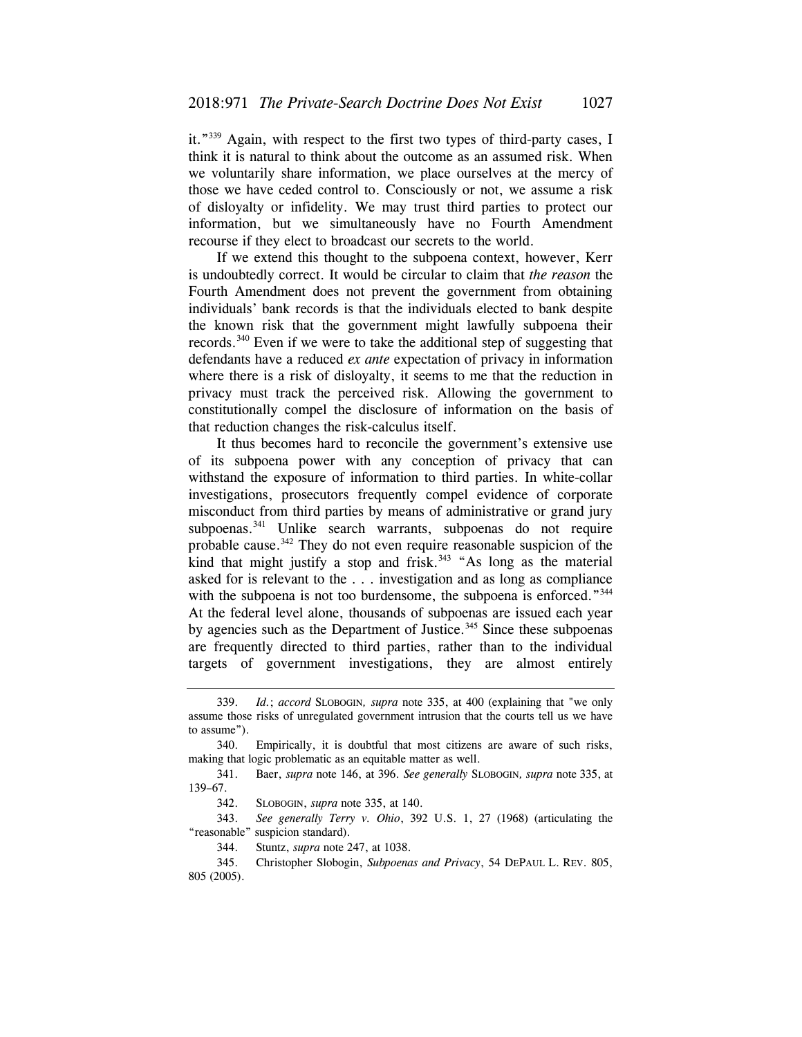it."[339] Again, with respect to the first two types of third-party cases, I think it is natural to think about the outcome as an assumed risk. When we voluntarily share information, we place ourselves at the mercy of those we have ceded control to. Consciously or not, we assume a risk of disloyalty or infidelity. We may trust third parties to protect our information, but we simultaneously have no Fourth Amendment recourse if they elect to broadcast our secrets to the world.

If we extend this thought to the subpoena context, however, Kerr is undoubtedly correct. It would be circular to claim that *the reason* the Fourth Amendment does not prevent the government from obtaining individuals' bank records is that the individuals elected to bank despite the known risk that the government might lawfully subpoena their records.[340] Even if we were to take the additional step of suggesting that defendants have a reduced *ex ante* expectation of privacy in information where there is a risk of disloyalty, it seems to me that the reduction in privacy must track the perceived risk. Allowing the government to constitutionally compel the disclosure of information on the basis of that reduction changes the risk-calculus itself.

It thus becomes hard to reconcile the government's extensive use of its subpoena power with any conception of privacy that can withstand the exposure of information to third parties. In white-collar investigations, prosecutors frequently compel evidence of corporate misconduct from third parties by means of administrative or grand jury subpoenas.[341] Unlike search warrants, subpoenas do not require probable cause.[342] They do not even require reasonable suspicion of the kind that might justify a stop and frisk.[343] "As long as the material asked for is relevant to the . . . investigation and as long as compliance with the subpoena is not too burdensome, the subpoena is enforced."[344] At the federal level alone, thousands of subpoenas are issued each year by agencies such as the Department of Justice.[345] Since these subpoenas are frequently directed to third parties, rather than to the individual targets of government investigations, they are almost entirely

---

339. *Id.*; *accord* SLOBOGIN, *supra* note 335, at 400 (explaining that "we only assume those risks of unregulated government intrusion that the courts tell us we have to assume").

340. Empirically, it is doubtful that most citizens are aware of such risks, making that logic problematic as an equitable matter as well.

341. Baer, *supra* note 146, at 396. *See generally* SLOBOGIN, *supra* note 335, at 139–67.

342. SLOBOGIN, *supra* note 335, at 140.

343. *See generally Terry v. Ohio*, 392 U.S. 1, 27 (1968) (articulating the "reasonable" suspicion standard).

344. Stuntz, *supra* note 247, at 1038.

345. Christopher Slobogin, *Subpoenas and Privacy*, 54 DEPAUL L. REV. 805, 805 (2005).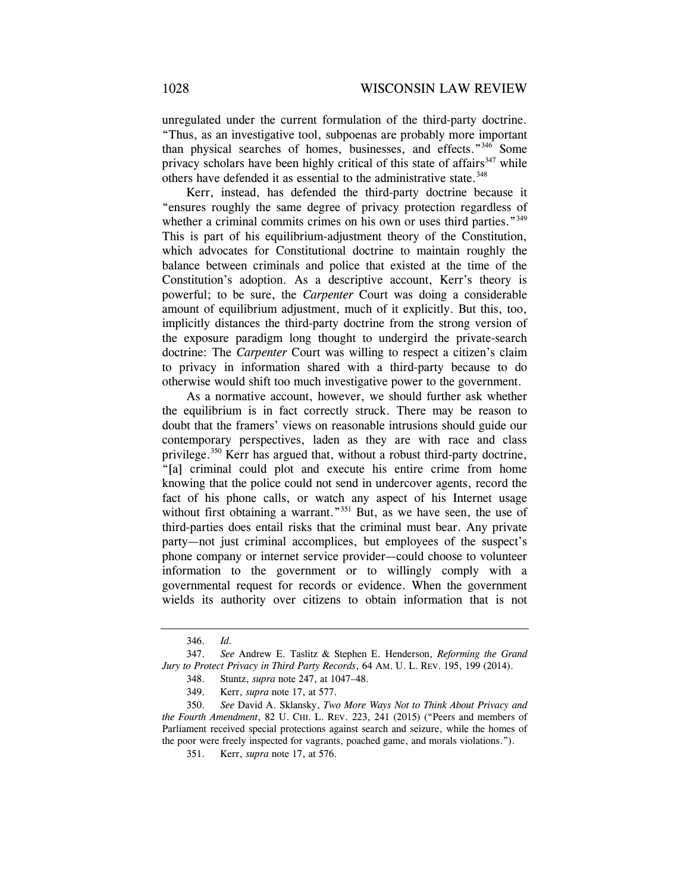unregulated under the current formulation of the third-party doctrine. "Thus, as an investigative tool, subpoenas are probably more important than physical searches of homes, businesses, and effects."[346] Some privacy scholars have been highly critical of this state of affairs[347] while others have defended it as essential to the administrative state.[348]

Kerr, instead, has defended the third-party doctrine because it "ensures roughly the same degree of privacy protection regardless of whether a criminal commits crimes on his own or uses third parties."[349] This is part of his equilibrium-adjustment theory of the Constitution, which advocates for Constitutional doctrine to maintain roughly the balance between criminals and police that existed at the time of the Constitution's adoption. As a descriptive account, Kerr's theory is powerful; to be sure, the *Carpenter* Court was doing a considerable amount of equilibrium adjustment, much of it explicitly. But this, too, implicitly distances the third-party doctrine from the strong version of the exposure paradigm long thought to undergird the private-search doctrine: The *Carpenter* Court was willing to respect a citizen's claim to privacy in information shared with a third-party because to do otherwise would shift too much investigative power to the government.

As a normative account, however, we should further ask whether the equilibrium is in fact correctly struck. There may be reason to doubt that the framers' views on reasonable intrusions should guide our contemporary perspectives, laden as they are with race and class privilege.[350] Kerr has argued that, without a robust third-party doctrine, "[a] criminal could plot and execute his entire crime from home knowing that the police could not send in undercover agents, record the fact of his phone calls, or watch any aspect of his Internet usage without first obtaining a warrant."[351] But, as we have seen, the use of third-parties does entail risks that the criminal must bear. Any private party—not just criminal accomplices, but employees of the suspect's phone company or internet service provider—could choose to volunteer information to the government or to willingly comply with a governmental request for records or evidence. When the government wields its authority over citizens to obtain information that is not

---

346. *Id.*

347. *See* Andrew E. Taslitz & Stephen E. Henderson, *Reforming the Grand Jury to Protect Privacy in Third Party Records*, 64 AM. U. L. REV. 195, 199 (2014).

348. Stuntz, *supra* note 247, at 1047–48.

349. Kerr, *supra* note 17, at 577.

350. *See* David A. Sklansky, *Two More Ways Not to Think About Privacy and the Fourth Amendment*, 82 U. CHI. L. REV. 223, 241 (2015) ("Peers and members of Parliament received special protections against search and seizure, while the homes of the poor were freely inspected for vagrants, poached game, and morals violations.").

351. Kerr, *supra* note 17, at 576.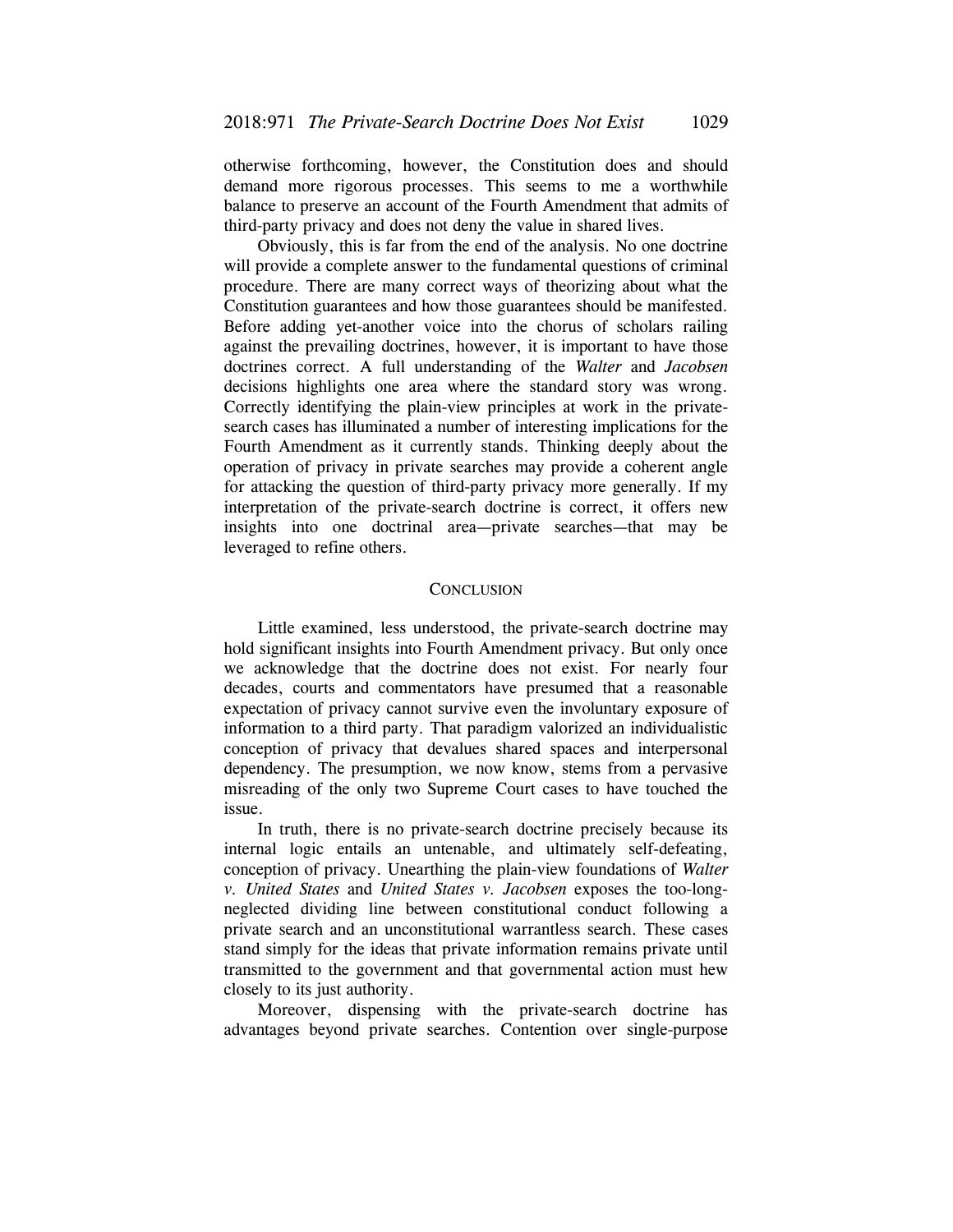otherwise forthcoming, however, the Constitution does and should demand more rigorous processes. This seems to me a worthwhile balance to preserve an account of the Fourth Amendment that admits of third-party privacy and does not deny the value in shared lives.

Obviously, this is far from the end of the analysis. No one doctrine will provide a complete answer to the fundamental questions of criminal procedure. There are many correct ways of theorizing about what the Constitution guarantees and how those guarantees should be manifested. Before adding yet-another voice into the chorus of scholars railing against the prevailing doctrines, however, it is important to have those doctrines correct. A full understanding of the *Walter* and *Jacobsen* decisions highlights one area where the standard story was wrong. Correctly identifying the plain-view principles at work in the private-search cases has illuminated a number of interesting implications for the Fourth Amendment as it currently stands. Thinking deeply about the operation of privacy in private searches may provide a coherent angle for attacking the question of third-party privacy more generally. If my interpretation of the private-search doctrine is correct, it offers new insights into one doctrinal area—private searches—that may be leveraged to refine others.

## CONCLUSION

Little examined, less understood, the private-search doctrine may hold significant insights into Fourth Amendment privacy. But only once we acknowledge that the doctrine does not exist. For nearly four decades, courts and commentators have presumed that a reasonable expectation of privacy cannot survive even the involuntary exposure of information to a third party. That paradigm valorized an individualistic conception of privacy that devalues shared spaces and interpersonal dependency. The presumption, we now know, stems from a pervasive misreading of the only two Supreme Court cases to have touched the issue.

In truth, there is no private-search doctrine precisely because its internal logic entails an untenable, and ultimately self-defeating, conception of privacy. Unearthing the plain-view foundations of *Walter v. United States* and *United States v. Jacobsen* exposes the too-long-neglected dividing line between constitutional conduct following a private search and an unconstitutional warrantless search. These cases stand simply for the ideas that private information remains private until transmitted to the government and that governmental action must hew closely to its just authority.

Moreover, dispensing with the private-search doctrine has advantages beyond private searches. Contention over single-purpose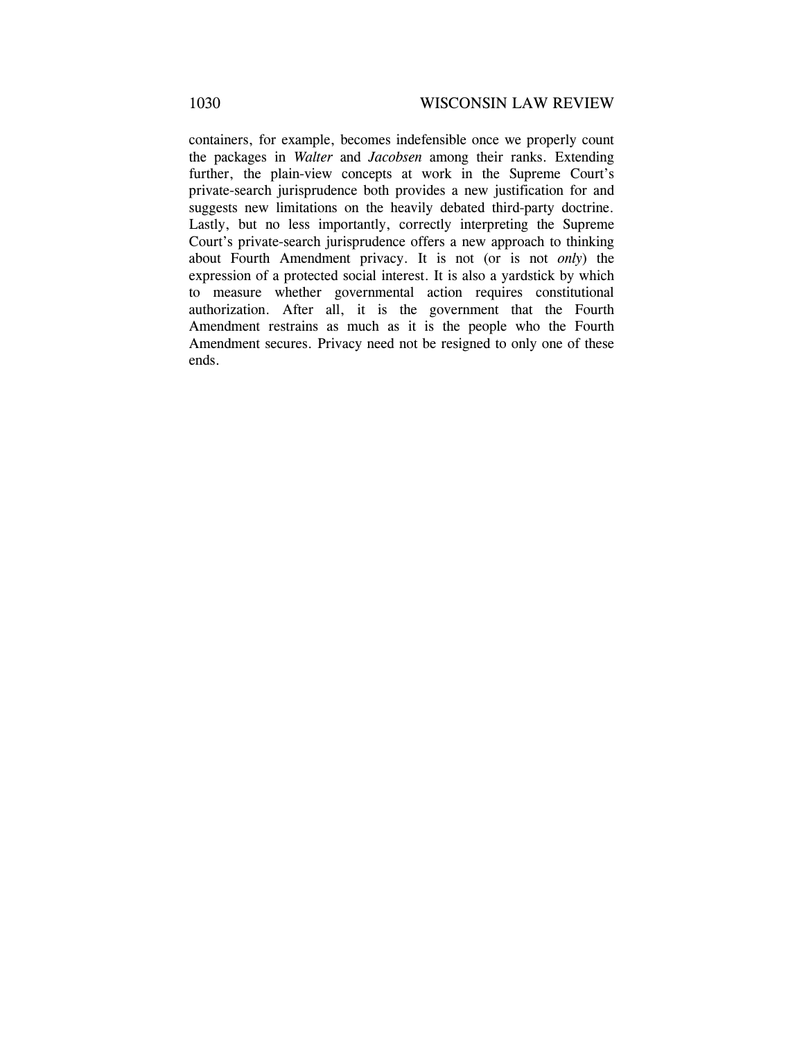containers, for example, becomes indefensible once we properly count the packages in *Walter* and *Jacobsen* among their ranks. Extending further, the plain-view concepts at work in the Supreme Court's private-search jurisprudence both provides a new justification for and suggests new limitations on the heavily debated third-party doctrine. Lastly, but no less importantly, correctly interpreting the Supreme Court's private-search jurisprudence offers a new approach to thinking about Fourth Amendment privacy. It is not (or is not *only*) the expression of a protected social interest. It is also a yardstick by which to measure whether governmental action requires constitutional authorization. After all, it is the government that the Fourth Amendment restrains as much as it is the people who the Fourth Amendment secures. Privacy need not be resigned to only one of these ends.